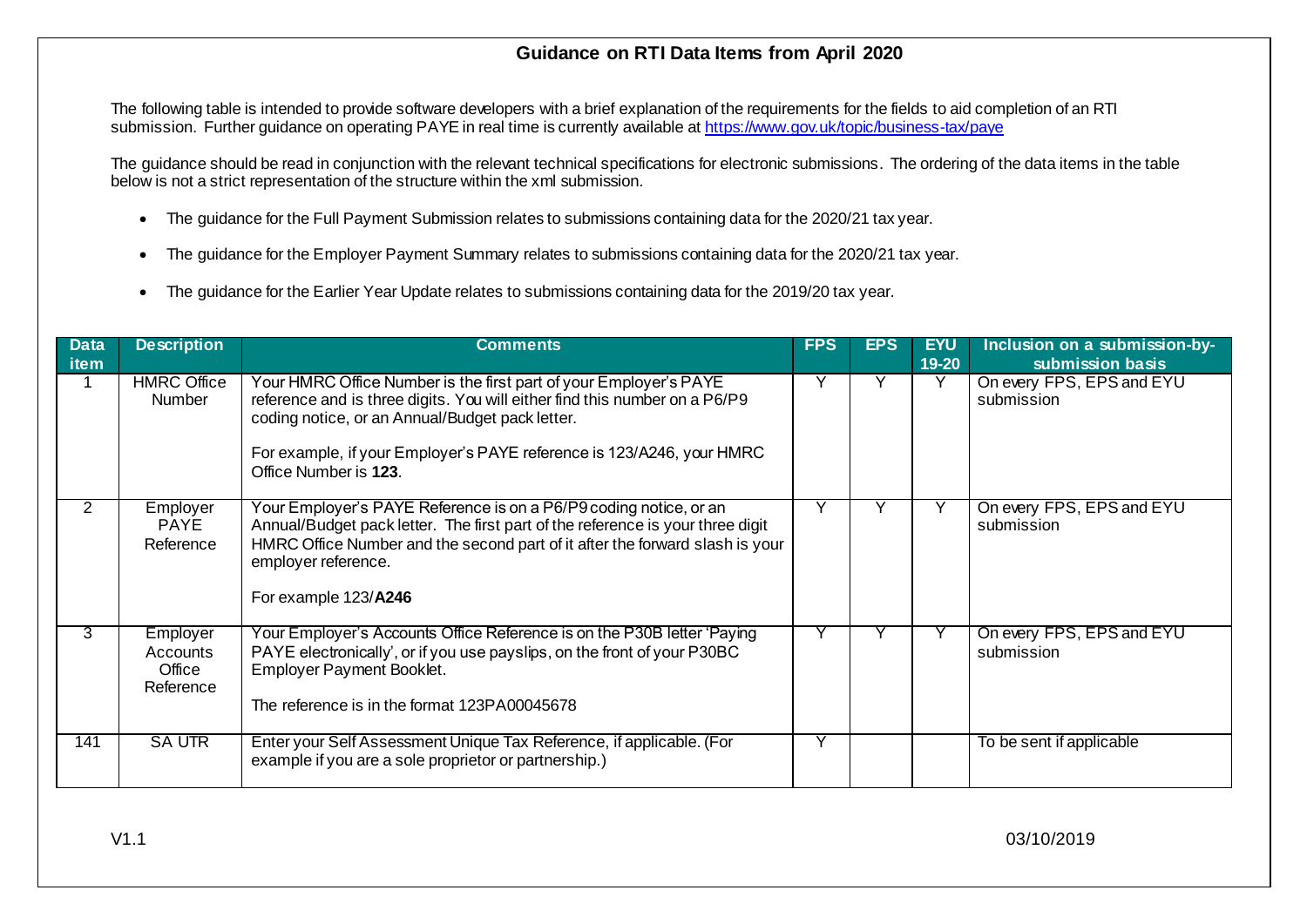# Guidance on RTI Data Items from April 2020

The following table is intended to provide software developers with a brief explanation of the requirements for the fields to aid completion of an RTI submission. Further guidance on operating PAYE in real time is currently available at https://www.gov.uk/topic/business-tax/paye

The guidance should be read in conjunction with the relevant technical specifications for electronic submissions. The ordering of the data items in the table below is not a strict representation of the structure within the xml submission.

- The guidance for the Full Payment Submission relates to submissions containing data for the 2020/21 tax year.
- The guidance for the Employer Payment Summary relates to submissions containing data for the 2020/21 tax year.
- The guidance for the Earlier Year Update relates to submissions containing data for the 2019/20 tax year.

| Data item | Description | Comments | FPS | EPS | EYU 19-20 | Inclusion on a submission-by-submission basis |
|---|---|---|---|---|---|---|
| 1 | HMRC Office Number | Your HMRC Office Number is the first part of your Employer's PAYE reference and is three digits. You will either find this number on a P6/P9 coding notice, or an Annual/Budget pack letter.<br><br>For example, if your Employer's PAYE reference is 123/A246, your HMRC Office Number is **123**. | Y | Y | Y | On every FPS, EPS and EYU submission |
| 2 | Employer PAYE Reference | Your Employer's PAYE Reference is on a P6/P9 coding notice, or an Annual/Budget pack letter. The first part of the reference is your three digit HMRC Office Number and the second part of it after the forward slash is your employer reference.<br><br>For example 123/**A246** | Y | Y | Y | On every FPS, EPS and EYU submission |
| 3 | Employer Accounts Office Reference | Your Employer's Accounts Office Reference is on the P30B letter 'Paying PAYE electronically', or if you use payslips, on the front of your P30BC Employer Payment Booklet.<br><br>The reference is in the format 123PA00045678 | Y | Y | Y | On every FPS, EPS and EYU submission |
| 141 | SA UTR | Enter your Self Assessment Unique Tax Reference, if applicable. (For example if you are a sole proprietor or partnership.) | Y | | | To be sent if applicable |

V1.1 03/10/2019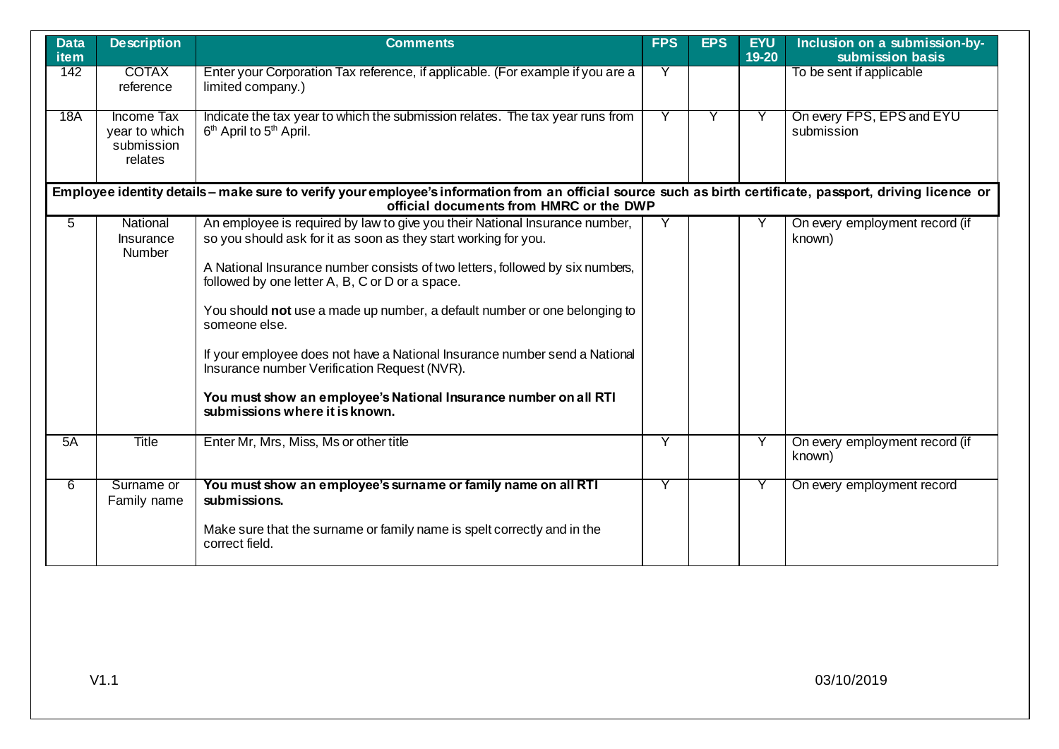| Data item | Description | Comments | FPS | EPS | EYU 19-20 | Inclusion on a submission-by-submission basis |
|---|---|---|---|---|---|---|
| 142 | COTAX reference | Enter your Corporation Tax reference, if applicable. (For example if you are a limited company.) | Y | | | To be sent if applicable |
| 18A | Income Tax year to which submission relates | Indicate the tax year to which the submission relates. The tax year runs from 6th April to 5th April. | Y | Y | Y | On every FPS, EPS and EYU submission |
| **Employee identity details – make sure to verify your employee's information from an official source such as birth certificate, passport, driving licence or official documents from HMRC or the DWP** | | | | | | |
| 5 | National Insurance Number | An employee is required by law to give you their National Insurance number, so you should ask for it as soon as they start working for you.<br><br>A National Insurance number consists of two letters, followed by six numbers, followed by one letter A, B, C or D or a space.<br><br>You should **not** use a made up number, a default number or one belonging to someone else.<br><br>If your employee does not have a National Insurance number send a National Insurance number Verification Request (NVR).<br><br>**You must show an employee's National Insurance number on all RTI submissions where it is known.** | Y | | Y | On every employment record (if known) |
| 5A | Title | Enter Mr, Mrs, Miss, Ms or other title | Y | | Y | On every employment record (if known) |
| 6 | Surname or Family name | **You must show an employee's surname or family name on all RTI submissions.**<br><br>Make sure that the surname or family name is spelt correctly and in the correct field. | Y | | Y | On every employment record |

V1.1 03/10/2019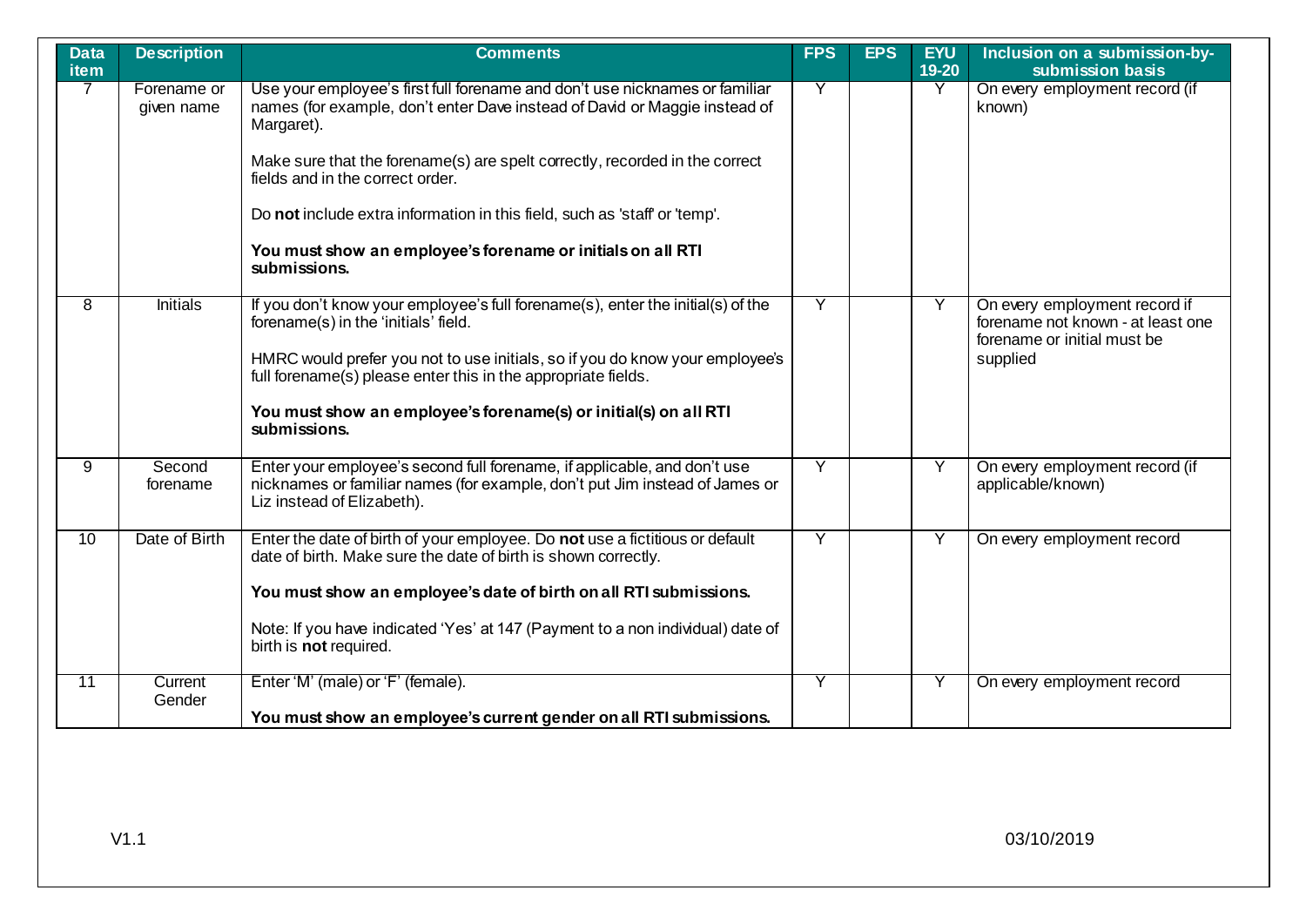| Data item | Description | Comments | FPS | EPS | EYU 19-20 | Inclusion on a submission-by-submission basis |
|---|---|---|---|---|---|---|
| 7 | Forename or given name | Use your employee's first full forename and don't use nicknames or familiar names (for example, don't enter Dave instead of David or Maggie instead of Margaret).<br><br>Make sure that the forename(s) are spelt correctly, recorded in the correct fields and in the correct order.<br><br>Do **not** include extra information in this field, such as 'staff' or 'temp'.<br><br>**You must show an employee's forename or initials on all RTI submissions.** | Y | | Y | On every employment record (if known) |
| 8 | Initials | If you don't know your employee's full forename(s), enter the initial(s) of the forename(s) in the 'initials' field.<br><br>HMRC would prefer you not to use initials, so if you do know your employee's full forename(s) please enter this in the appropriate fields.<br><br>**You must show an employee's forename(s) or initial(s) on all RTI submissions.** | Y | | Y | On every employment record if forename not known - at least one forename or initial must be supplied |
| 9 | Second forename | Enter your employee's second full forename, if applicable, and don't use nicknames or familiar names (for example, don't put Jim instead of James or Liz instead of Elizabeth). | Y | | Y | On every employment record (if applicable/known) |
| 10 | Date of Birth | Enter the date of birth of your employee. Do **not** use a fictitious or default date of birth. Make sure the date of birth is shown correctly.<br><br>**You must show an employee's date of birth on all RTI submissions.**<br><br>Note: If you have indicated 'Yes' at 147 (Payment to a non individual) date of birth is **not** required. | Y | | Y | On every employment record |
| 11 | Current Gender | Enter 'M' (male) or 'F' (female).<br><br>**You must show an employee's current gender on all RTI submissions.** | Y | | Y | On every employment record |

V1.1 03/10/2019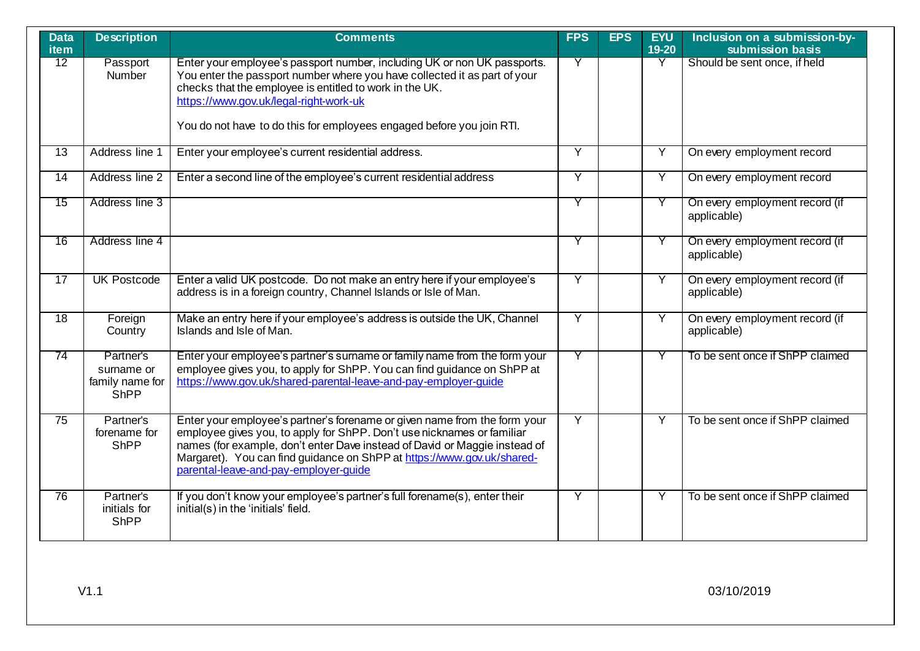| Data item | Description | Comments | FPS | EPS | EYU 19-20 | Inclusion on a submission-by-submission basis |
|---|---|---|---|---|---|---|
| 12 | Passport Number | Enter your employee's passport number, including UK or non UK passports. You enter the passport number where you have collected it as part of your checks that the employee is entitled to work in the UK. https://www.gov.uk/legal-right-work-uk<br><br>You do not have to do this for employees engaged before you join RTI. | Y | | Y | Should be sent once, if held |
| 13 | Address line 1 | Enter your employee's current residential address. | Y | | Y | On every employment record |
| 14 | Address line 2 | Enter a second line of the employee's current residential address | Y | | Y | On every employment record |
| 15 | Address line 3 | | Y | | Y | On every employment record (if applicable) |
| 16 | Address line 4 | | Y | | Y | On every employment record (if applicable) |
| 17 | UK Postcode | Enter a valid UK postcode. Do not make an entry here if your employee's address is in a foreign country, Channel Islands or Isle of Man. | Y | | Y | On every employment record (if applicable) |
| 18 | Foreign Country | Make an entry here if your employee's address is outside the UK, Channel Islands and Isle of Man. | Y | | Y | On every employment record (if applicable) |
| 74 | Partner's surname or family name for ShPP | Enter your employee's partner's surname or family name from the form your employee gives you, to apply for ShPP. You can find guidance on ShPP at https://www.gov.uk/shared-parental-leave-and-pay-employer-guide | Y | | Y | To be sent once if ShPP claimed |
| 75 | Partner's forename for ShPP | Enter your employee's partner's forename or given name from the form your employee gives you, to apply for ShPP. Don't use nicknames or familiar names (for example, don't enter Dave instead of David or Maggie instead of Margaret). You can find guidance on ShPP at https://www.gov.uk/shared-parental-leave-and-pay-employer-guide | Y | | Y | To be sent once if ShPP claimed |
| 76 | Partner's initials for ShPP | If you don't know your employee's partner's full forename(s), enter their initial(s) in the 'initials' field. | Y | | Y | To be sent once if ShPP claimed |

V1.1 03/10/2019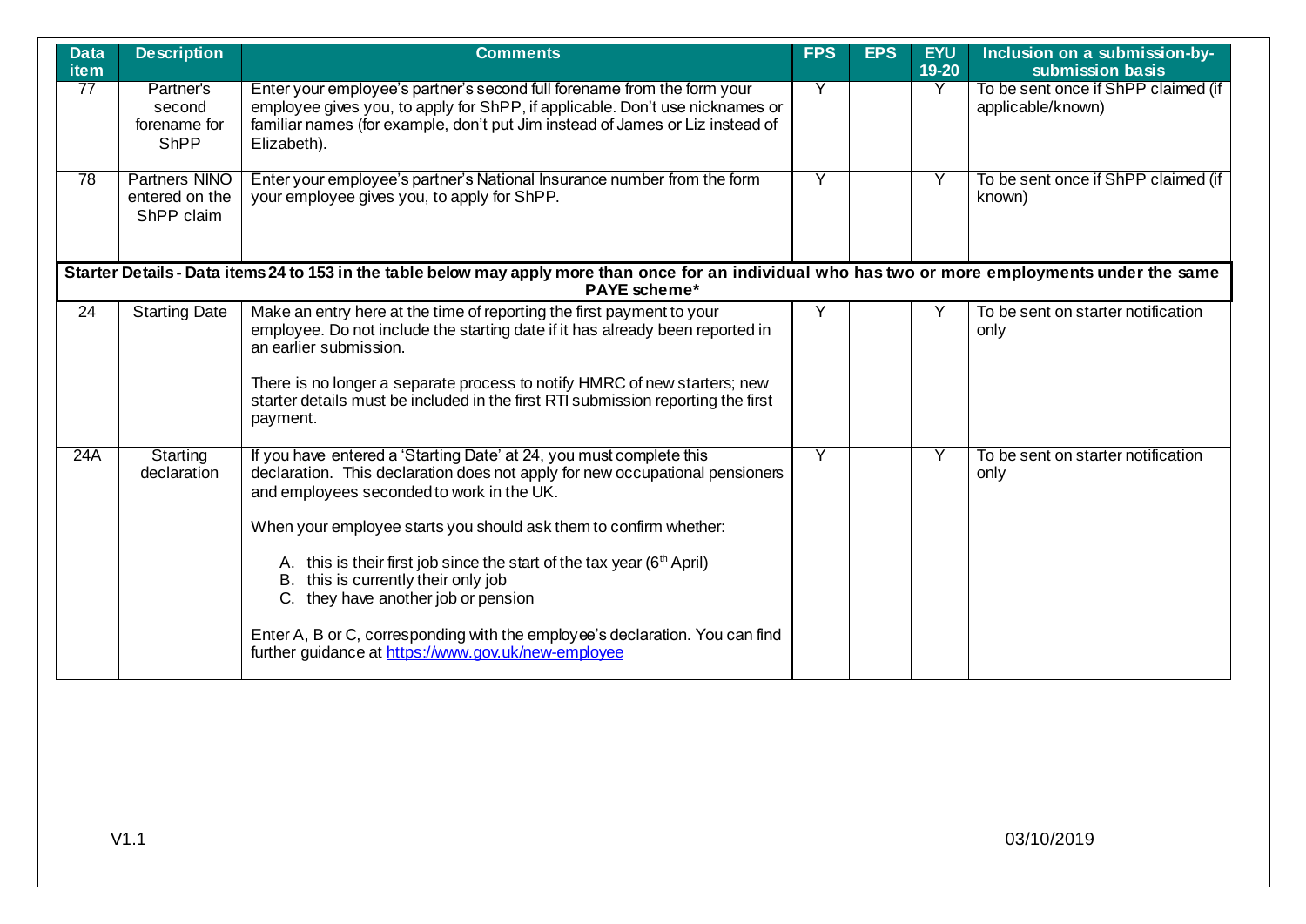| Data item | Description | Comments | FPS | EPS | EYU 19-20 | Inclusion on a submission-by-submission basis |
|---|---|---|---|---|---|---|
| 77 | Partner's second forename for ShPP | Enter your employee's partner's second full forename from the form your employee gives you, to apply for ShPP, if applicable. Don't use nicknames or familiar names (for example, don't put Jim instead of James or Liz instead of Elizabeth). | Y | | Y | To be sent once if ShPP claimed (if applicable/known) |
| 78 | Partners NINO entered on the ShPP claim | Enter your employee's partner's National Insurance number from the form your employee gives you, to apply for ShPP. | Y | | Y | To be sent once if ShPP claimed (if known) |
| **Starter Details - Data items 24 to 153 in the table below may apply more than once for an individual who has two or more employments under the same PAYE scheme*** | | | | | | |
| 24 | Starting Date | Make an entry here at the time of reporting the first payment to your employee. Do not include the starting date if it has already been reported in an earlier submission.<br><br>There is no longer a separate process to notify HMRC of new starters; new starter details must be included in the first RTI submission reporting the first payment. | Y | | Y | To be sent on starter notification only |
| 24A | Starting declaration | If you have entered a 'Starting Date' at 24, you must complete this declaration. This declaration does not apply for new occupational pensioners and employees seconded to work in the UK.<br><br>When your employee starts you should ask them to confirm whether:<br><br>A. this is their first job since the start of the tax year (6th April)<br>B. this is currently their only job<br>C. they have another job or pension<br><br>Enter A, B or C, corresponding with the employee's declaration. You can find further guidance at https://www.gov.uk/new-employee | Y | | Y | To be sent on starter notification only |

V1.1 03/10/2019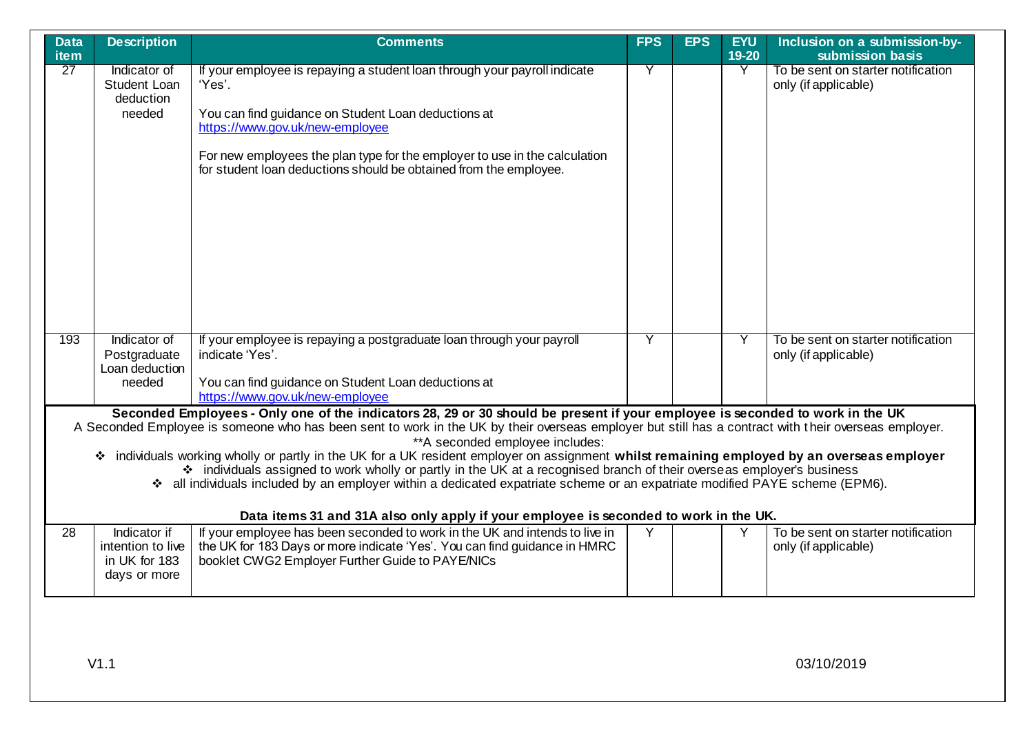| Data item | Description | Comments | FPS | EPS | EYU 19-20 | Inclusion on a submission-by-submission basis |
|---|---|---|---|---|---|---|
| 27 | Indicator of Student Loan deduction needed | If your employee is repaying a student loan through your payroll indicate 'Yes'.<br><br>You can find guidance on Student Loan deductions at https://www.gov.uk/new-employee<br><br>For new employees the plan type for the employer to use in the calculation for student loan deductions should be obtained from the employee. | Y | | Y | To be sent on starter notification only (if applicable) |
| 193 | Indicator of Postgraduate Loan deduction needed | If your employee is repaying a postgraduate loan through your payroll indicate 'Yes'.<br><br>You can find guidance on Student Loan deductions at https://www.gov.uk/new-employee | Y | | Y | To be sent on starter notification only (if applicable) |
| **Seconded Employees - Only one of the indicators 28, 29 or 30 should be present if your employee is seconded to work in the UK**<br>A Seconded Employee is someone who has been sent to work in the UK by their overseas employer but still has a contract with their overseas employer.<br>**A seconded employee includes:<br>❖ individuals working wholly or partly in the UK for a UK resident employer on assignment **whilst remaining employed by an overseas employer**<br>❖ individuals assigned to work wholly or partly in the UK at a recognised branch of their overseas employer's business<br>❖ all individuals included by an employer within a dedicated expatriate scheme or an expatriate modified PAYE scheme (EPM6).<br><br>**Data items 31 and 31A also only apply if your employee is seconded to work in the UK.** | | | | | | |
| 28 | Indicator if intention to live in UK for 183 days or more | If your employee has been seconded to work in the UK and intends to live in the UK for 183 Days or more indicate 'Yes'. You can find guidance in HMRC booklet CWG2 Employer Further Guide to PAYE/NICs | Y | | Y | To be sent on starter notification only (if applicable) |

V1.1 03/10/2019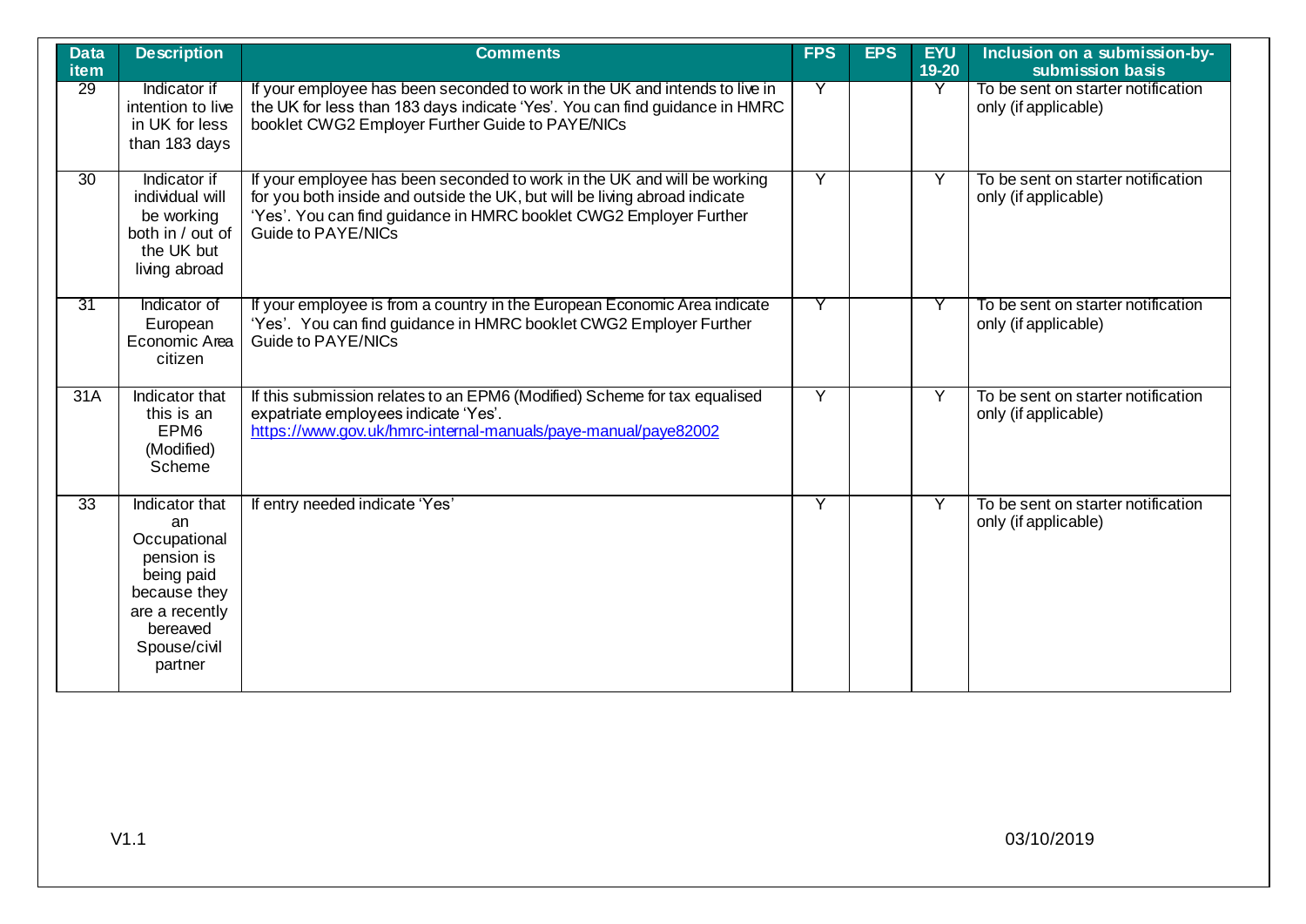| Data item | Description | Comments | FPS | EPS | EYU 19-20 | Inclusion on a submission-by-submission basis |
|---|---|---|---|---|---|---|
| 29 | Indicator if intention to live in UK for less than 183 days | If your employee has been seconded to work in the UK and intends to live in the UK for less than 183 days indicate 'Yes'. You can find guidance in HMRC booklet CWG2 Employer Further Guide to PAYE/NICs | Y | | Y | To be sent on starter notification only (if applicable) |
| 30 | Indicator if individual will be working both in / out of the UK but living abroad | If your employee has been seconded to work in the UK and will be working for you both inside and outside the UK, but will be living abroad indicate 'Yes'. You can find guidance in HMRC booklet CWG2 Employer Further Guide to PAYE/NICs | Y | | Y | To be sent on starter notification only (if applicable) |
| 31 | Indicator of European Economic Area citizen | If your employee is from a country in the European Economic Area indicate 'Yes'. You can find guidance in HMRC booklet CWG2 Employer Further Guide to PAYE/NICs | Y | | Y | To be sent on starter notification only (if applicable) |
| 31A | Indicator that this is an EPM6 (Modified) Scheme | If this submission relates to an EPM6 (Modified) Scheme for tax equalised expatriate employees indicate 'Yes'. https://www.gov.uk/hmrc-internal-manuals/paye-manual/paye82002 | Y | | Y | To be sent on starter notification only (if applicable) |
| 33 | Indicator that an Occupational pension is being paid because they are a recently bereaved Spouse/civil partner | If entry needed indicate 'Yes' | Y | | Y | To be sent on starter notification only (if applicable) |

V1.1 03/10/2019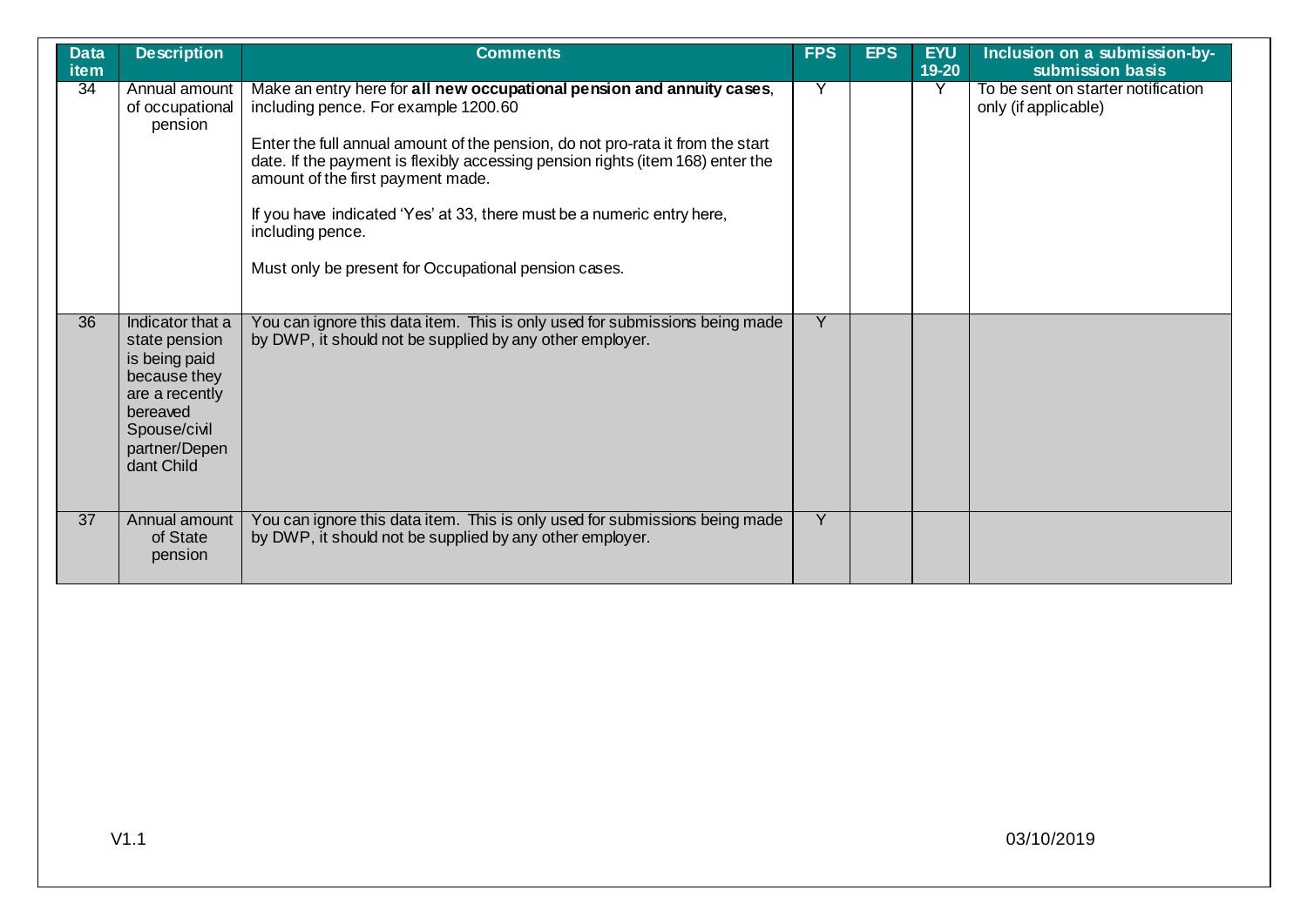| Data item | Description | Comments | FPS | EPS | EYU 19-20 | Inclusion on a submission-by-submission basis |
|---|---|---|---|---|---|---|
| 34 | Annual amount of occupational pension | Make an entry here for **all new occupational pension and annuity cases**, including pence. For example 1200.60<br><br>Enter the full annual amount of the pension, do not pro-rata it from the start date. If the payment is flexibly accessing pension rights (item 168) enter the amount of the first payment made.<br><br>If you have indicated 'Yes' at 33, there must be a numeric entry here, including pence.<br><br>Must only be present for Occupational pension cases. | Y | | Y | To be sent on starter notification only (if applicable) |
| 36 | Indicator that a state pension is being paid because they are a recently bereaved Spouse/civil partner/Dependant Child | You can ignore this data item. This is only used for submissions being made by DWP, it should not be supplied by any other employer. | Y | | | |
| 37 | Annual amount of State pension | You can ignore this data item. This is only used for submissions being made by DWP, it should not be supplied by any other employer. | Y | | | |

V1.1 03/10/2019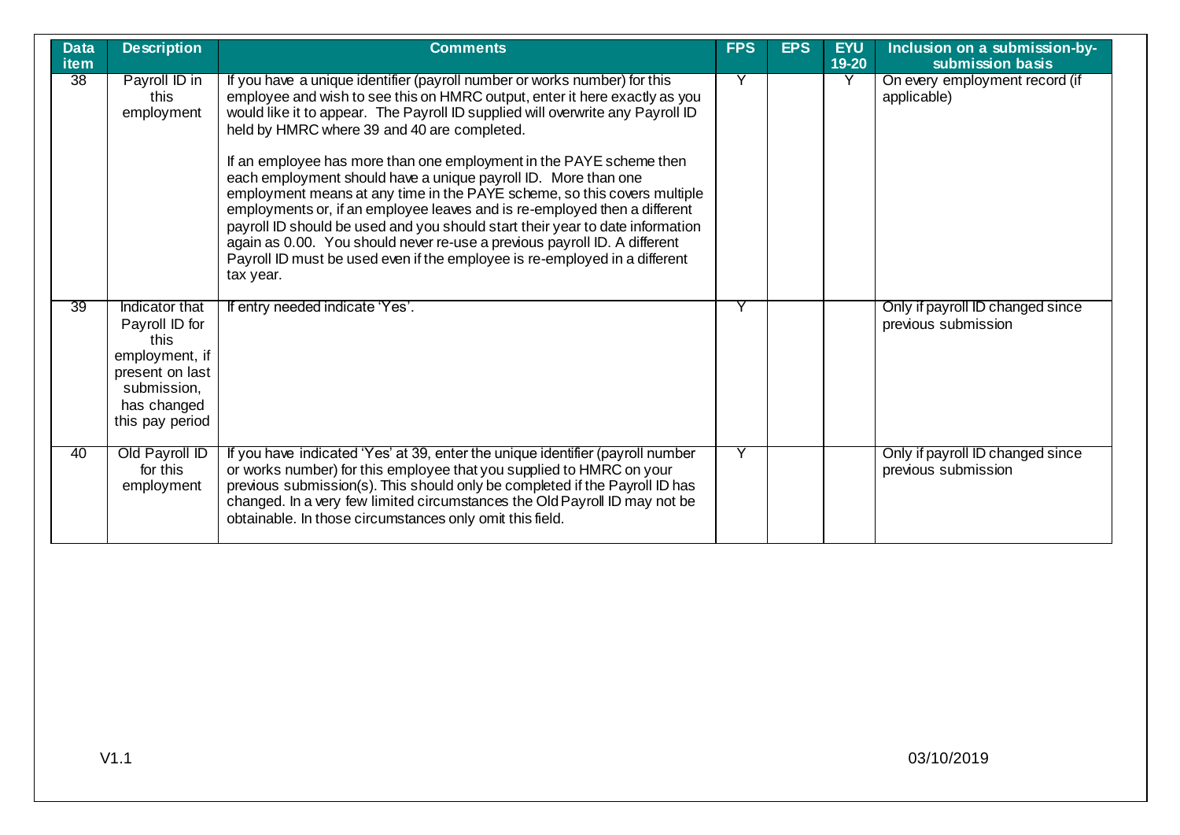| Data item | Description | Comments | FPS | EPS | EYU 19-20 | Inclusion on a submission-by-submission basis |
|---|---|---|---|---|---|---|
| 38 | Payroll ID in this employment | If you have a unique identifier (payroll number or works number) for this employee and wish to see this on HMRC output, enter it here exactly as you would like it to appear. The Payroll ID supplied will overwrite any Payroll ID held by HMRC where 39 and 40 are completed.<br><br>If an employee has more than one employment in the PAYE scheme then each employment should have a unique payroll ID. More than one employment means at any time in the PAYE scheme, so this covers multiple employments or, if an employee leaves and is re-employed then a different payroll ID should be used and you should start their year to date information again as 0.00. You should never re-use a previous payroll ID. A different Payroll ID must be used even if the employee is re-employed in a different tax year. | Y | | Y | On every employment record (if applicable) |
| 39 | Indicator that Payroll ID for this employment, if present on last submission, has changed this pay period | If entry needed indicate 'Yes'. | Y | | | Only if payroll ID changed since previous submission |
| 40 | Old Payroll ID for this employment | If you have indicated 'Yes' at 39, enter the unique identifier (payroll number or works number) for this employee that you supplied to HMRC on your previous submission(s). This should only be completed if the Payroll ID has changed. In a very few limited circumstances the Old Payroll ID may not be obtainable. In those circumstances only omit this field. | Y | | | Only if payroll ID changed since previous submission |

V1.1 03/10/2019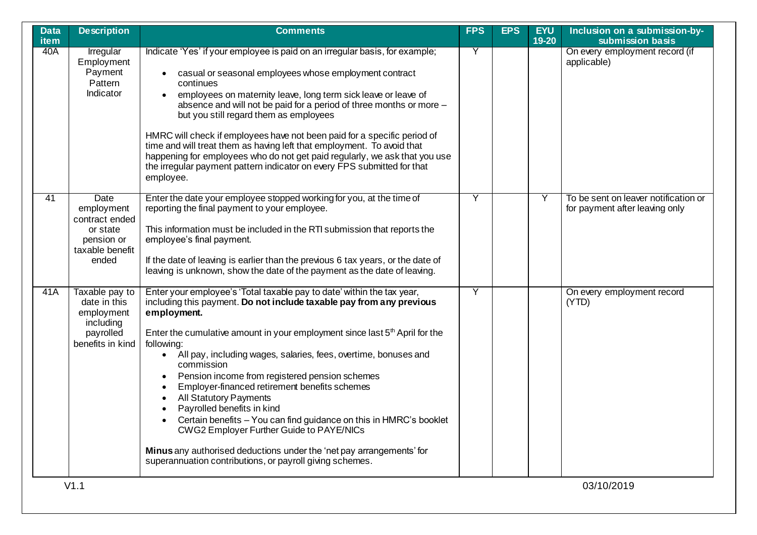| Data item | Description | Comments | FPS | EPS | EYU 19-20 | Inclusion on a submission-by-submission basis |
|---|---|---|---|---|---|---|
| 40A | Irregular Employment Payment Pattern Indicator | Indicate 'Yes' if your employee is paid on an irregular basis, for example;<br><br>• casual or seasonal employees whose employment contract continues<br>• employees on maternity leave, long term sick leave or leave of absence and will not be paid for a period of three months or more – but you still regard them as employees<br><br>HMRC will check if employees have not been paid for a specific period of time and will treat them as having left that employment. To avoid that happening for employees who do not get paid regularly, we ask that you use the irregular payment pattern indicator on every FPS submitted for that employee. | Y | | | On every employment record (if applicable) |
| 41 | Date employment contract ended or state pension or taxable benefit ended | Enter the date your employee stopped working for you, at the time of reporting the final payment to your employee.<br><br>This information must be included in the RTI submission that reports the employee's final payment.<br><br>If the date of leaving is earlier than the previous 6 tax years, or the date of leaving is unknown, show the date of the payment as the date of leaving. | Y | | Y | To be sent on leaver notification or for payment after leaving only |
| 41A | Taxable pay to date in this employment including payrolled benefits in kind | Enter your employee's 'Total taxable pay to date' within the tax year, including this payment. **Do not include taxable pay from any previous employment.**<br><br>Enter the cumulative amount in your employment since last 5th April for the following:<br>• All pay, including wages, salaries, fees, overtime, bonuses and commission<br>• Pension income from registered pension schemes<br>• Employer-financed retirement benefits schemes<br>• All Statutory Payments<br>• Payrolled benefits in kind<br>• Certain benefits – You can find guidance on this in HMRC's booklet CWG2 Employer Further Guide to PAYE/NICs<br><br>**Minus** any authorised deductions under the 'net pay arrangements' for superannuation contributions, or payroll giving schemes. | Y | | | On every employment record (YTD) |

V1.1 03/10/2019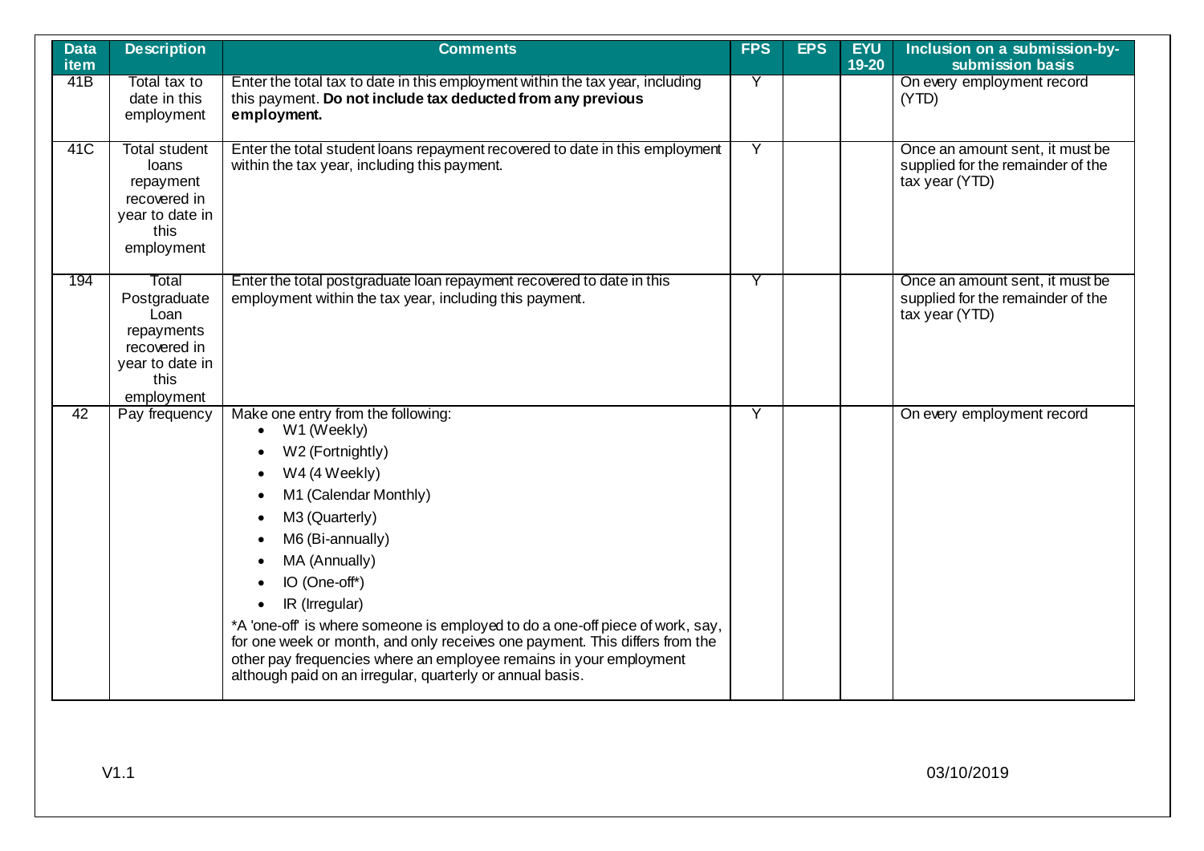| Data item | Description | Comments | FPS | EPS | EYU 19-20 | Inclusion on a submission-by-submission basis |
|---|---|---|---|---|---|---|
| 41B | Total tax to date in this employment | Enter the total tax to date in this employment within the tax year, including this payment. **Do not include tax deducted from any previous employment.** | Y | | | On every employment record (YTD) |
| 41C | Total student loans repayment recovered in year to date in this employment | Enter the total student loans repayment recovered to date in this employment within the tax year, including this payment. | Y | | | Once an amount sent, it must be supplied for the remainder of the tax year (YTD) |
| 194 | Total Postgraduate Loan repayments recovered in year to date in this employment | Enter the total postgraduate loan repayment recovered to date in this employment within the tax year, including this payment. | Y | | | Once an amount sent, it must be supplied for the remainder of the tax year (YTD) |
| 42 | Pay frequency | Make one entry from the following:<br>• W1 (Weekly)<br>• W2 (Fortnightly)<br>• W4 (4 Weekly)<br>• M1 (Calendar Monthly)<br>• M3 (Quarterly)<br>• M6 (Bi-annually)<br>• MA (Annually)<br>• IO (One-off*)<br>• IR (Irregular)<br>*A 'one-off' is where someone is employed to do a one-off piece of work, say, for one week or month, and only receives one payment. This differs from the other pay frequencies where an employee remains in your employment although paid on an irregular, quarterly or annual basis. | Y | | | On every employment record |

V1.1 03/10/2019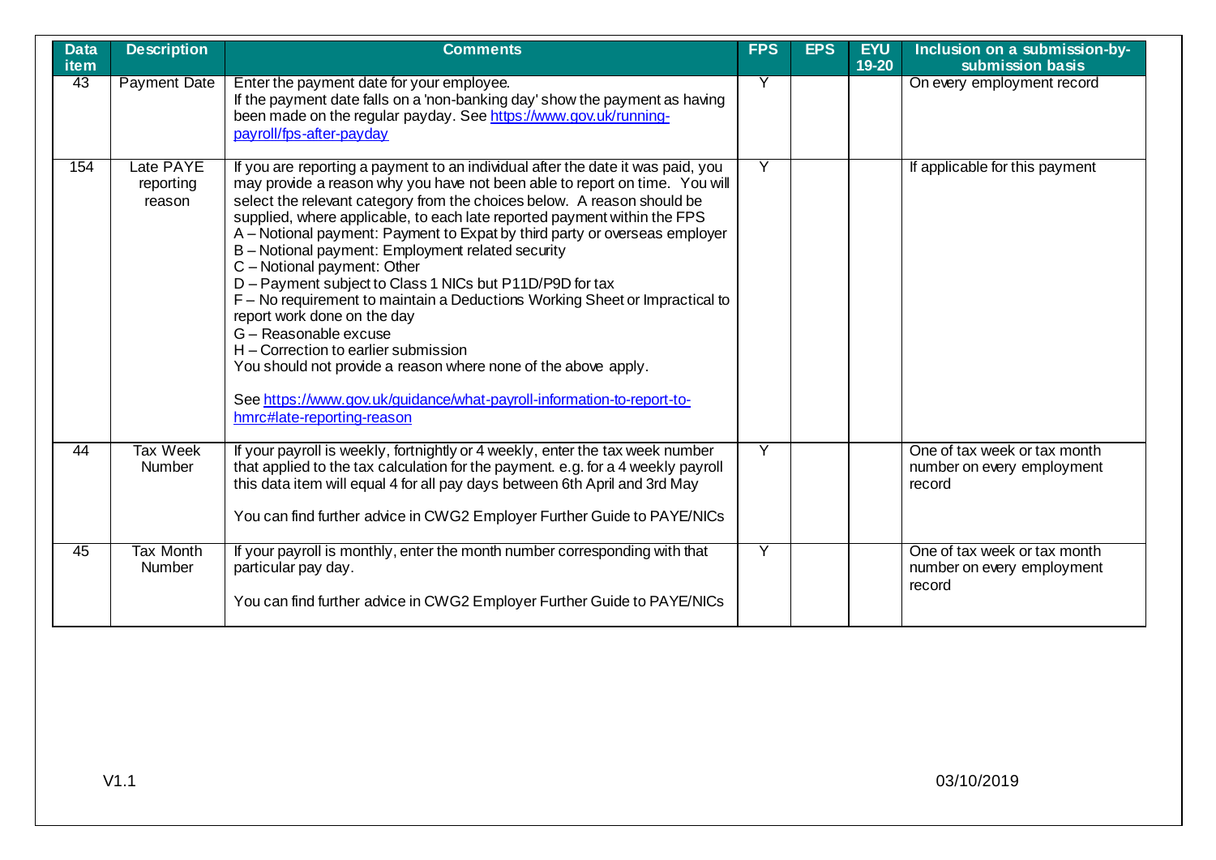| Data item | Description | Comments | FPS | EPS | EYU 19-20 | Inclusion on a submission-by-submission basis |
|---|---|---|---|---|---|---|
| 43 | Payment Date | Enter the payment date for your employee.<br>If the payment date falls on a 'non-banking day' show the payment as having been made on the regular payday. See https://www.gov.uk/running-payroll/fps-after-payday | Y | | | On every employment record |
| 154 | Late PAYE reporting reason | If you are reporting a payment to an individual after the date it was paid, you may provide a reason why you have not been able to report on time. You will select the relevant category from the choices below. A reason should be supplied, where applicable, to each late reported payment within the FPS<br>A – Notional payment: Payment to Expat by third party or overseas employer<br>B – Notional payment: Employment related security<br>C – Notional payment: Other<br>D – Payment subject to Class 1 NICs but P11D/P9D for tax<br>F – No requirement to maintain a Deductions Working Sheet or Impractical to report work done on the day<br>G – Reasonable excuse<br>H – Correction to earlier submission<br>You should not provide a reason where none of the above apply.<br><br>See https://www.gov.uk/guidance/what-payroll-information-to-report-to-hmrc#late-reporting-reason | Y | | | If applicable for this payment |
| 44 | Tax Week Number | If your payroll is weekly, fortnightly or 4 weekly, enter the tax week number that applied to the tax calculation for the payment. e.g. for a 4 weekly payroll this data item will equal 4 for all pay days between 6th April and 3rd May<br><br>You can find further advice in CWG2 Employer Further Guide to PAYE/NICs | Y | | | One of tax week or tax month number on every employment record |
| 45 | Tax Month Number | If your payroll is monthly, enter the month number corresponding with that particular pay day.<br><br>You can find further advice in CWG2 Employer Further Guide to PAYE/NICs | Y | | | One of tax week or tax month number on every employment record |

V1.1 03/10/2019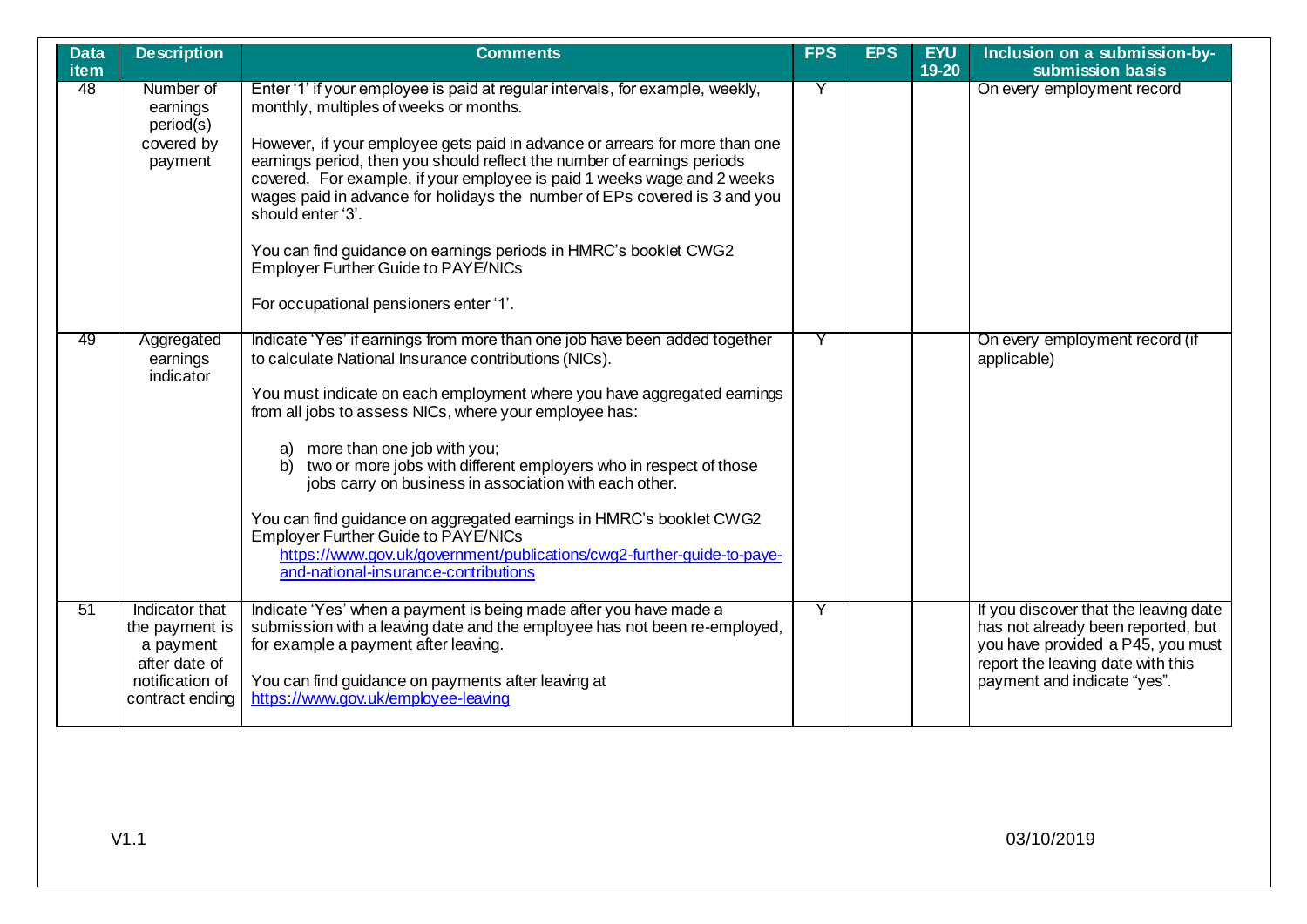| Data item | Description | Comments | FPS | EPS | EYU 19-20 | Inclusion on a submission-by-submission basis |
|---|---|---|---|---|---|---|
| 48 | Number of earnings period(s) covered by payment | Enter '1' if your employee is paid at regular intervals, for example, weekly, monthly, multiples of weeks or months.<br><br>However, if your employee gets paid in advance or arrears for more than one earnings period, then you should reflect the number of earnings periods covered. For example, if your employee is paid 1 weeks wage and 2 weeks wages paid in advance for holidays the number of EPs covered is 3 and you should enter '3'.<br><br>You can find guidance on earnings periods in HMRC's booklet CWG2 Employer Further Guide to PAYE/NICs<br><br>For occupational pensioners enter '1'. | Y | | | On every employment record |
| 49 | Aggregated earnings indicator | Indicate 'Yes' if earnings from more than one job have been added together to calculate National Insurance contributions (NICs).<br><br>You must indicate on each employment where you have aggregated earnings from all jobs to assess NICs, where your employee has:<br><br>a) more than one job with you;<br>b) two or more jobs with different employers who in respect of those jobs carry on business in association with each other.<br><br>You can find guidance on aggregated earnings in HMRC's booklet CWG2 Employer Further Guide to PAYE/NICs https://www.gov.uk/government/publications/cwg2-further-guide-to-paye-and-national-insurance-contributions | Y | | | On every employment record (if applicable) |
| 51 | Indicator that the payment is a payment after date of notification of contract ending | Indicate 'Yes' when a payment is being made after you have made a submission with a leaving date and the employee has not been re-employed, for example a payment after leaving.<br><br>You can find guidance on payments after leaving at https://www.gov.uk/employee-leaving | Y | | | If you discover that the leaving date has not already been reported, but you have provided a P45, you must report the leaving date with this payment and indicate "yes". |

V1.1 03/10/2019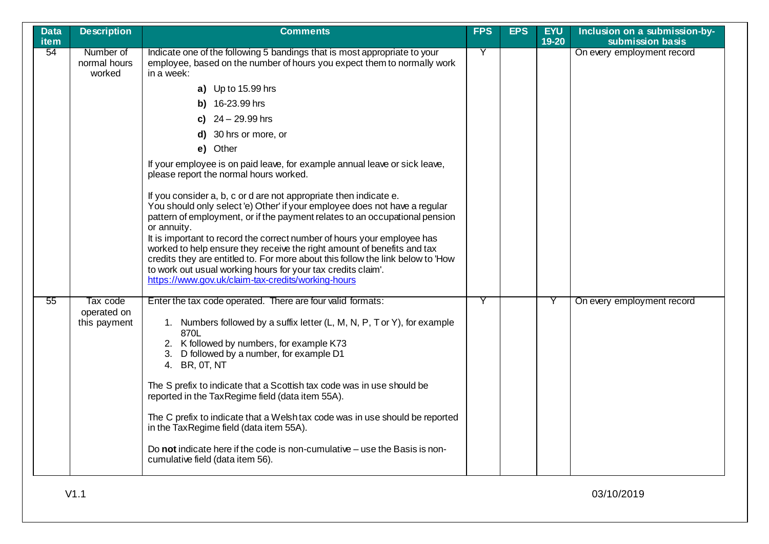| Data item | Description | Comments | FPS | EPS | EYU 19-20 | Inclusion on a submission-by-submission basis |
|---|---|---|---|---|---|---|
| 54 | Number of normal hours worked | Indicate one of the following 5 bandings that is most appropriate to your employee, based on the number of hours you expect them to normally work in a week:<br><br>**a)** Up to 15.99 hrs<br>**b)** 16-23.99 hrs<br>**c)** 24 – 29.99 hrs<br>**d)** 30 hrs or more, or<br>**e)** Other<br><br>If your employee is on paid leave, for example annual leave or sick leave, please report the normal hours worked.<br><br>If you consider a, b, c or d are not appropriate then indicate e.<br>You should only select 'e) Other' if your employee does not have a regular pattern of employment, or if the payment relates to an occupational pension or annuity.<br>It is important to record the correct number of hours your employee has worked to help ensure they receive the right amount of benefits and tax credits they are entitled to. For more about this follow the link below to 'How to work out usual working hours for your tax credits claim'.<br>https://www.gov.uk/claim-tax-credits/working-hours | Y | | | On every employment record |
| 55 | Tax code operated on this payment | Enter the tax code operated. There are four valid formats:<br><br>1. Numbers followed by a suffix letter (L, M, N, P, T or Y), for example 870L<br>2. K followed by numbers, for example K73<br>3. D followed by a number, for example D1<br>4. BR, 0T, NT<br><br>The S prefix to indicate that a Scottish tax code was in use should be reported in the TaxRegime field (data item 55A).<br><br>The C prefix to indicate that a Welsh tax code was in use should be reported in the TaxRegime field (data item 55A).<br><br>Do **not** indicate here if the code is non-cumulative – use the Basis is non-cumulative field (data item 56). | Y | | Y | On every employment record |

V1.1 03/10/2019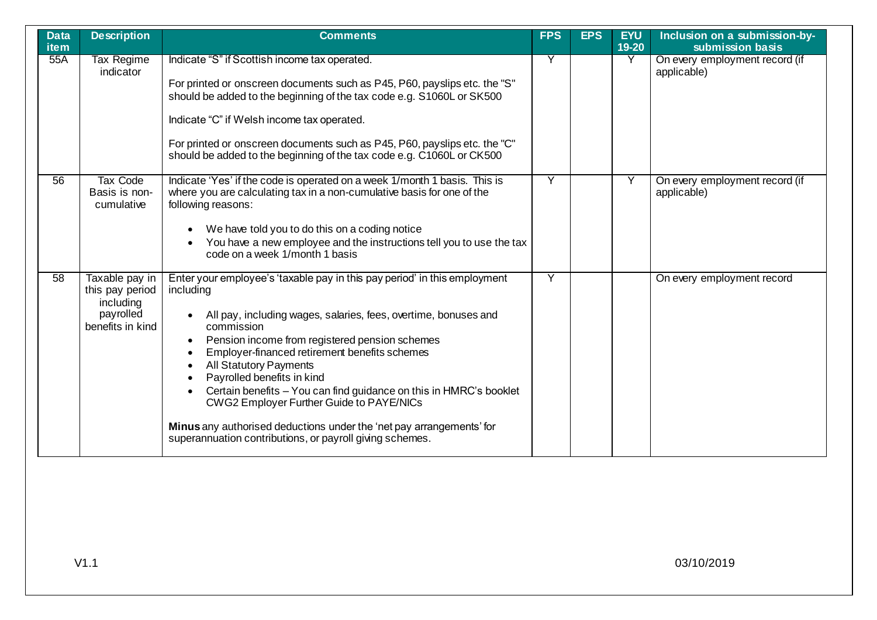| Data item | Description | Comments | FPS | EPS | EYU 19-20 | Inclusion on a submission-by-submission basis |
|---|---|---|---|---|---|---|
| 55A | Tax Regime indicator | Indicate "S" if Scottish income tax operated.<br><br>For printed or onscreen documents such as P45, P60, payslips etc. the "S" should be added to the beginning of the tax code e.g. S1060L or SK500<br><br>Indicate "C" if Welsh income tax operated.<br><br>For printed or onscreen documents such as P45, P60, payslips etc. the "C" should be added to the beginning of the tax code e.g. C1060L or CK500 | Y | | Y | On every employment record (if applicable) |
| 56 | Tax Code Basis is non-cumulative | Indicate 'Yes' if the code is operated on a week 1/month 1 basis. This is where you are calculating tax in a non-cumulative basis for one of the following reasons:<br><br>• We have told you to do this on a coding notice<br>• You have a new employee and the instructions tell you to use the tax code on a week 1/month 1 basis | Y | | Y | On every employment record (if applicable) |
| 58 | Taxable pay in this pay period including payrolled benefits in kind | Enter your employee's 'taxable pay in this pay period' in this employment including<br><br>• All pay, including wages, salaries, fees, overtime, bonuses and commission<br>• Pension income from registered pension schemes<br>• Employer-financed retirement benefits schemes<br>• All Statutory Payments<br>• Payrolled benefits in kind<br>• Certain benefits – You can find guidance on this in HMRC's booklet CWG2 Employer Further Guide to PAYE/NICs<br><br>**Minus** any authorised deductions under the 'net pay arrangements' for superannuation contributions, or payroll giving schemes. | Y | | | On every employment record |

V1.1 03/10/2019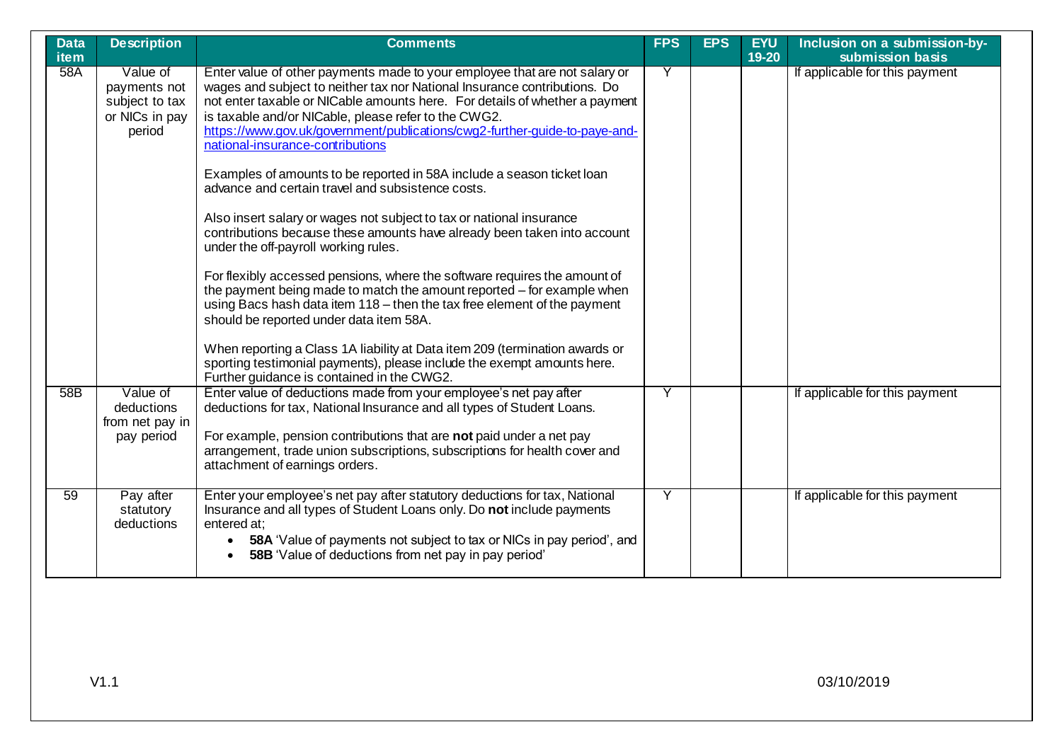| Data item | Description | Comments | FPS | EPS | EYU 19-20 | Inclusion on a submission-by-submission basis |
|---|---|---|---|---|---|---|
| 58A | Value of payments not subject to tax or NICs in pay period | Enter value of other payments made to your employee that are not salary or wages and subject to neither tax nor National Insurance contributions. Do not enter taxable or NICable amounts here. For details of whether a payment is taxable and/or NICable, please refer to the CWG2. https://www.gov.uk/government/publications/cwg2-further-guide-to-paye-and-national-insurance-contributions<br><br>Examples of amounts to be reported in 58A include a season ticket loan advance and certain travel and subsistence costs.<br><br>Also insert salary or wages not subject to tax or national insurance contributions because these amounts have already been taken into account under the off-payroll working rules.<br><br>For flexibly accessed pensions, where the software requires the amount of the payment being made to match the amount reported – for example when using Bacs hash data item 118 – then the tax free element of the payment should be reported under data item 58A.<br><br>When reporting a Class 1A liability at Data item 209 (termination awards or sporting testimonial payments), please include the exempt amounts here. Further guidance is contained in the CWG2. | Y | | | If applicable for this payment |
| 58B | Value of deductions from net pay in pay period | Enter value of deductions made from your employee's net pay after deductions for tax, National Insurance and all types of Student Loans.<br><br>For example, pension contributions that are **not** paid under a net pay arrangement, trade union subscriptions, subscriptions for health cover and attachment of earnings orders. | Y | | | If applicable for this payment |
| 59 | Pay after statutory deductions | Enter your employee's net pay after statutory deductions for tax, National Insurance and all types of Student Loans only. Do **not** include payments entered at;<br>• **58A** 'Value of payments not subject to tax or NICs in pay period', and<br>• **58B** 'Value of deductions from net pay in pay period' | Y | | | If applicable for this payment |

V1.1 03/10/2019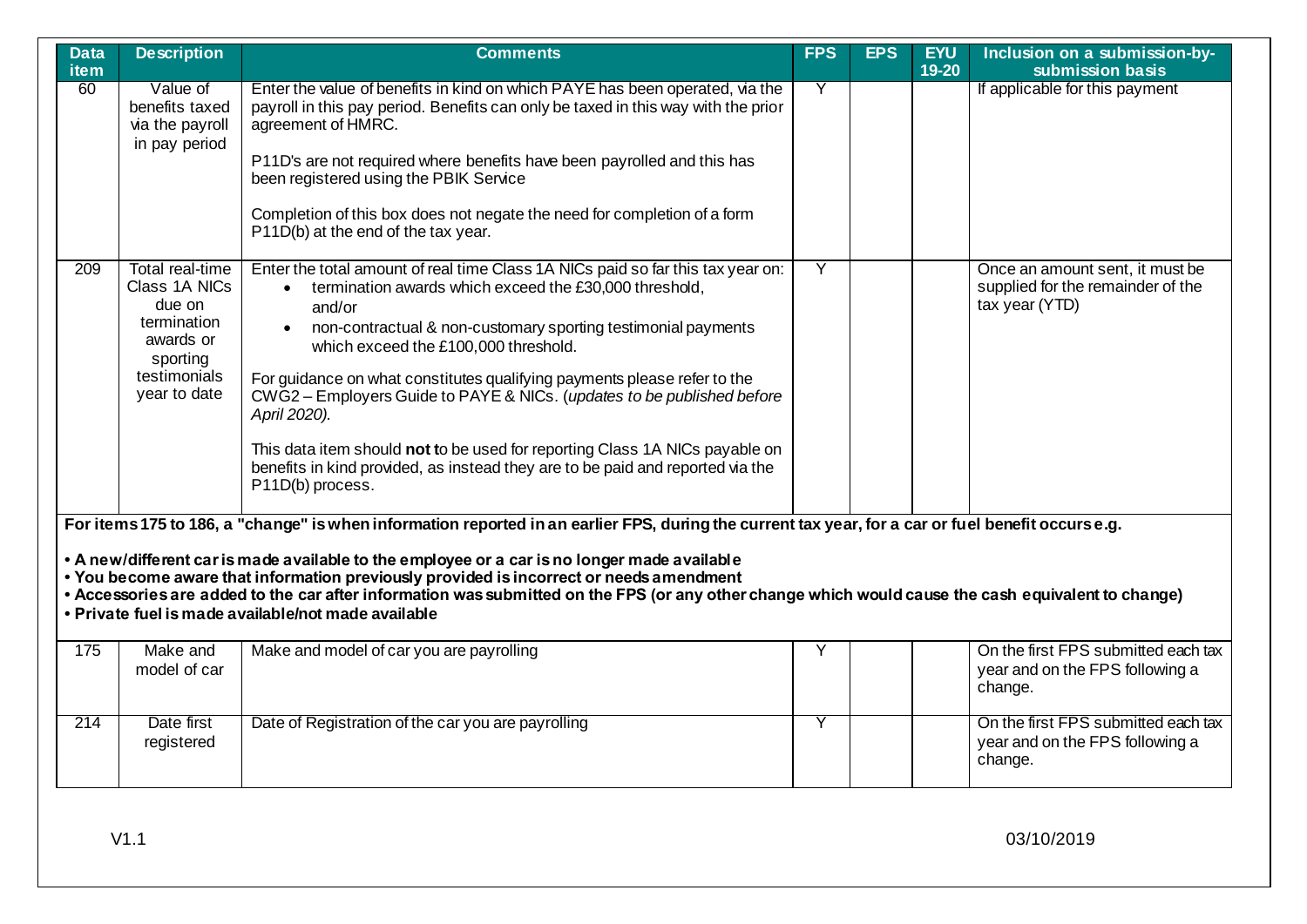| Data item | Description | Comments | FPS | EPS | EYU 19-20 | Inclusion on a submission-by-submission basis |
|---|---|---|---|---|---|---|
| 60 | Value of benefits taxed via the payroll in pay period | Enter the value of benefits in kind on which PAYE has been operated, via the payroll in this pay period. Benefits can only be taxed in this way with the prior agreement of HMRC.<br><br>P11D's are not required where benefits have been payrolled and this has been registered using the PBIK Service<br><br>Completion of this box does not negate the need for completion of a form P11D(b) at the end of the tax year. | Y | | | If applicable for this payment |
| 209 | Total real-time Class 1A NICs due on termination awards or sporting testimonials year to date | Enter the total amount of real time Class 1A NICs paid so far this tax year on:<br>• termination awards which exceed the £30,000 threshold, and/or<br>• non-contractual & non-customary sporting testimonial payments which exceed the £100,000 threshold.<br><br>For guidance on what constitutes qualifying payments please refer to the CWG2 – Employers Guide to PAYE & NICs. (*updates to be published before April 2020).*<br><br>This data item should **not** to be used for reporting Class 1A NICs payable on benefits in kind provided, as instead they are to be paid and reported via the P11D(b) process. | Y | | | Once an amount sent, it must be supplied for the remainder of the tax year (YTD) |
| **For items 175 to 186, a "change" is when information reported in an earlier FPS, during the current tax year, for a car or fuel benefit occurs e.g.**<br><br>**• A new/different car is made available to the employee or a car is no longer made available**<br>**• You become aware that information previously provided is incorrect or needs amendment**<br>**• Accessories are added to the car after information was submitted on the FPS (or any other change which would cause the cash equivalent to change)**<br>**• Private fuel is made available/not made available** | | | | | | |
| 175 | Make and model of car | Make and model of car you are payrolling | Y | | | On the first FPS submitted each tax year and on the FPS following a change. |
| 214 | Date first registered | Date of Registration of the car you are payrolling | Y | | | On the first FPS submitted each tax year and on the FPS following a change. |

V1.1 03/10/2019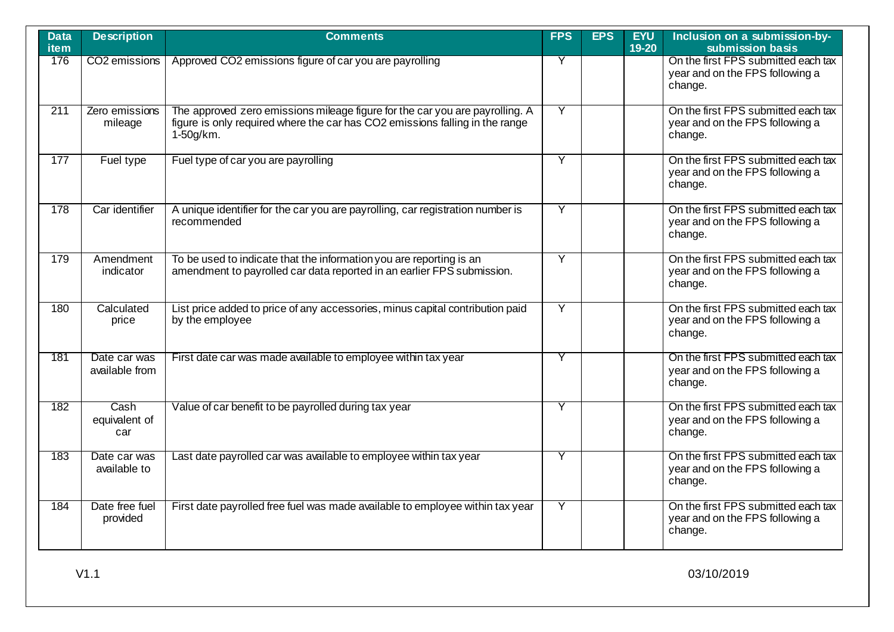| Data item | Description | Comments | FPS | EPS | EYU 19-20 | Inclusion on a submission-by-submission basis |
|---|---|---|---|---|---|---|
| 176 | $CO_2$ emissions | Approved $CO_2$ emissions figure of car you are payrolling | Y | | | On the first FPS submitted each tax year and on the FPS following a change. |
| 211 | Zero emissions mileage | The approved zero emissions mileage figure for the car you are payrolling. A figure is only required where the car has $CO_2$ emissions falling in the range 1-50g/km. | Y | | | On the first FPS submitted each tax year and on the FPS following a change. |
| 177 | Fuel type | Fuel type of car you are payrolling | Y | | | On the first FPS submitted each tax year and on the FPS following a change. |
| 178 | Car identifier | A unique identifier for the car you are payrolling, car registration number is recommended | Y | | | On the first FPS submitted each tax year and on the FPS following a change. |
| 179 | Amendment indicator | To be used to indicate that the information you are reporting is an amendment to payrolled car data reported in an earlier FPS submission. | Y | | | On the first FPS submitted each tax year and on the FPS following a change. |
| 180 | Calculated price | List price added to price of any accessories, minus capital contribution paid by the employee | Y | | | On the first FPS submitted each tax year and on the FPS following a change. |
| 181 | Date car was available from | First date car was made available to employee within tax year | Y | | | On the first FPS submitted each tax year and on the FPS following a change. |
| 182 | Cash equivalent of car | Value of car benefit to be payrolled during tax year | Y | | | On the first FPS submitted each tax year and on the FPS following a change. |
| 183 | Date car was available to | Last date payrolled car was available to employee within tax year | Y | | | On the first FPS submitted each tax year and on the FPS following a change. |
| 184 | Date free fuel provided | First date payrolled free fuel was made available to employee within tax year | Y | | | On the first FPS submitted each tax year and on the FPS following a change. |

V1.1 03/10/2019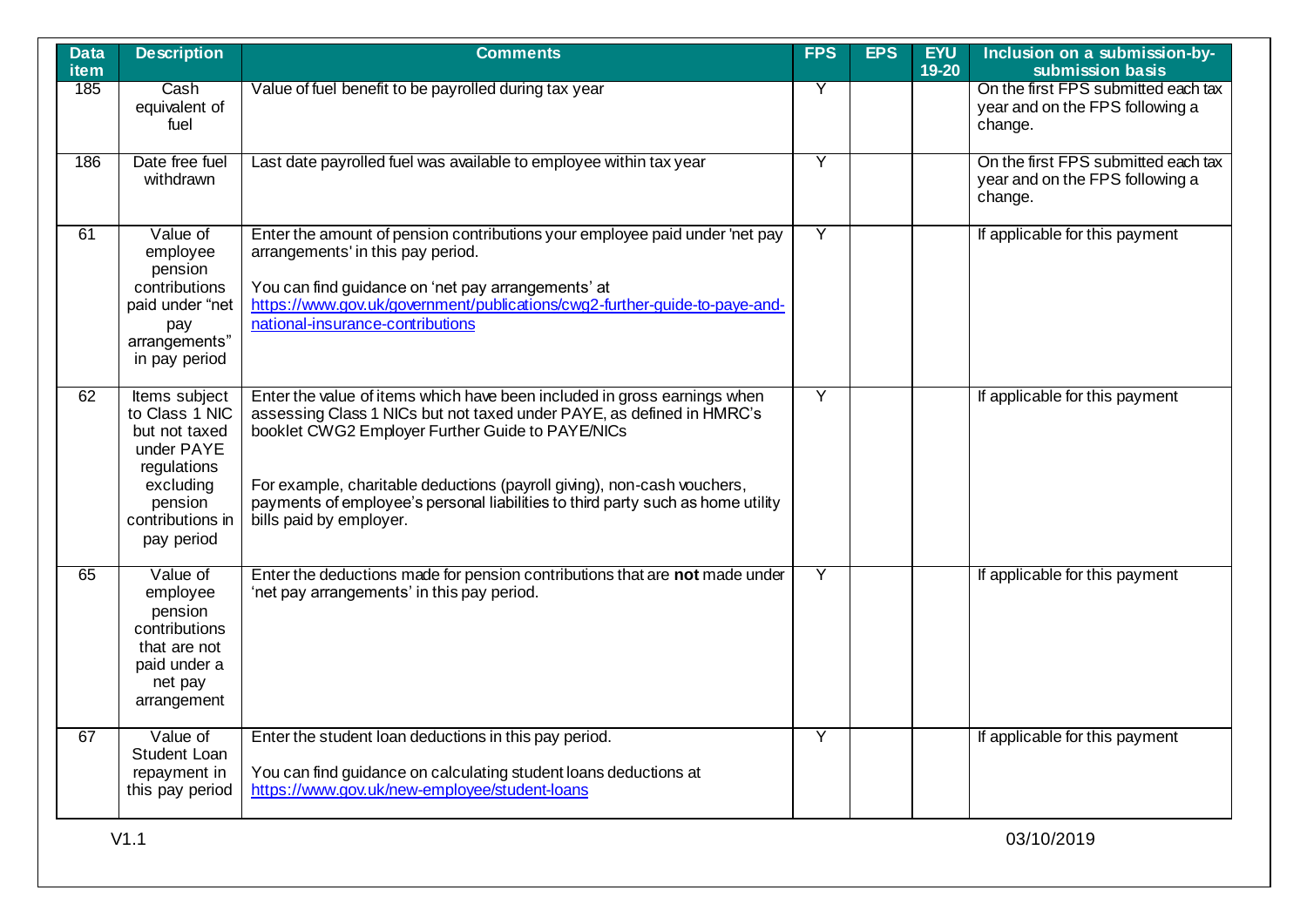| Data item | Description | Comments | FPS | EPS | EYU 19-20 | Inclusion on a submission-by-submission basis |
|---|---|---|---|---|---|---|
| 185 | Cash equivalent of fuel | Value of fuel benefit to be payrolled during tax year | Y | | | On the first FPS submitted each tax year and on the FPS following a change. |
| 186 | Date free fuel withdrawn | Last date payrolled fuel was available to employee within tax year | Y | | | On the first FPS submitted each tax year and on the FPS following a change. |
| 61 | Value of employee pension contributions paid under "net pay arrangements" in pay period | Enter the amount of pension contributions your employee paid under 'net pay arrangements' in this pay period.<br><br>You can find guidance on 'net pay arrangements' at https://www.gov.uk/government/publications/cwg2-further-guide-to-paye-and-national-insurance-contributions | Y | | | If applicable for this payment |
| 62 | Items subject to Class 1 NIC but not taxed under PAYE regulations excluding pension contributions in pay period | Enter the value of items which have been included in gross earnings when assessing Class 1 NICs but not taxed under PAYE, as defined in HMRC's booklet CWG2 Employer Further Guide to PAYE/NICs<br><br>For example, charitable deductions (payroll giving), non-cash vouchers, payments of employee's personal liabilities to third party such as home utility bills paid by employer. | Y | | | If applicable for this payment |
| 65 | Value of employee pension contributions that are not paid under a net pay arrangement | Enter the deductions made for pension contributions that are **not** made under 'net pay arrangements' in this pay period. | Y | | | If applicable for this payment |
| 67 | Value of Student Loan repayment in this pay period | Enter the student loan deductions in this pay period.<br><br>You can find guidance on calculating student loans deductions at https://www.gov.uk/new-employee/student-loans | Y | | | If applicable for this payment |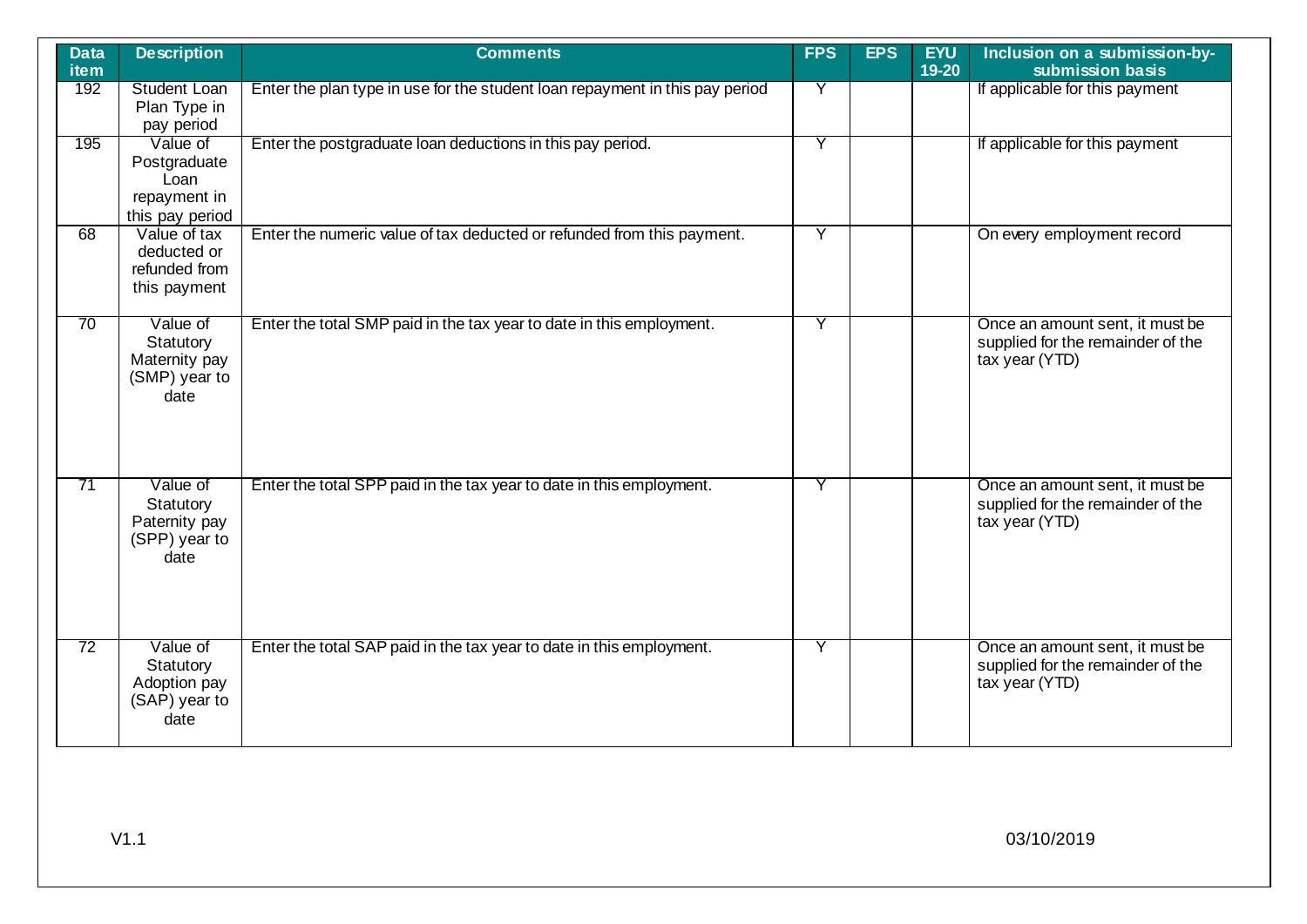| Data item | Description | Comments | FPS | EPS | EYU 19-20 | Inclusion on a submission-by-submission basis |
|---|---|---|---|---|---|---|
| 192 | Student Loan Plan Type in pay period | Enter the plan type in use for the student loan repayment in this pay period | Y | | | If applicable for this payment |
| 195 | Value of Postgraduate Loan repayment in this pay period | Enter the postgraduate loan deductions in this pay period. | Y | | | If applicable for this payment |
| 68 | Value of tax deducted or refunded from this payment | Enter the numeric value of tax deducted or refunded from this payment. | Y | | | On every employment record |
| 70 | Value of Statutory Maternity pay (SMP) year to date | Enter the total SMP paid in the tax year to date in this employment. | Y | | | Once an amount sent, it must be supplied for the remainder of the tax year (YTD) |
| 71 | Value of Statutory Paternity pay (SPP) year to date | Enter the total SPP paid in the tax year to date in this employment. | Y | | | Once an amount sent, it must be supplied for the remainder of the tax year (YTD) |
| 72 | Value of Statutory Adoption pay (SAP) year to date | Enter the total SAP paid in the tax year to date in this employment. | Y | | | Once an amount sent, it must be supplied for the remainder of the tax year (YTD) |

V1.1 03/10/2019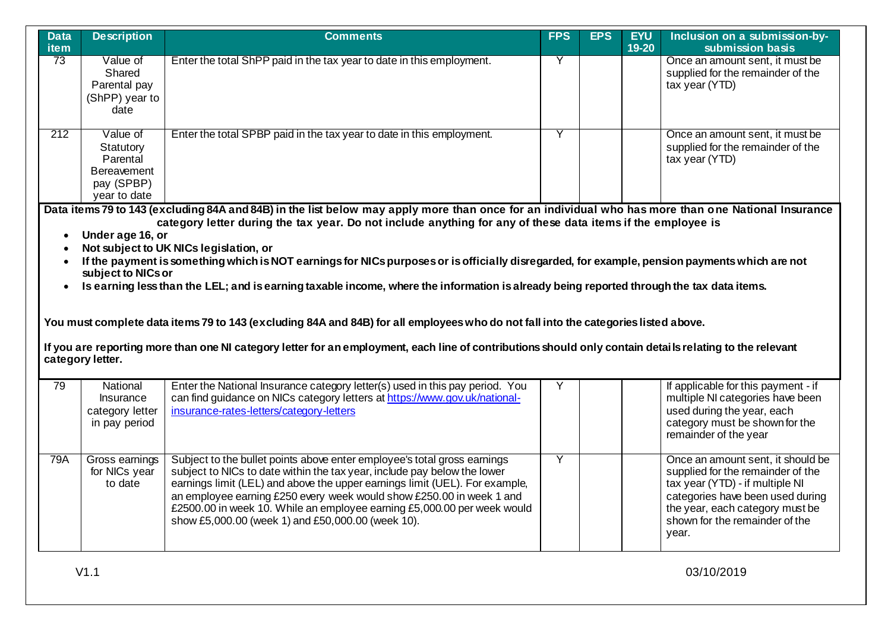| Data item | Description | Comments | FPS | EPS | EYU 19-20 | Inclusion on a submission-by-submission basis |
|---|---|---|---|---|---|---|
| 73 | Value of Shared Parental pay (ShPP) year to date | Enter the total ShPP paid in the tax year to date in this employment. | Y | | | Once an amount sent, it must be supplied for the remainder of the tax year (YTD) |
| 212 | Value of Statutory Parental Bereavement pay (SPBP) year to date | Enter the total SPBP paid in the tax year to date in this employment. | Y | | | Once an amount sent, it must be supplied for the remainder of the tax year (YTD) |

**Data items 79 to 143 (excluding 84A and 84B) in the list below may apply more than once for an individual who has more than one National Insurance category letter during the tax year. Do not include anything for any of these data items if the employee is**

- **Under age 16, or**
- **Not subject to UK NICs legislation, or**
- **If the payment is something which is NOT earnings for NICs purposes or is officially disregarded, for example, pension payments which are not subject to NICs or**
- **Is earning less than the LEL; and is earning taxable income, where the information is already being reported through the tax data items.**

**You must complete data items 79 to 143 (excluding 84A and 84B) for all employees who do not fall into the categories listed above.**

**If you are reporting more than one NI category letter for an employment, each line of contributions should only contain details relating to the relevant category letter.**

| Data item | Description | Comments | FPS | EPS | EYU 19-20 | Inclusion on a submission-by-submission basis |
|---|---|---|---|---|---|---|
| 79 | National Insurance category letter in pay period | Enter the National Insurance category letter(s) used in this pay period. You can find guidance on NICs category letters at [https://www.gov.uk/national-insurance-rates-letters/category-letters](https://www.gov.uk/national-insurance-rates-letters/category-letters) | Y | | | If applicable for this payment - if multiple NI categories have been used during the year, each category must be shown for the remainder of the year |
| 79A | Gross earnings for NICs year to date | Subject to the bullet points above enter employee's total gross earnings subject to NICs to date within the tax year, include pay below the lower earnings limit (LEL) and above the upper earnings limit (UEL). For example, an employee earning £250 every week would show £250.00 in week 1 and £2500.00 in week 10. While an employee earning £5,000.00 per week would show £5,000.00 (week 1) and £50,000.00 (week 10). | Y | | | Once an amount sent, it should be supplied for the remainder of the tax year (YTD) - if multiple NI categories have been used during the year, each category must be shown for the remainder of the year. |

V1.1 03/10/2019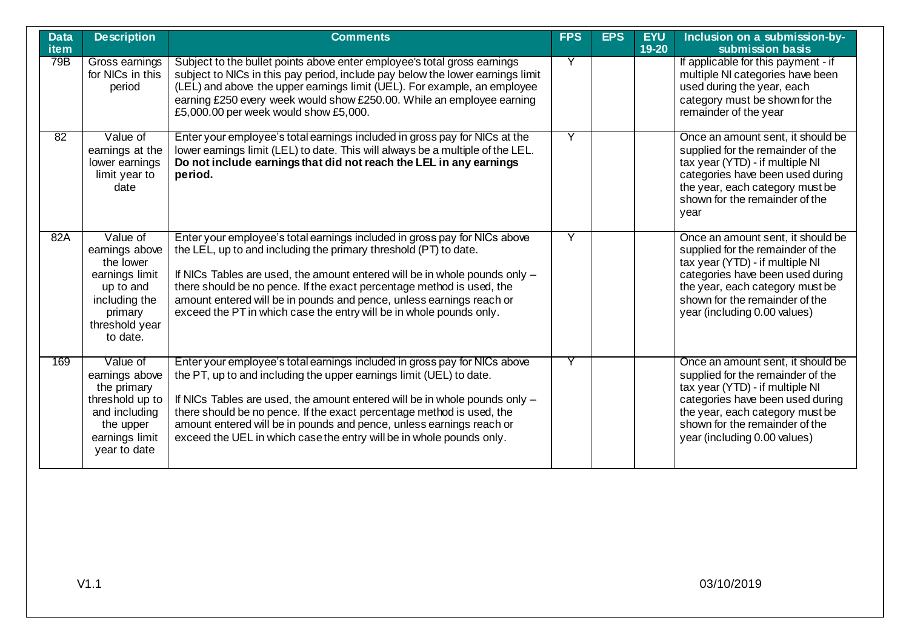| Data item | Description | Comments | FPS | EPS | EYU 19-20 | Inclusion on a submission-by-submission basis |
|---|---|---|---|---|---|---|
| 79B | Gross earnings for NICs in this period | Subject to the bullet points above enter employee's total gross earnings subject to NICs in this pay period, include pay below the lower earnings limit (LEL) and above the upper earnings limit (UEL). For example, an employee earning £250 every week would show £250.00. While an employee earning £5,000.00 per week would show £5,000. | Y | | | If applicable for this payment - if multiple NI categories have been used during the year, each category must be shown for the remainder of the year |
| 82 | Value of earnings at the lower earnings limit year to date | Enter your employee's total earnings included in gross pay for NICs at the lower earnings limit (LEL) to date. This will always be a multiple of the LEL. **Do not include earnings that did not reach the LEL in any earnings period.** | Y | | | Once an amount sent, it should be supplied for the remainder of the tax year (YTD) - if multiple NI categories have been used during the year, each category must be shown for the remainder of the year |
| 82A | Value of earnings above the lower earnings limit up to and including the primary threshold year to date. | Enter your employee's total earnings included in gross pay for NICs above the LEL, up to and including the primary threshold (PT) to date.<br><br>If NICs Tables are used, the amount entered will be in whole pounds only – there should be no pence. If the exact percentage method is used, the amount entered will be in pounds and pence, unless earnings reach or exceed the PT in which case the entry will be in whole pounds only. | Y | | | Once an amount sent, it should be supplied for the remainder of the tax year (YTD) - if multiple NI categories have been used during the year, each category must be shown for the remainder of the year (including 0.00 values) |
| 169 | Value of earnings above the primary threshold up to and including the upper earnings limit year to date | Enter your employee's total earnings included in gross pay for NICs above the PT, up to and including the upper earnings limit (UEL) to date.<br><br>If NICs Tables are used, the amount entered will be in whole pounds only – there should be no pence. If the exact percentage method is used, the amount entered will be in pounds and pence, unless earnings reach or exceed the UEL in which case the entry will be in whole pounds only. | Y | | | Once an amount sent, it should be supplied for the remainder of the tax year (YTD) - if multiple NI categories have been used during the year, each category must be shown for the remainder of the year (including 0.00 values) |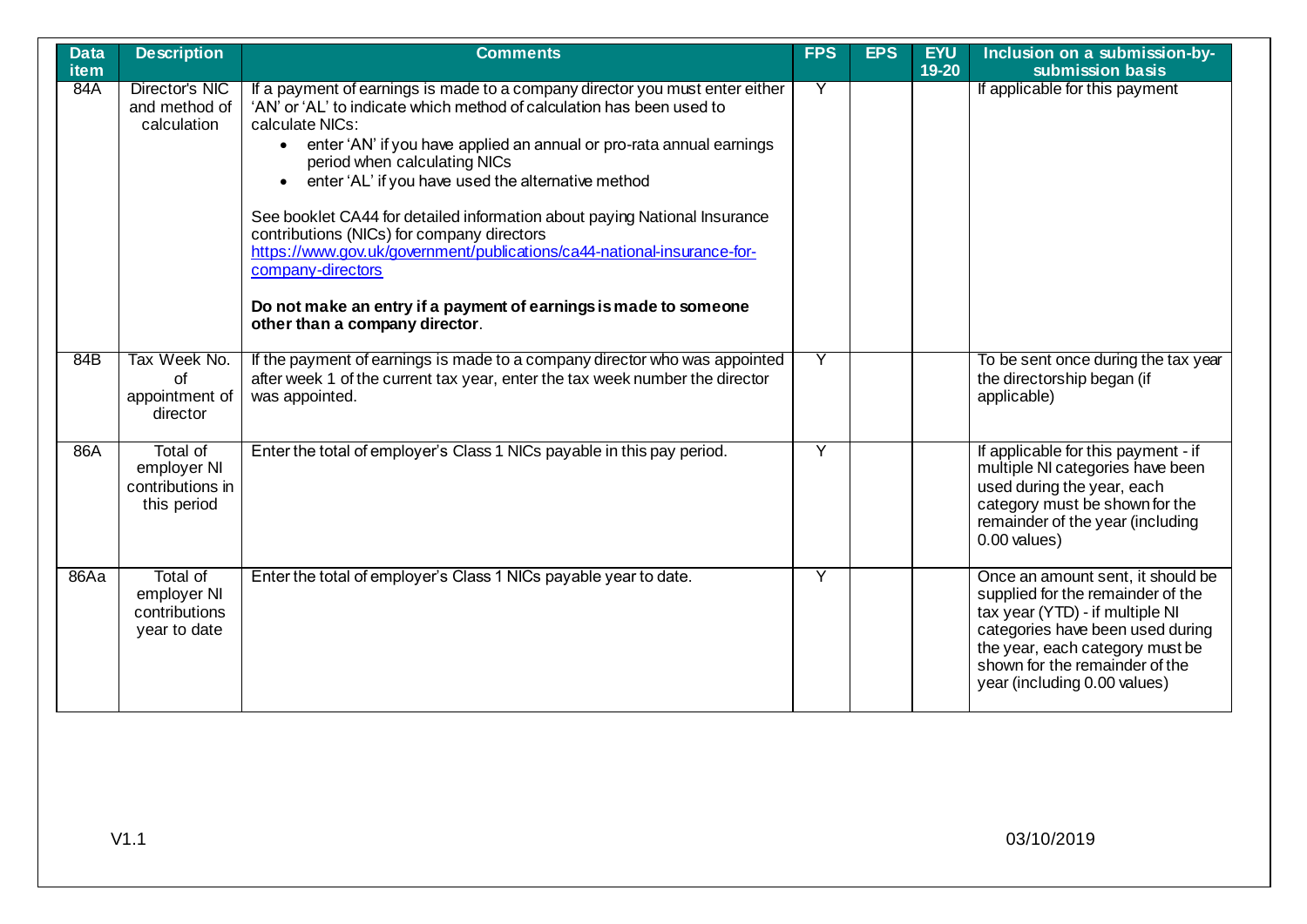| Data item | Description | Comments | FPS | EPS | EYU 19-20 | Inclusion on a submission-by-submission basis |
|---|---|---|---|---|---|---|
| 84A | Director's NIC and method of calculation | If a payment of earnings is made to a company director you must enter either 'AN' or 'AL' to indicate which method of calculation has been used to calculate NICs:<br>• enter 'AN' if you have applied an annual or pro-rata annual earnings period when calculating NICs<br>• enter 'AL' if you have used the alternative method<br><br>See booklet CA44 for detailed information about paying National Insurance contributions (NICs) for company directors [https://www.gov.uk/government/publications/ca44-national-insurance-for-company-directors](https://www.gov.uk/government/publications/ca44-national-insurance-for-company-directors)<br><br>**Do not make an entry if a payment of earnings is made to someone other than a company director**. | Y | | | If applicable for this payment |
| 84B | Tax Week No. of appointment of director | If the payment of earnings is made to a company director who was appointed after week 1 of the current tax year, enter the tax week number the director was appointed. | Y | | | To be sent once during the tax year the directorship began (if applicable) |
| 86A | Total of employer NI contributions in this period | Enter the total of employer's Class 1 NICs payable in this pay period. | Y | | | If applicable for this payment - if multiple NI categories have been used during the year, each category must be shown for the remainder of the year (including 0.00 values) |
| 86Aa | Total of employer NI contributions year to date | Enter the total of employer's Class 1 NICs payable year to date. | Y | | | Once an amount sent, it should be supplied for the remainder of the tax year (YTD) - if multiple NI categories have been used during the year, each category must be shown for the remainder of the year (including 0.00 values) |

V1.1 03/10/2019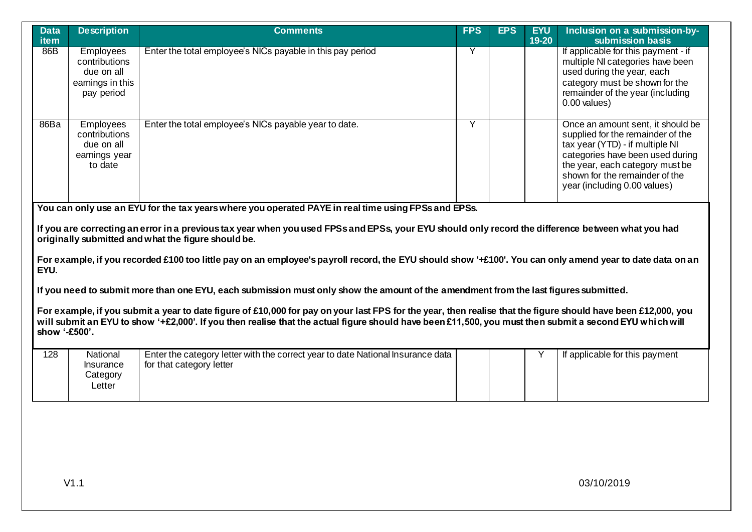| Data item | Description | Comments | FPS | EPS | EYU 19-20 | Inclusion on a submission-by-submission basis |
|---|---|---|---|---|---|---|
| 86B | Employees contributions due on all earnings in this pay period | Enter the total employee's NICs payable in this pay period | Y | | | If applicable for this payment - if multiple NI categories have been used during the year, each category must be shown for the remainder of the year (including 0.00 values) |
| 86Ba | Employees contributions due on all earnings year to date | Enter the total employee's NICs payable year to date. | Y | | | Once an amount sent, it should be supplied for the remainder of the tax year (YTD) - if multiple NI categories have been used during the year, each category must be shown for the remainder of the year (including 0.00 values) |

**You can only use an EYU for the tax years where you operated PAYE in real time using FPSs and EPSs.**

**If you are correcting an error in a previous tax year when you used FPSs and EPSs, your EYU should only record the difference between what you had originally submitted and what the figure should be.**

**For example, if you recorded £100 too little pay on an employee's payroll record, the EYU should show '+£100'. You can only amend year to date data on an EYU.**

**If you need to submit more than one EYU, each submission must only show the amount of the amendment from the last figures submitted.**

**For example, if you submit a year to date figure of £10,000 for pay on your last FPS for the year, then realise that the figure should have been £12,000, you will submit an EYU to show '+£2,000'. If you then realise that the actual figure should have been £11,500, you must then submit a second EYU which will show '-£500'.**

| Data item | Description | Comments | FPS | EPS | EYU 19-20 | Inclusion on a submission-by-submission basis |
|---|---|---|---|---|---|---|
| 128 | National Insurance Category Letter | Enter the category letter with the correct year to date National Insurance data for that category letter | | | Y | If applicable for this payment |

V1.1 03/10/2019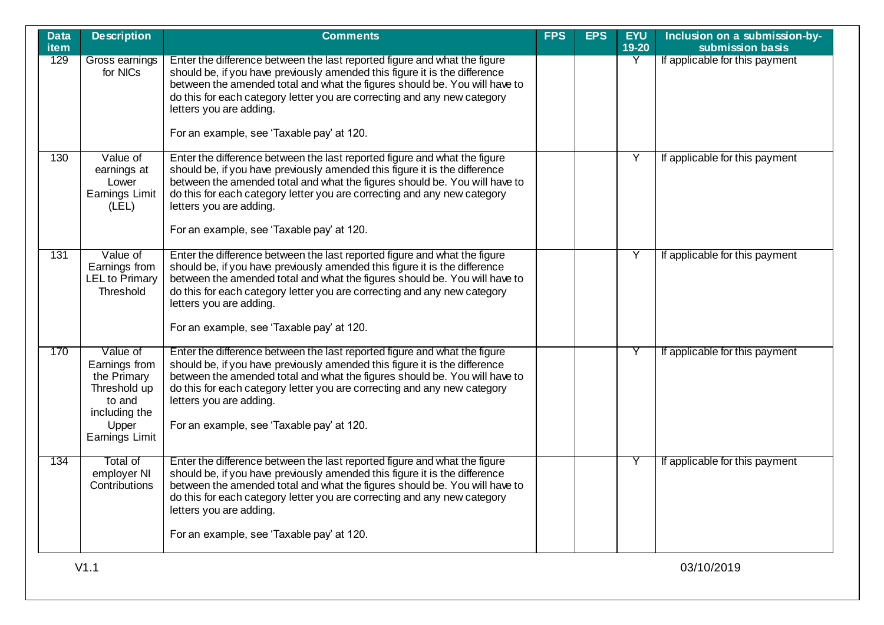| Data item | Description | Comments | FPS | EPS | EYU 19-20 | Inclusion on a submission-by-submission basis |
|---|---|---|---|---|---|---|
| 129 | Gross earnings for NICs | Enter the difference between the last reported figure and what the figure should be, if you have previously amended this figure it is the difference between the amended total and what the figures should be. You will have to do this for each category letter you are correcting and any new category letters you are adding.<br><br>For an example, see 'Taxable pay' at 120. | | | Y | If applicable for this payment |
| 130 | Value of earnings at Lower Earnings Limit (LEL) | Enter the difference between the last reported figure and what the figure should be, if you have previously amended this figure it is the difference between the amended total and what the figures should be. You will have to do this for each category letter you are correcting and any new category letters you are adding.<br><br>For an example, see 'Taxable pay' at 120. | | | Y | If applicable for this payment |
| 131 | Value of Earnings from LEL to Primary Threshold | Enter the difference between the last reported figure and what the figure should be, if you have previously amended this figure it is the difference between the amended total and what the figures should be. You will have to do this for each category letter you are correcting and any new category letters you are adding.<br><br>For an example, see 'Taxable pay' at 120. | | | Y | If applicable for this payment |
| 170 | Value of Earnings from the Primary Threshold up to and including the Upper Earnings Limit | Enter the difference between the last reported figure and what the figure should be, if you have previously amended this figure it is the difference between the amended total and what the figures should be. You will have to do this for each category letter you are correcting and any new category letters you are adding.<br><br>For an example, see 'Taxable pay' at 120. | | | Y | If applicable for this payment |
| 134 | Total of employer NI Contributions | Enter the difference between the last reported figure and what the figure should be, if you have previously amended this figure it is the difference between the amended total and what the figures should be. You will have to do this for each category letter you are correcting and any new category letters you are adding.<br><br>For an example, see 'Taxable pay' at 120. | | | Y | If applicable for this payment |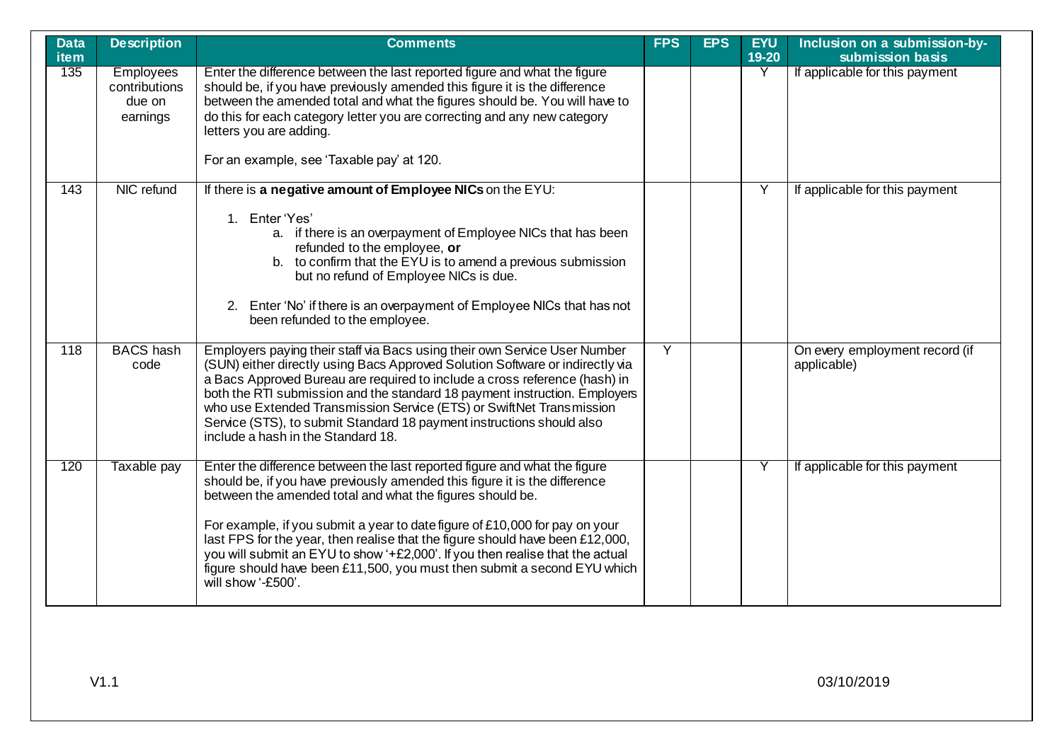| Data item | Description | Comments | FPS | EPS | EYU 19-20 | Inclusion on a submission-by-submission basis |
|---|---|---|---|---|---|---|
| 135 | Employees contributions due on earnings | Enter the difference between the last reported figure and what the figure should be, if you have previously amended this figure it is the difference between the amended total and what the figures should be. You will have to do this for each category letter you are correcting and any new category letters you are adding.<br><br>For an example, see 'Taxable pay' at 120. | | | Y | If applicable for this payment |
| 143 | NIC refund | If there is **a negative amount of Employee NICs** on the EYU:<br><br>1. Enter 'Yes'<br>a. if there is an overpayment of Employee NICs that has been refunded to the employee, **or**<br>b. to confirm that the EYU is to amend a previous submission but no refund of Employee NICs is due.<br><br>2. Enter 'No' if there is an overpayment of Employee NICs that has not been refunded to the employee. | | | Y | If applicable for this payment |
| 118 | BACS hash code | Employers paying their staff via Bacs using their own Service User Number (SUN) either directly using Bacs Approved Solution Software or indirectly via a Bacs Approved Bureau are required to include a cross reference (hash) in both the RTI submission and the standard 18 payment instruction. Employers who use Extended Transmission Service (ETS) or SwiftNet Transmission Service (STS), to submit Standard 18 payment instructions should also include a hash in the Standard 18. | Y | | | On every employment record (if applicable) |
| 120 | Taxable pay | Enter the difference between the last reported figure and what the figure should be, if you have previously amended this figure it is the difference between the amended total and what the figures should be.<br><br>For example, if you submit a year to date figure of £10,000 for pay on your last FPS for the year, then realise that the figure should have been £12,000, you will submit an EYU to show '+£2,000'. If you then realise that the actual figure should have been £11,500, you must then submit a second EYU which will show '-£500'. | | | Y | If applicable for this payment |

V1.1 03/10/2019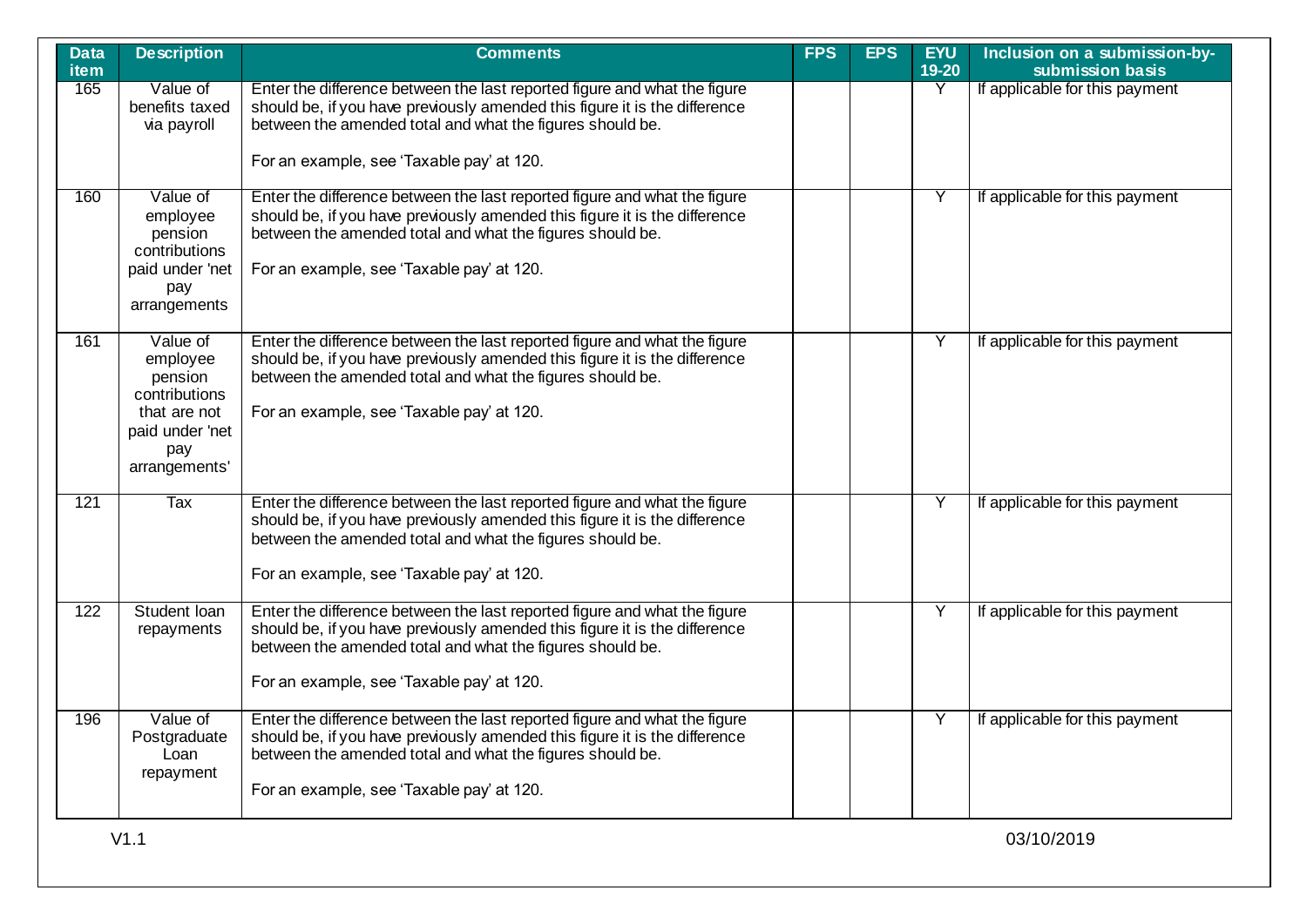| Data item | Description | Comments | FPS | EPS | EYU 19-20 | Inclusion on a submission-by-submission basis |
|---|---|---|---|---|---|---|
| 165 | Value of benefits taxed via payroll | Enter the difference between the last reported figure and what the figure should be, if you have previously amended this figure it is the difference between the amended total and what the figures should be.<br><br>For an example, see 'Taxable pay' at 120. | | | Y | If applicable for this payment |
| 160 | Value of employee pension contributions paid under 'net pay arrangements | Enter the difference between the last reported figure and what the figure should be, if you have previously amended this figure it is the difference between the amended total and what the figures should be.<br><br>For an example, see 'Taxable pay' at 120. | | | Y | If applicable for this payment |
| 161 | Value of employee pension contributions that are not paid under 'net pay arrangements' | Enter the difference between the last reported figure and what the figure should be, if you have previously amended this figure it is the difference between the amended total and what the figures should be.<br><br>For an example, see 'Taxable pay' at 120. | | | Y | If applicable for this payment |
| 121 | Tax | Enter the difference between the last reported figure and what the figure should be, if you have previously amended this figure it is the difference between the amended total and what the figures should be.<br><br>For an example, see 'Taxable pay' at 120. | | | Y | If applicable for this payment |
| 122 | Student loan repayments | Enter the difference between the last reported figure and what the figure should be, if you have previously amended this figure it is the difference between the amended total and what the figures should be.<br><br>For an example, see 'Taxable pay' at 120. | | | Y | If applicable for this payment |
| 196 | Value of Postgraduate Loan repayment | Enter the difference between the last reported figure and what the figure should be, if you have previously amended this figure it is the difference between the amended total and what the figures should be.<br><br>For an example, see 'Taxable pay' at 120. | | | Y | If applicable for this payment |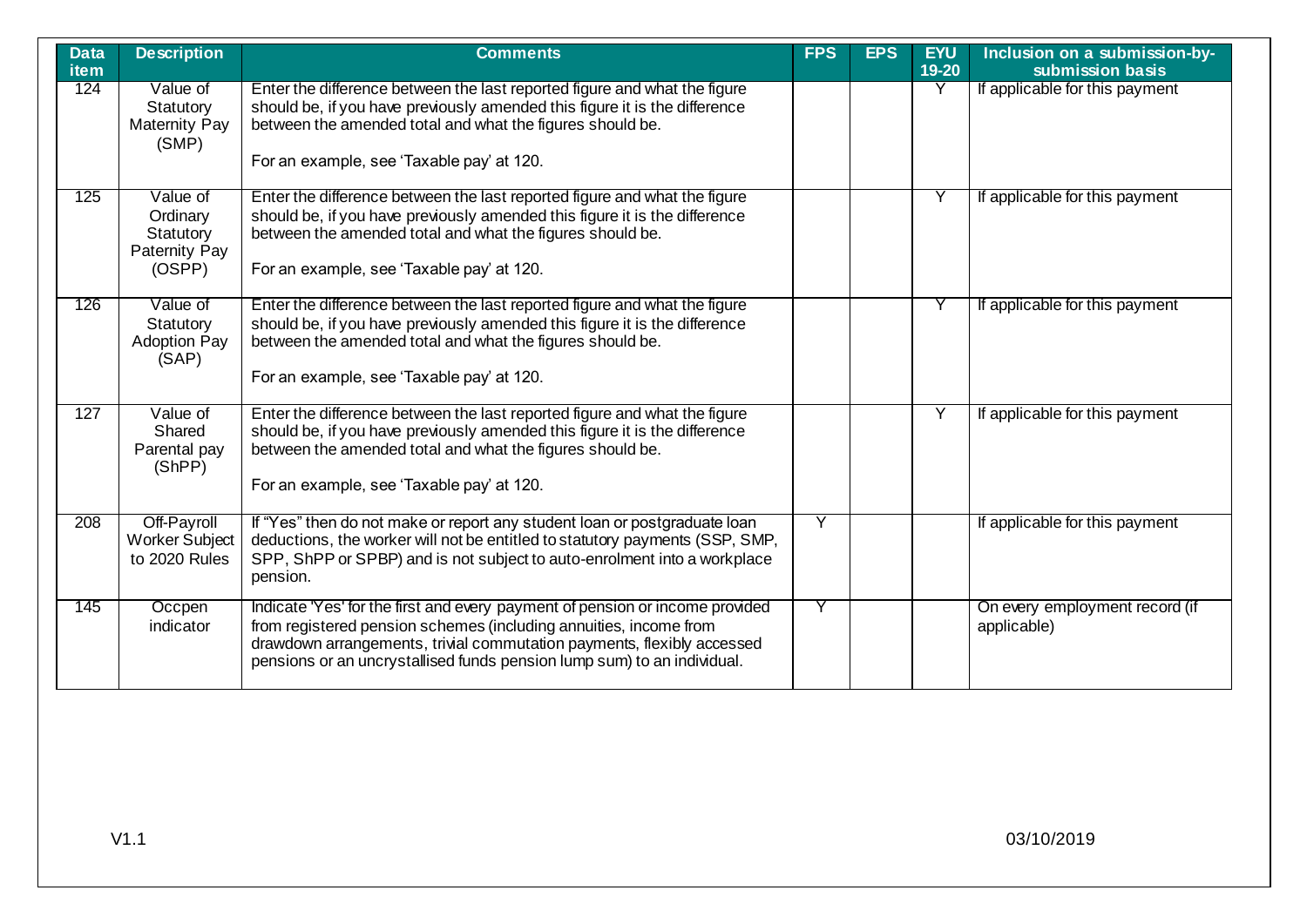| Data item | Description | Comments | FPS | EPS | EYU 19-20 | Inclusion on a submission-by-submission basis |
|---|---|---|---|---|---|---|
| 124 | Value of Statutory Maternity Pay (SMP) | Enter the difference between the last reported figure and what the figure should be, if you have previously amended this figure it is the difference between the amended total and what the figures should be.<br><br>For an example, see 'Taxable pay' at 120. | | | Y | If applicable for this payment |
| 125 | Value of Ordinary Statutory Paternity Pay (OSPP) | Enter the difference between the last reported figure and what the figure should be, if you have previously amended this figure it is the difference between the amended total and what the figures should be.<br><br>For an example, see 'Taxable pay' at 120. | | | Y | If applicable for this payment |
| 126 | Value of Statutory Adoption Pay (SAP) | Enter the difference between the last reported figure and what the figure should be, if you have previously amended this figure it is the difference between the amended total and what the figures should be.<br><br>For an example, see 'Taxable pay' at 120. | | | Y | If applicable for this payment |
| 127 | Value of Shared Parental pay (ShPP) | Enter the difference between the last reported figure and what the figure should be, if you have previously amended this figure it is the difference between the amended total and what the figures should be.<br><br>For an example, see 'Taxable pay' at 120. | | | Y | If applicable for this payment |
| 208 | Off-Payroll Worker Subject to 2020 Rules | If "Yes" then do not make or report any student loan or postgraduate loan deductions, the worker will not be entitled to statutory payments (SSP, SMP, SPP, ShPP or SPBP) and is not subject to auto-enrolment into a workplace pension. | Y | | | If applicable for this payment |
| 145 | Occpen indicator | Indicate 'Yes' for the first and every payment of pension or income provided from registered pension schemes (including annuities, income from drawdown arrangements, trivial commutation payments, flexibly accessed pensions or an uncrystallised funds pension lump sum) to an individual. | Y | | | On every employment record (if applicable) |

V1.1 03/10/2019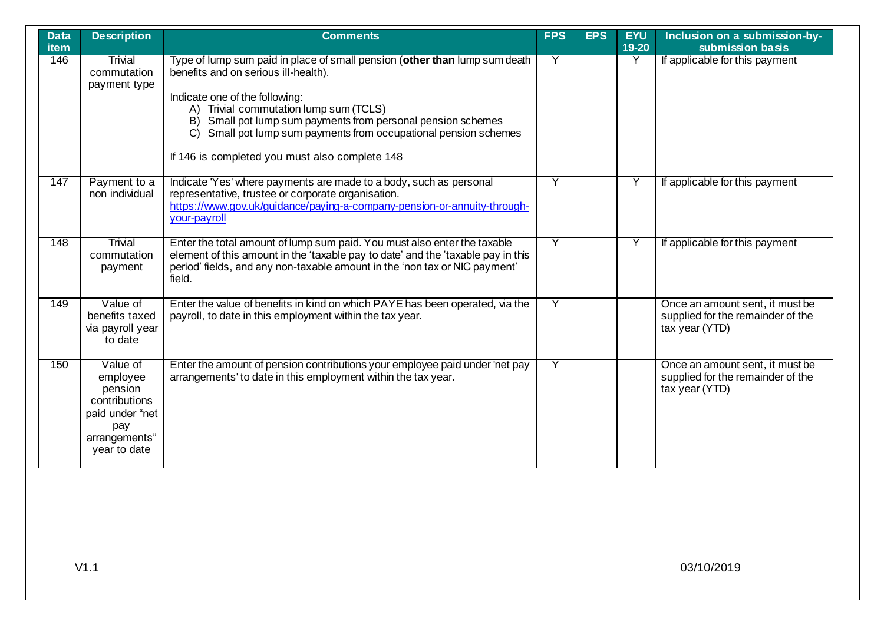| Data item | Description | Comments | FPS | EPS | EYU 19-20 | Inclusion on a submission-by-submission basis |
|---|---|---|---|---|---|---|
| 146 | Trivial commutation payment type | Type of lump sum paid in place of small pension (**other than** lump sum death benefits and on serious ill-health).<br><br>Indicate one of the following:<br>A) Trivial commutation lump sum (TCLS)<br>B) Small pot lump sum payments from personal pension schemes<br>C) Small pot lump sum payments from occupational pension schemes<br><br>If 146 is completed you must also complete 148 | Y | | Y | If applicable for this payment |
| 147 | Payment to a non individual | Indicate 'Yes' where payments are made to a body, such as personal representative, trustee or corporate organisation.<br>https://www.gov.uk/guidance/paying-a-company-pension-or-annuity-through-your-payroll | Y | | Y | If applicable for this payment |
| 148 | Trivial commutation payment | Enter the total amount of lump sum paid. You must also enter the taxable element of this amount in the 'taxable pay to date' and the 'taxable pay in this period' fields, and any non-taxable amount in the 'non tax or NIC payment' field. | Y | | Y | If applicable for this payment |
| 149 | Value of benefits taxed via payroll year to date | Enter the value of benefits in kind on which PAYE has been operated, via the payroll, to date in this employment within the tax year. | Y | | | Once an amount sent, it must be supplied for the remainder of the tax year (YTD) |
| 150 | Value of employee pension contributions paid under "net pay arrangements" year to date | Enter the amount of pension contributions your employee paid under 'net pay arrangements' to date in this employment within the tax year. | Y | | | Once an amount sent, it must be supplied for the remainder of the tax year (YTD) |

V1.1 03/10/2019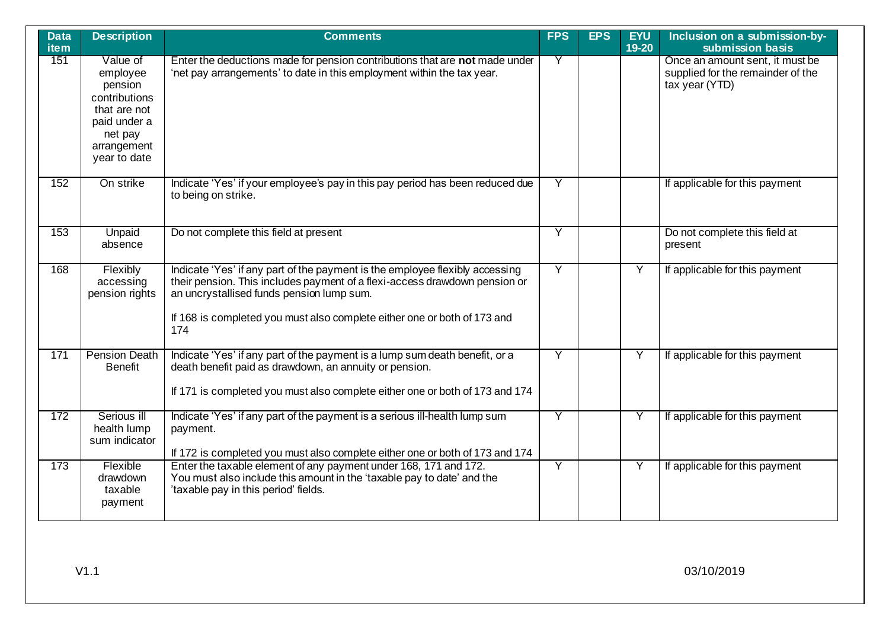| Data item | Description | Comments | FPS | EPS | EYU 19-20 | Inclusion on a submission-by-submission basis |
|---|---|---|---|---|---|---|
| 151 | Value of employee pension contributions that are not paid under a net pay arrangement year to date | Enter the deductions made for pension contributions that are **not** made under 'net pay arrangements' to date in this employment within the tax year. | Y | | | Once an amount sent, it must be supplied for the remainder of the tax year (YTD) |
| 152 | On strike | Indicate 'Yes' if your employee's pay in this pay period has been reduced due to being on strike. | Y | | | If applicable for this payment |
| 153 | Unpaid absence | Do not complete this field at present | Y | | | Do not complete this field at present |
| 168 | Flexibly accessing pension rights | Indicate 'Yes' if any part of the payment is the employee flexibly accessing their pension. This includes payment of a flexi-access drawdown pension or an uncrystallised funds pension lump sum.<br><br>If 168 is completed you must also complete either one or both of 173 and 174 | Y | | Y | If applicable for this payment |
| 171 | Pension Death Benefit | Indicate 'Yes' if any part of the payment is a lump sum death benefit, or a death benefit paid as drawdown, an annuity or pension.<br><br>If 171 is completed you must also complete either one or both of 173 and 174 | Y | | Y | If applicable for this payment |
| 172 | Serious ill health lump sum indicator | Indicate 'Yes' if any part of the payment is a serious ill-health lump sum payment.<br><br>If 172 is completed you must also complete either one or both of 173 and 174 | Y | | Y | If applicable for this payment |
| 173 | Flexible drawdown taxable payment | Enter the taxable element of any payment under 168, 171 and 172.<br>You must also include this amount in the 'taxable pay to date' and the 'taxable pay in this period' fields. | Y | | Y | If applicable for this payment |

V1.1 03/10/2019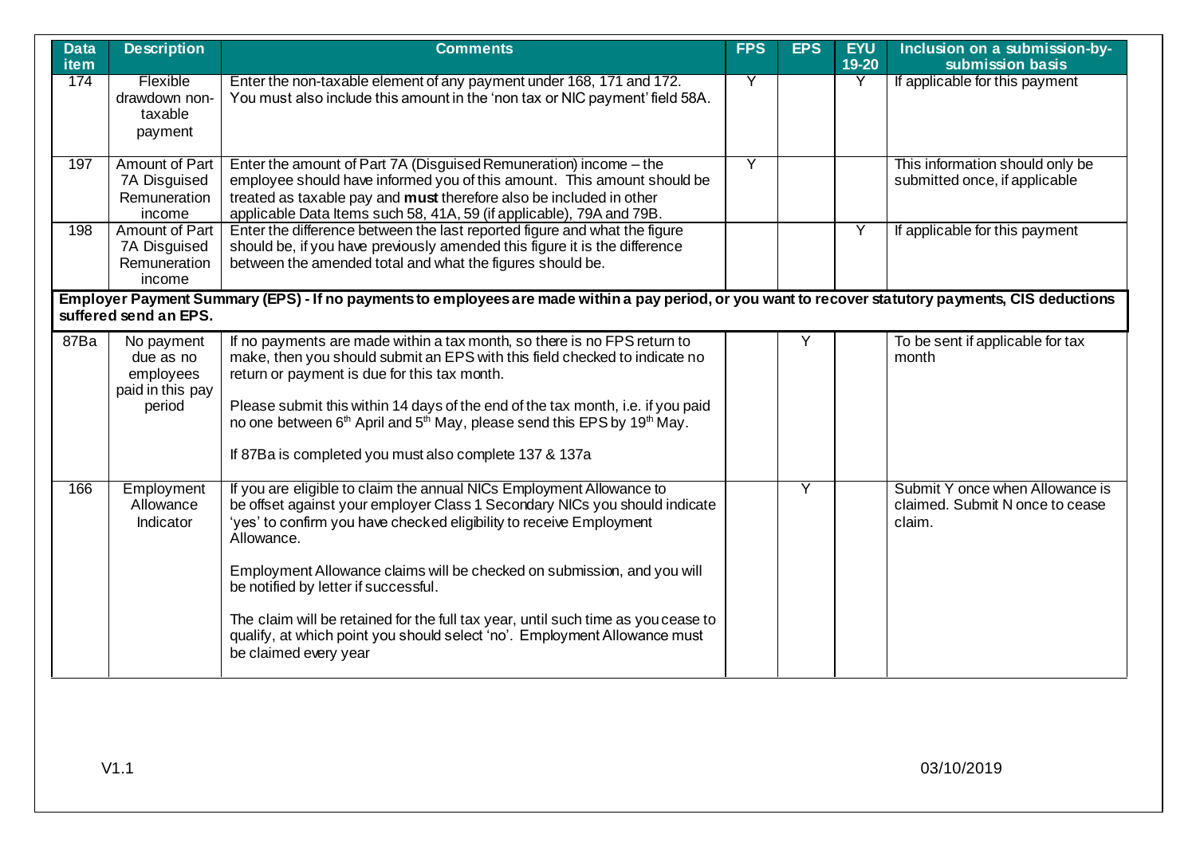| Data item | Description | Comments | FPS | EPS | EYU 19-20 | Inclusion on a submission-by-submission basis |
|---|---|---|---|---|---|---|
| 174 | Flexible drawdown non-taxable payment | Enter the non-taxable element of any payment under 168, 171 and 172. You must also include this amount in the 'non tax or NIC payment' field 58A. | Y | | Y | If applicable for this payment |
| 197 | Amount of Part 7A Disguised Remuneration income | Enter the amount of Part 7A (Disguised Remuneration) income – the employee should have informed you of this amount. This amount should be treated as taxable pay and **must** therefore also be included in other applicable Data Items such 58, 41A, 59 (if applicable), 79A and 79B. | Y | | | This information should only be submitted once, if applicable |
| 198 | Amount of Part 7A Disguised Remuneration income | Enter the difference between the last reported figure and what the figure should be, if you have previously amended this figure it is the difference between the amended total and what the figures should be. | | | Y | If applicable for this payment |
| **Employer Payment Summary (EPS) - If no payments to employees are made within a pay period, or you want to recover statutory payments, CIS deductions suffered send an EPS.** | | | | | | |
| 87Ba | No payment due as no employees paid in this pay period | If no payments are made within a tax month, so there is no FPS return to make, then you should submit an EPS with this field checked to indicate no return or payment is due for this tax month.<br><br>Please submit this within 14 days of the end of the tax month, i.e. if you paid no one between 6th April and 5th May, please send this EPS by 19th May.<br><br>If 87Ba is completed you must also complete 137 & 137a | | Y | | To be sent if applicable for tax month |
| 166 | Employment Allowance Indicator | If you are eligible to claim the annual NICs Employment Allowance to be offset against your employer Class 1 Secondary NICs you should indicate 'yes' to confirm you have checked eligibility to receive Employment Allowance.<br><br>Employment Allowance claims will be checked on submission, and you will be notified by letter if successful.<br><br>The claim will be retained for the full tax year, until such time as you cease to qualify, at which point you should select 'no'. Employment Allowance must be claimed every year | | Y | | Submit Y once when Allowance is claimed. Submit N once to cease claim. |

V1.1 03/10/2019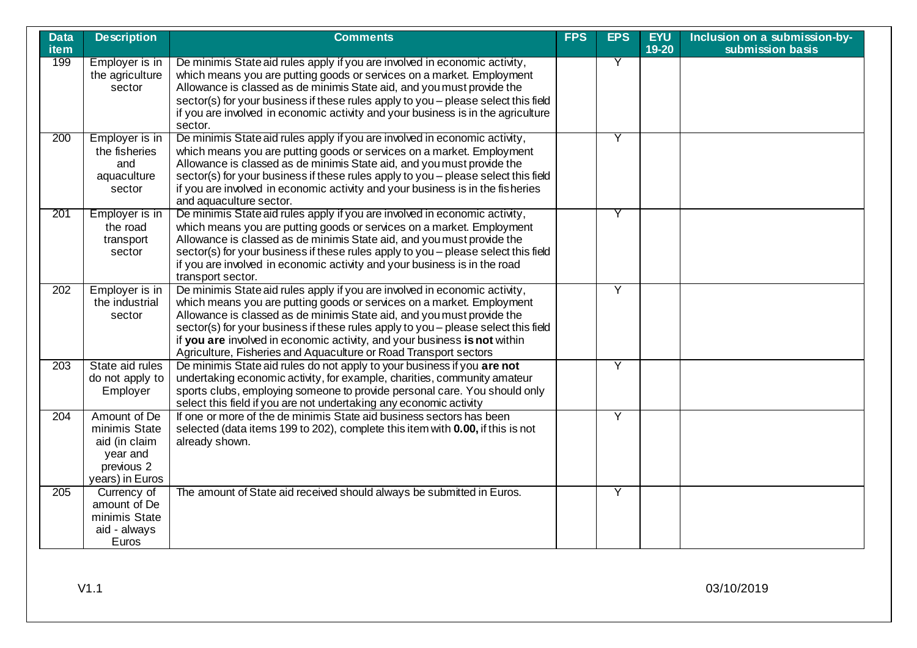| Data item | Description | Comments | FPS | EPS | EYU 19-20 | Inclusion on a submission-by-submission basis |
|---|---|---|---|---|---|---|
| 199 | Employer is in the agriculture sector | De minimis State aid rules apply if you are involved in economic activity, which means you are putting goods or services on a market. Employment Allowance is classed as de minimis State aid, and you must provide the sector(s) for your business if these rules apply to you – please select this field if you are involved in economic activity and your business is in the agriculture sector. | | Y | | |
| 200 | Employer is in the fisheries and aquaculture sector | De minimis State aid rules apply if you are involved in economic activity, which means you are putting goods or services on a market. Employment Allowance is classed as de minimis State aid, and you must provide the sector(s) for your business if these rules apply to you – please select this field if you are involved in economic activity and your business is in the fisheries and aquaculture sector. | | Y | | |
| 201 | Employer is in the road transport sector | De minimis State aid rules apply if you are involved in economic activity, which means you are putting goods or services on a market. Employment Allowance is classed as de minimis State aid, and you must provide the sector(s) for your business if these rules apply to you – please select this field if you are involved in economic activity and your business is in the road transport sector. | | Y | | |
| 202 | Employer is in the industrial sector | De minimis State aid rules apply if you are involved in economic activity, which means you are putting goods or services on a market. Employment Allowance is classed as de minimis State aid, and you must provide the sector(s) for your business if these rules apply to you – please select this field if **you are** involved in economic activity, and your business **is not** within Agriculture, Fisheries and Aquaculture or Road Transport sectors | | Y | | |
| 203 | State aid rules do not apply to Employer | De minimis State aid rules do not apply to your business if you **are not** undertaking economic activity, for example, charities, community amateur sports clubs, employing someone to provide personal care. You should only select this field if you are not undertaking any economic activity | | Y | | |
| 204 | Amount of De minimis State aid (in claim year and previous 2 years) in Euros | If one or more of the de minimis State aid business sectors has been selected (data items 199 to 202), complete this item with **0.00,** if this is not already shown. | | Y | | |
| 205 | Currency of amount of De minimis State aid - always Euros | The amount of State aid received should always be submitted in Euros. | | Y | | |

V1.1 03/10/2019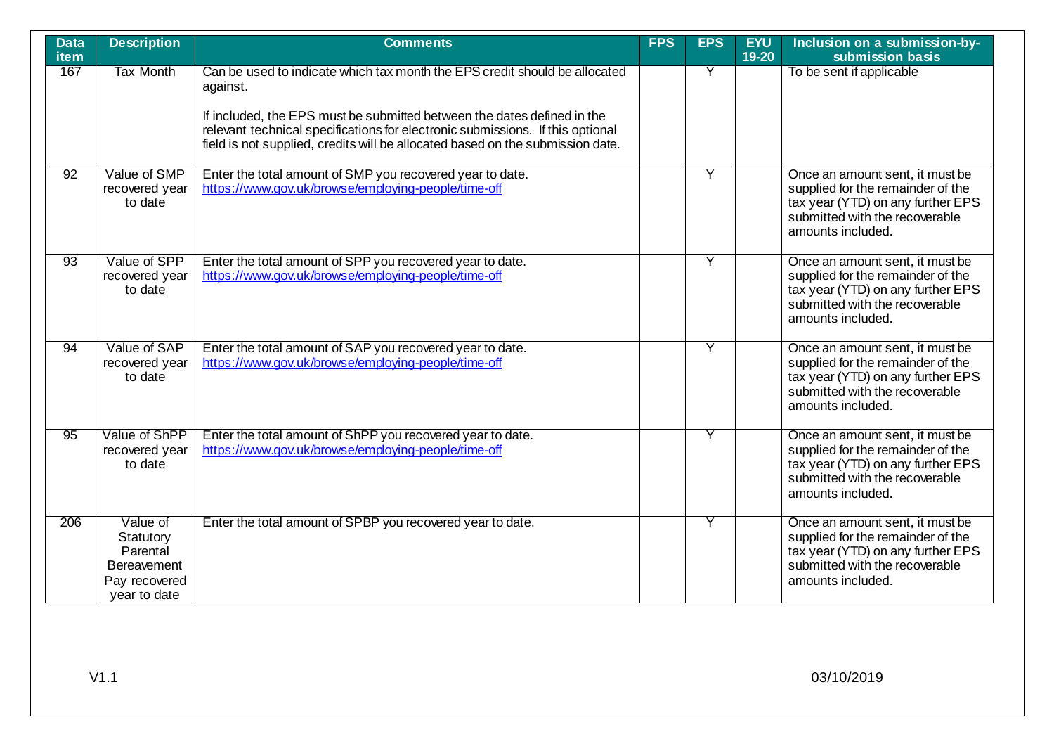| Data item | Description | Comments | FPS | EPS | EYU 19-20 | Inclusion on a submission-by-submission basis |
|---|---|---|---|---|---|---|
| 167 | Tax Month | Can be used to indicate which tax month the EPS credit should be allocated against.<br><br>If included, the EPS must be submitted between the dates defined in the relevant technical specifications for electronic submissions. If this optional field is not supplied, credits will be allocated based on the submission date. | | Y | | To be sent if applicable |
| 92 | Value of SMP recovered year to date | Enter the total amount of SMP you recovered year to date.<br>https://www.gov.uk/browse/employing-people/time-off | | Y | | Once an amount sent, it must be supplied for the remainder of the tax year (YTD) on any further EPS submitted with the recoverable amounts included. |
| 93 | Value of SPP recovered year to date | Enter the total amount of SPP you recovered year to date.<br>https://www.gov.uk/browse/employing-people/time-off | | Y | | Once an amount sent, it must be supplied for the remainder of the tax year (YTD) on any further EPS submitted with the recoverable amounts included. |
| 94 | Value of SAP recovered year to date | Enter the total amount of SAP you recovered year to date.<br>https://www.gov.uk/browse/employing-people/time-off | | Y | | Once an amount sent, it must be supplied for the remainder of the tax year (YTD) on any further EPS submitted with the recoverable amounts included. |
| 95 | Value of ShPP recovered year to date | Enter the total amount of ShPP you recovered year to date.<br>https://www.gov.uk/browse/employing-people/time-off | | Y | | Once an amount sent, it must be supplied for the remainder of the tax year (YTD) on any further EPS submitted with the recoverable amounts included. |
| 206 | Value of Statutory Parental Bereavement Pay recovered year to date | Enter the total amount of SPBP you recovered year to date. | | Y | | Once an amount sent, it must be supplied for the remainder of the tax year (YTD) on any further EPS submitted with the recoverable amounts included. |

V1.1 03/10/2019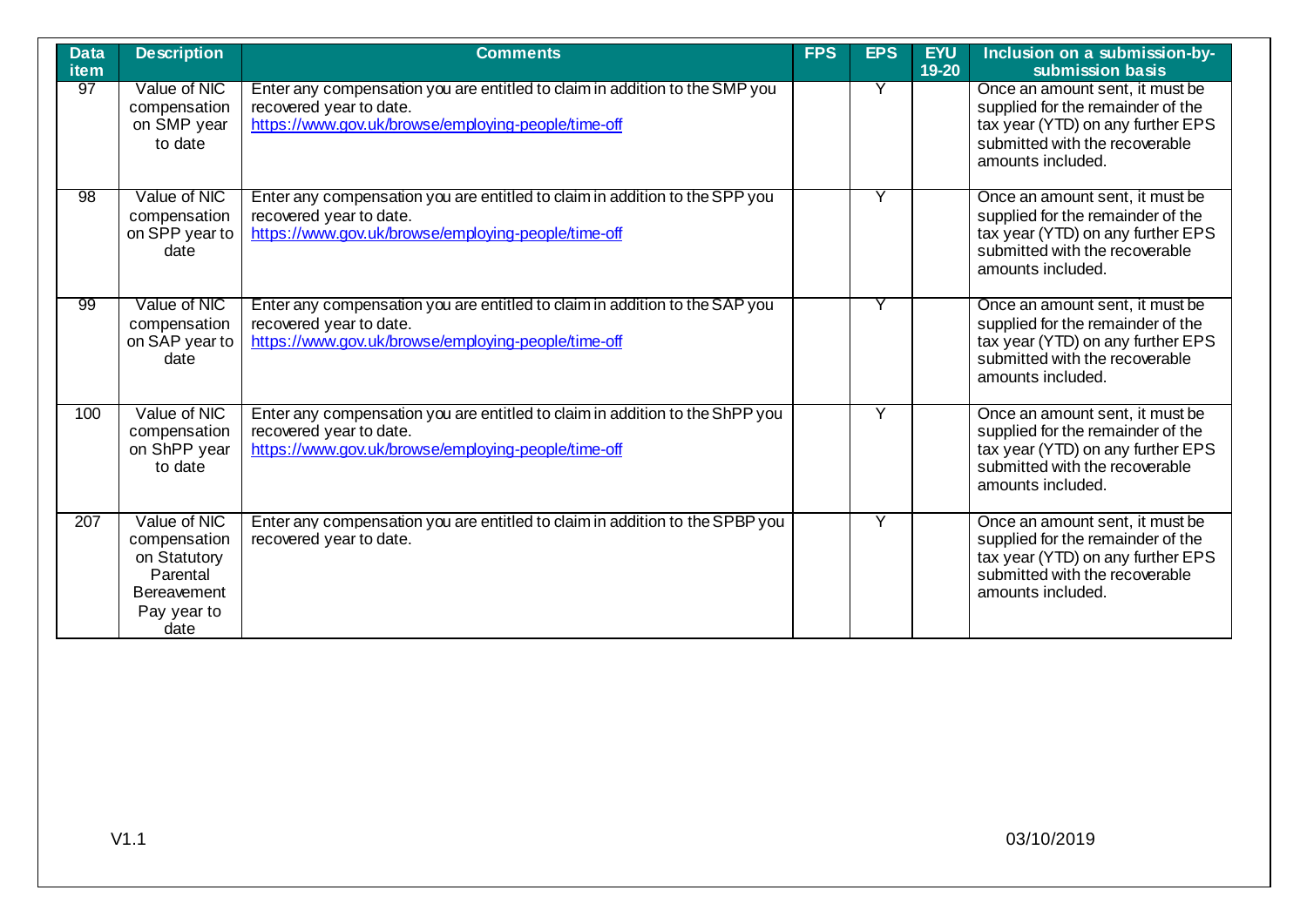| Data item | Description | Comments | FPS | EPS | EYU 19-20 | Inclusion on a submission-by-submission basis |
|---|---|---|---|---|---|---|
| 97 | Value of NIC compensation on SMP year to date | Enter any compensation you are entitled to claim in addition to the SMP you recovered year to date. https://www.gov.uk/browse/employing-people/time-off | | Y | | Once an amount sent, it must be supplied for the remainder of the tax year (YTD) on any further EPS submitted with the recoverable amounts included. |
| 98 | Value of NIC compensation on SPP year to date | Enter any compensation you are entitled to claim in addition to the SPP you recovered year to date. https://www.gov.uk/browse/employing-people/time-off | | Y | | Once an amount sent, it must be supplied for the remainder of the tax year (YTD) on any further EPS submitted with the recoverable amounts included. |
| 99 | Value of NIC compensation on SAP year to date | Enter any compensation you are entitled to claim in addition to the SAP you recovered year to date. https://www.gov.uk/browse/employing-people/time-off | | Y | | Once an amount sent, it must be supplied for the remainder of the tax year (YTD) on any further EPS submitted with the recoverable amounts included. |
| 100 | Value of NIC compensation on ShPP year to date | Enter any compensation you are entitled to claim in addition to the ShPP you recovered year to date. https://www.gov.uk/browse/employing-people/time-off | | Y | | Once an amount sent, it must be supplied for the remainder of the tax year (YTD) on any further EPS submitted with the recoverable amounts included. |
| 207 | Value of NIC compensation on Statutory Parental Bereavement Pay year to date | Enter any compensation you are entitled to claim in addition to the SPBP you recovered year to date. | | Y | | Once an amount sent, it must be supplied for the remainder of the tax year (YTD) on any further EPS submitted with the recoverable amounts included. |

V1.1 03/10/2019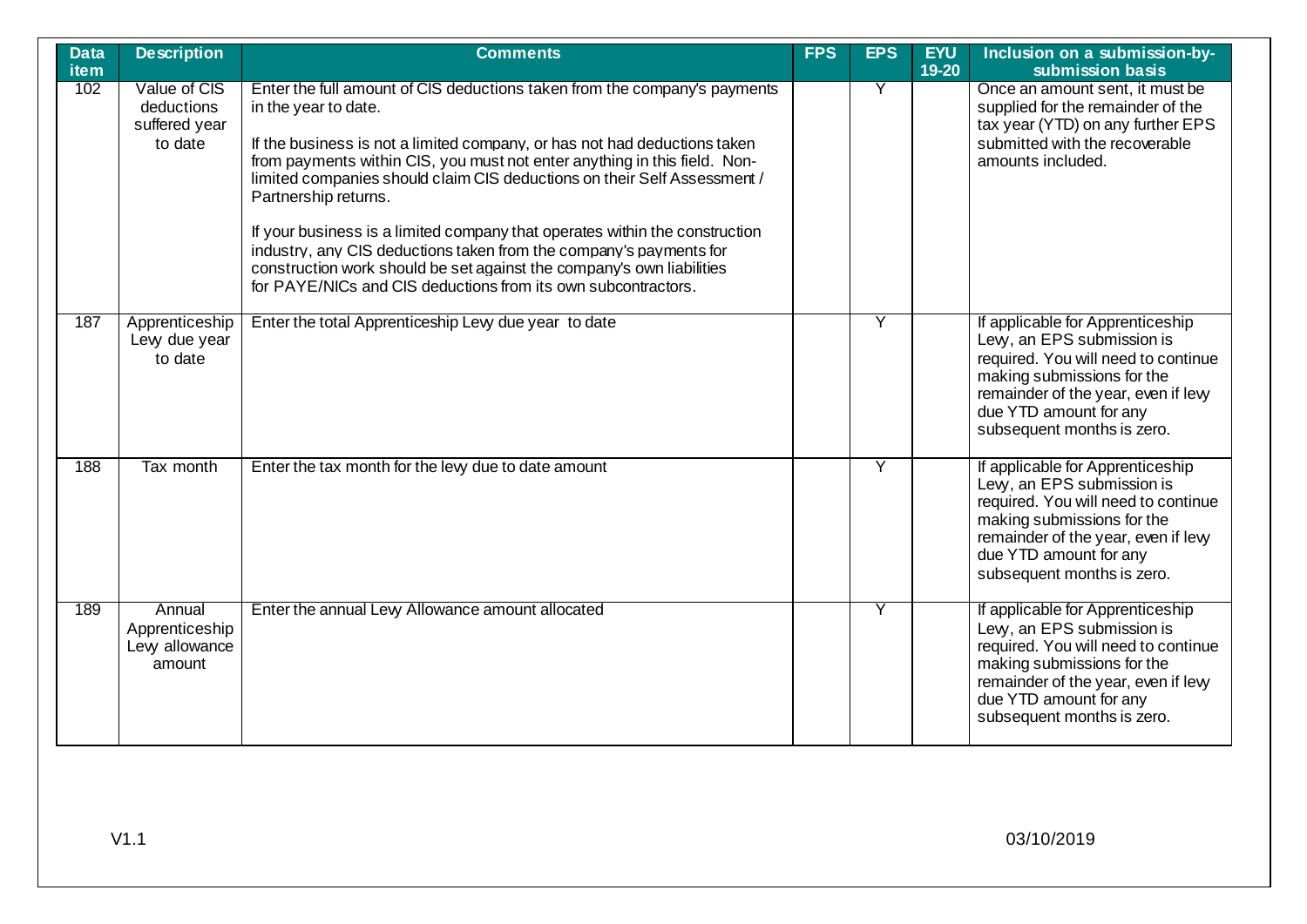| Data item | Description | Comments | FPS | EPS | EYU 19-20 | Inclusion on a submission-by-submission basis |
|---|---|---|---|---|---|---|
| 102 | Value of CIS deductions suffered year to date | Enter the full amount of CIS deductions taken from the company's payments in the year to date.<br><br>If the business is not a limited company, or has not had deductions taken from payments within CIS, you must not enter anything in this field. Non-limited companies should claim CIS deductions on their Self Assessment / Partnership returns.<br><br>If your business is a limited company that operates within the construction industry, any CIS deductions taken from the company's payments for construction work should be set against the company's own liabilities for PAYE/NICs and CIS deductions from its own subcontractors. | | Y | | Once an amount sent, it must be supplied for the remainder of the tax year (YTD) on any further EPS submitted with the recoverable amounts included. |
| 187 | Apprenticeship Levy due year to date | Enter the total Apprenticeship Levy due year to date | | Y | | If applicable for Apprenticeship Levy, an EPS submission is required. You will need to continue making submissions for the remainder of the year, even if levy due YTD amount for any subsequent months is zero. |
| 188 | Tax month | Enter the tax month for the levy due to date amount | | Y | | If applicable for Apprenticeship Levy, an EPS submission is required. You will need to continue making submissions for the remainder of the year, even if levy due YTD amount for any subsequent months is zero. |
| 189 | Annual Apprenticeship Levy allowance amount | Enter the annual Levy Allowance amount allocated | | Y | | If applicable for Apprenticeship Levy, an EPS submission is required. You will need to continue making submissions for the remainder of the year, even if levy due YTD amount for any subsequent months is zero. |

V1.1 03/10/2019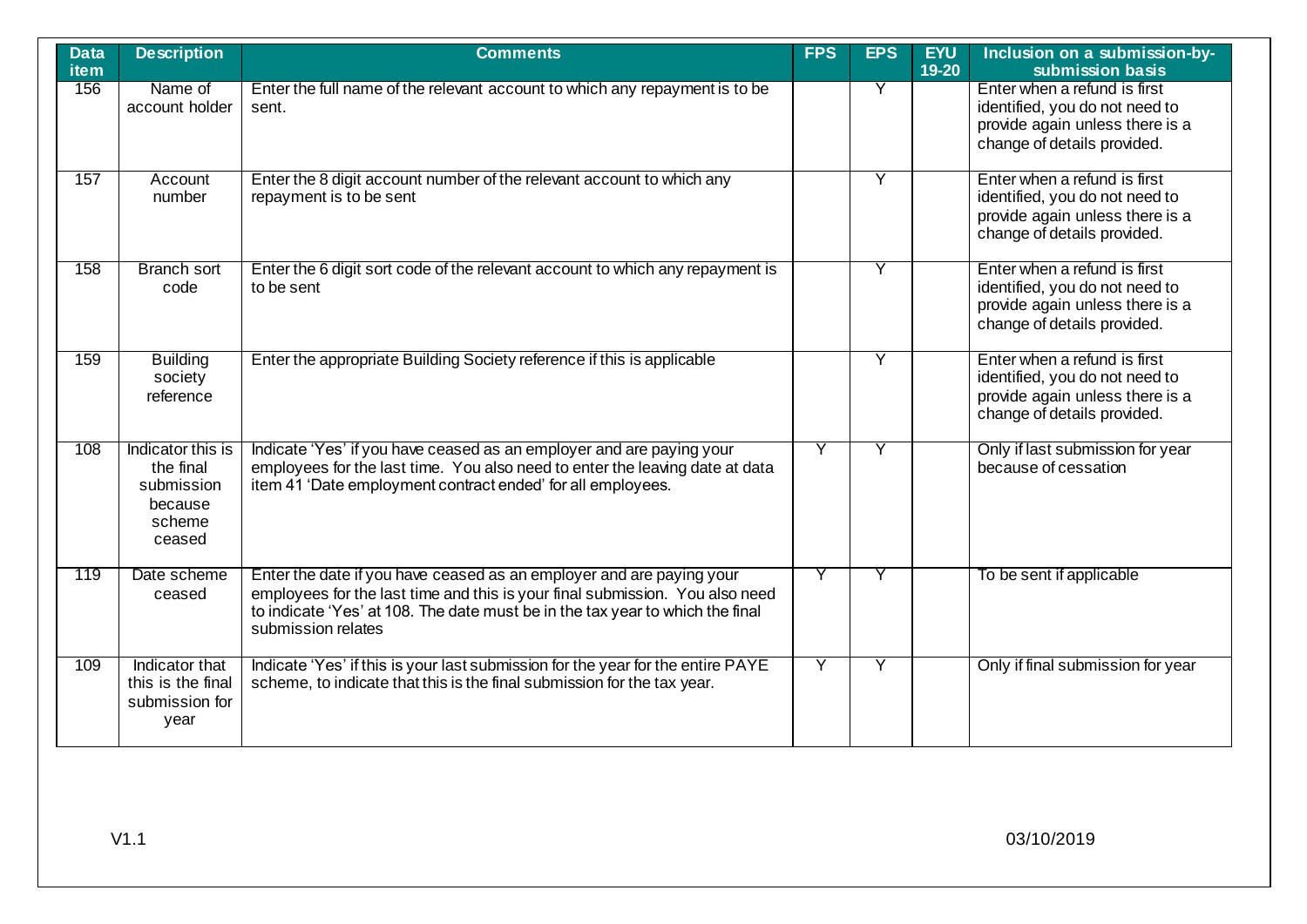| Data item | Description | Comments | FPS | EPS | EYU 19-20 | Inclusion on a submission-by-submission basis |
|---|---|---|---|---|---|---|
| 156 | Name of account holder | Enter the full name of the relevant account to which any repayment is to be sent. | | Y | | Enter when a refund is first identified, you do not need to provide again unless there is a change of details provided. |
| 157 | Account number | Enter the 8 digit account number of the relevant account to which any repayment is to be sent | | Y | | Enter when a refund is first identified, you do not need to provide again unless there is a change of details provided. |
| 158 | Branch sort code | Enter the 6 digit sort code of the relevant account to which any repayment is to be sent | | Y | | Enter when a refund is first identified, you do not need to provide again unless there is a change of details provided. |
| 159 | Building society reference | Enter the appropriate Building Society reference if this is applicable | | Y | | Enter when a refund is first identified, you do not need to provide again unless there is a change of details provided. |
| 108 | Indicator this is the final submission because scheme ceased | Indicate 'Yes' if you have ceased as an employer and are paying your employees for the last time. You also need to enter the leaving date at data item 41 'Date employment contract ended' for all employees. | Y | Y | | Only if last submission for year because of cessation |
| 119 | Date scheme ceased | Enter the date if you have ceased as an employer and are paying your employees for the last time and this is your final submission. You also need to indicate 'Yes' at 108. The date must be in the tax year to which the final submission relates | Y | Y | | To be sent if applicable |
| 109 | Indicator that this is the final submission for year | Indicate 'Yes' if this is your last submission for the year for the entire PAYE scheme, to indicate that this is the final submission for the tax year. | Y | Y | | Only if final submission for year |

V1.1 03/10/2019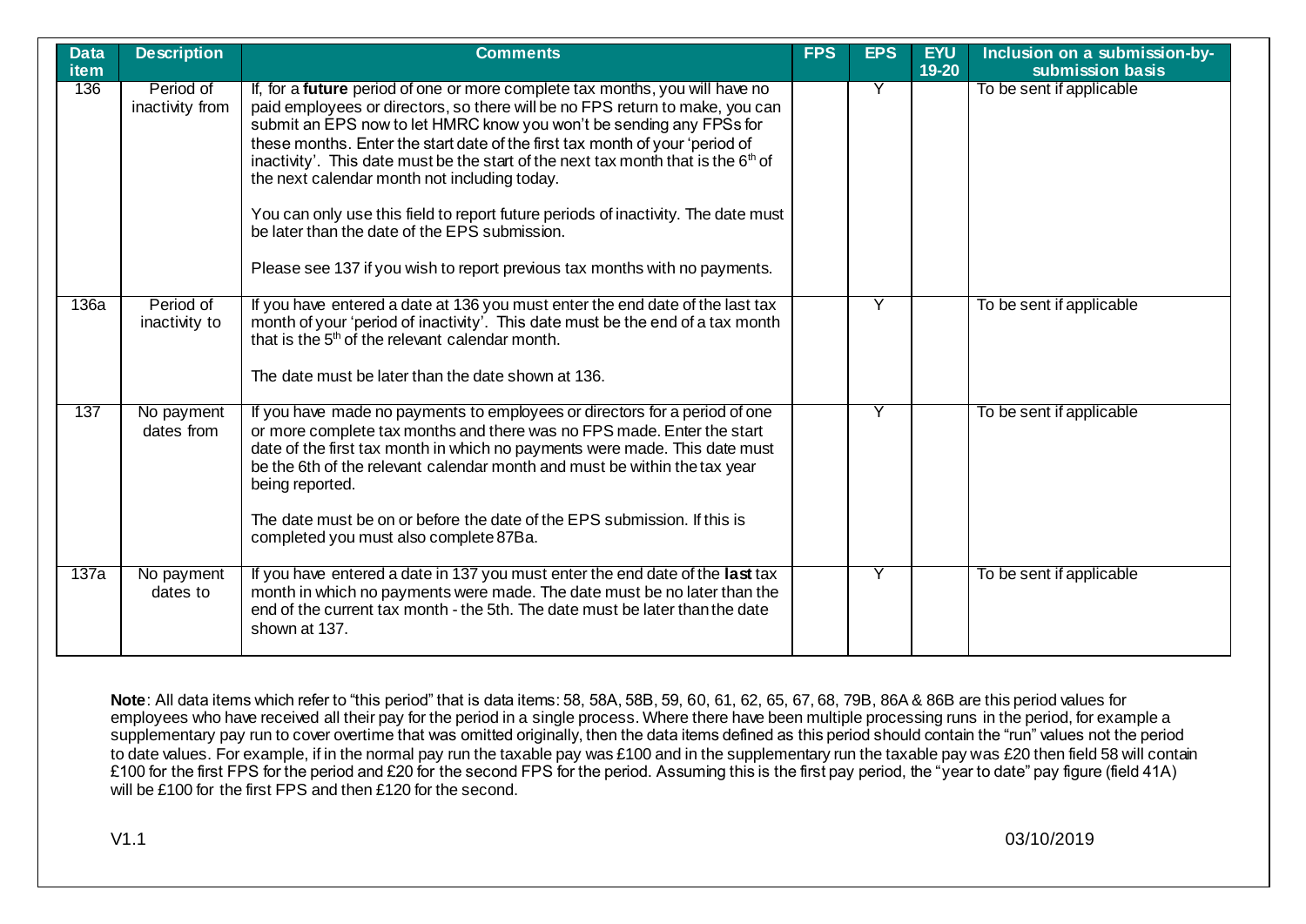| Data item | Description | Comments | FPS | EPS | EYU 19-20 | Inclusion on a submission-by-submission basis |
|---|---|---|---|---|---|---|
| 136 | Period of inactivity from | If, for a **future** period of one or more complete tax months, you will have no paid employees or directors, so there will be no FPS return to make, you can submit an EPS now to let HMRC know you won't be sending any FPSs for these months. Enter the start date of the first tax month of your 'period of inactivity'. This date must be the start of the next tax month that is the 6th of the next calendar month not including today.<br><br>You can only use this field to report future periods of inactivity. The date must be later than the date of the EPS submission.<br><br>Please see 137 if you wish to report previous tax months with no payments. | | Y | | To be sent if applicable |
| 136a | Period of inactivity to | If you have entered a date at 136 you must enter the end date of the last tax month of your 'period of inactivity'. This date must be the end of a tax month that is the 5th of the relevant calendar month.<br><br>The date must be later than the date shown at 136. | | Y | | To be sent if applicable |
| 137 | No payment dates from | If you have made no payments to employees or directors for a period of one or more complete tax months and there was no FPS made. Enter the start date of the first tax month in which no payments were made. This date must be the 6th of the relevant calendar month and must be within the tax year being reported.<br><br>The date must be on or before the date of the EPS submission. If this is completed you must also complete 87Ba. | | Y | | To be sent if applicable |
| 137a | No payment dates to | If you have entered a date in 137 you must enter the end date of the **last** tax month in which no payments were made. The date must be no later than the end of the current tax month - the 5th. The date must be later than the date shown at 137. | | Y | | To be sent if applicable |

**Note**: All data items which refer to "this period" that is data items: 58, 58A, 58B, 59, 60, 61, 62, 65, 67, 68, 79B, 86A & 86B are this period values for employees who have received all their pay for the period in a single process. Where there have been multiple processing runs in the period, for example a supplementary pay run to cover overtime that was omitted originally, then the data items defined as this period should contain the "run" values not the period to date values. For example, if in the normal pay run the taxable pay was £100 and in the supplementary run the taxable pay was £20 then field 58 will contain £100 for the first FPS for the period and £20 for the second FPS for the period. Assuming this is the first pay period, the "year to date" pay figure (field 41A) will be £100 for the first FPS and then £120 for the second.

V1.1 03/10/2019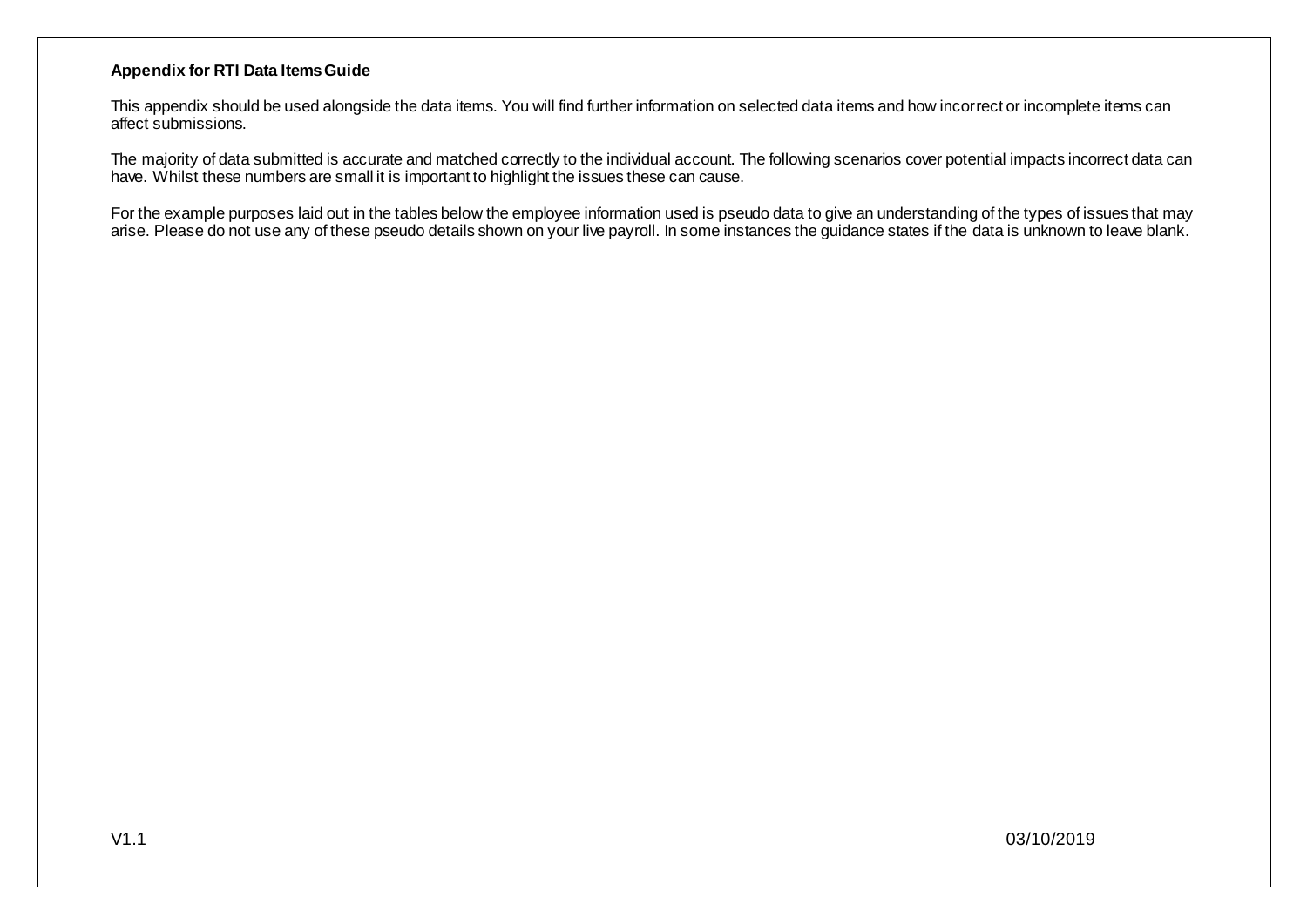**Appendix for RTI Data Items Guide**

This appendix should be used alongside the data items. You will find further information on selected data items and how incorrect or incomplete items can affect submissions.

The majority of data submitted is accurate and matched correctly to the individual account. The following scenarios cover potential impacts incorrect data can have. Whilst these numbers are small it is important to highlight the issues these can cause.

For the example purposes laid out in the tables below the employee information used is pseudo data to give an understanding of the types of issues that may arise. Please do not use any of these pseudo details shown on your live payroll. In some instances the guidance states if the data is unknown to leave blank.

V1.1 03/10/2019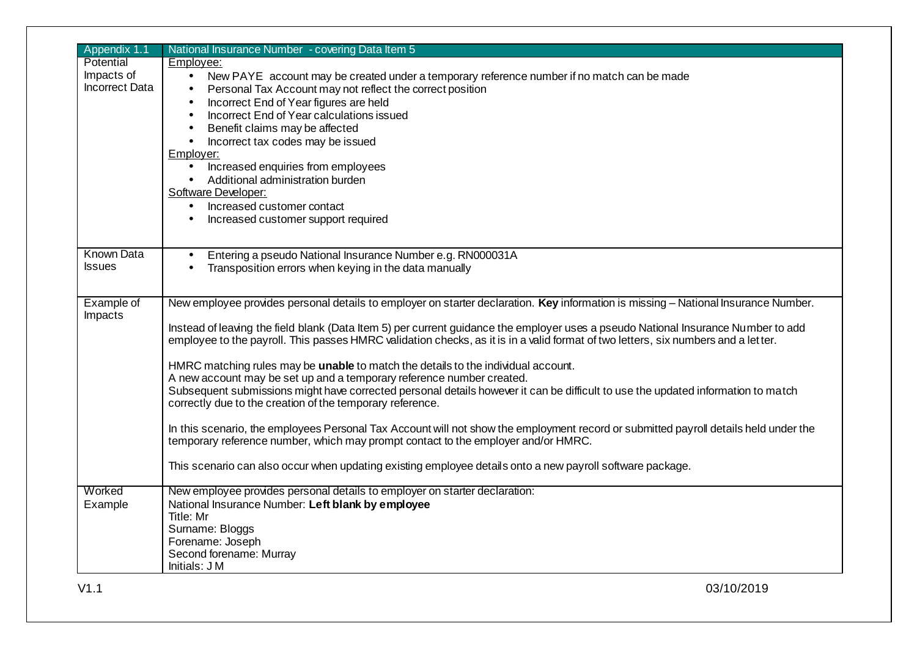| Appendix 1.1 | National Insurance Number - covering Data Item 5 |
|---|---|
| Potential Impacts of Incorrect Data | Employee:<br>• New PAYE account may be created under a temporary reference number if no match can be made<br>• Personal Tax Account may not reflect the correct position<br>• Incorrect End of Year figures are held<br>• Incorrect End of Year calculations issued<br>• Benefit claims may be affected<br>• Incorrect tax codes may be issued<br>Employer:<br>• Increased enquiries from employees<br>• Additional administration burden<br>Software Developer:<br>• Increased customer contact<br>• Increased customer support required |
| Known Data Issues | • Entering a pseudo National Insurance Number e.g. RN000031A<br>• Transposition errors when keying in the data manually |
| Example of Impacts | New employee provides personal details to employer on starter declaration. **Key** information is missing – National Insurance Number.<br><br>Instead of leaving the field blank (Data Item 5) per current guidance the employer uses a pseudo National Insurance Number to add employee to the payroll. This passes HMRC validation checks, as it is in a valid format of two letters, six numbers and a letter.<br><br>HMRC matching rules may be **unable** to match the details to the individual account.<br>A new account may be set up and a temporary reference number created.<br>Subsequent submissions might have corrected personal details however it can be difficult to use the updated information to match correctly due to the creation of the temporary reference.<br><br>In this scenario, the employees Personal Tax Account will not show the employment record or submitted payroll details held under the temporary reference number, which may prompt contact to the employer and/or HMRC.<br><br>This scenario can also occur when updating existing employee details onto a new payroll software package. |
| Worked Example | New employee provides personal details to employer on starter declaration:<br>National Insurance Number: **Left blank by employee**<br>Title: Mr<br>Surname: Bloggs<br>Forename: Joseph<br>Second forename: Murray<br>Initials: J M |

V1.1 03/10/2019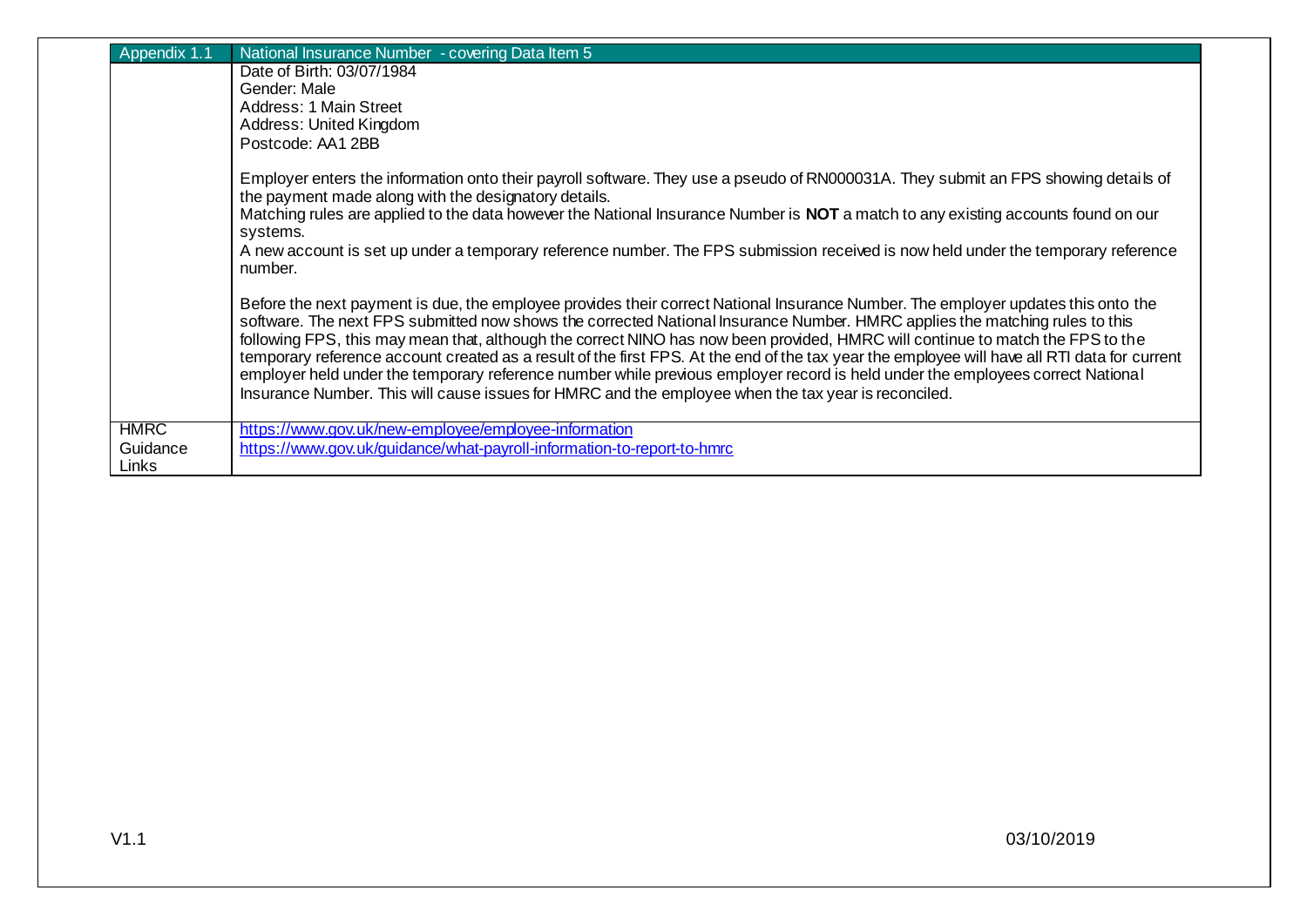| Appendix 1.1 | National Insurance Number - covering Data Item 5 |
|---|---|
| | Date of Birth: 03/07/1984<br>Gender: Male<br>Address: 1 Main Street<br>Address: United Kingdom<br>Postcode: AA1 2BB<br><br>Employer enters the information onto their payroll software. They use a pseudo of RN000031A. They submit an FPS showing details of the payment made along with the designatory details.<br>Matching rules are applied to the data however the National Insurance Number is **NOT** a match to any existing accounts found on our systems.<br>A new account is set up under a temporary reference number. The FPS submission received is now held under the temporary reference number.<br><br>Before the next payment is due, the employee provides their correct National Insurance Number. The employer updates this onto the software. The next FPS submitted now shows the corrected National Insurance Number. HMRC applies the matching rules to this following FPS, this may mean that, although the correct NINO has now been provided, HMRC will continue to match the FPS to the temporary reference account created as a result of the first FPS. At the end of the tax year the employee will have all RTI data for current employer held under the temporary reference number while previous employer record is held under the employees correct National Insurance Number. This will cause issues for HMRC and the employee when the tax year is reconciled. |
| HMRC Guidance Links | https://www.gov.uk/new-employee/employee-information<br>https://www.gov.uk/guidance/what-payroll-information-to-report-to-hmrc |

V1.1 03/10/2019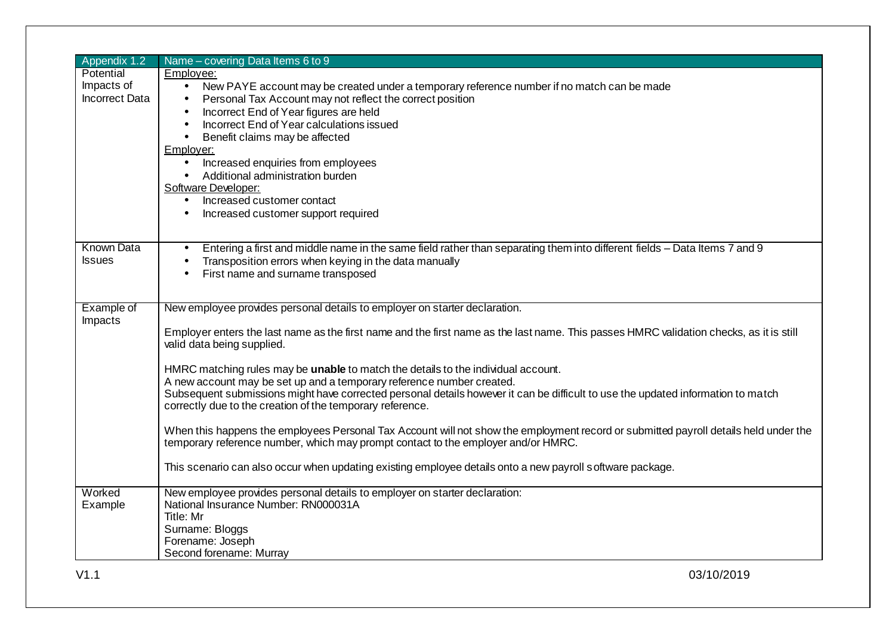| Appendix 1.2 | Name – covering Data Items 6 to 9 |
|---|---|
| Potential Impacts of Incorrect Data | Employee:<br>• New PAYE account may be created under a temporary reference number if no match can be made<br>• Personal Tax Account may not reflect the correct position<br>• Incorrect End of Year figures are held<br>• Incorrect End of Year calculations issued<br>• Benefit claims may be affected<br>Employer:<br>• Increased enquiries from employees<br>• Additional administration burden<br>Software Developer:<br>• Increased customer contact<br>• Increased customer support required |
| Known Data Issues | • Entering a first and middle name in the same field rather than separating them into different fields – Data Items 7 and 9<br>• Transposition errors when keying in the data manually<br>• First name and surname transposed |
| Example of Impacts | New employee provides personal details to employer on starter declaration.<br><br>Employer enters the last name as the first name and the first name as the last name. This passes HMRC validation checks, as it is still valid data being supplied.<br><br>HMRC matching rules may be **unable** to match the details to the individual account.<br>A new account may be set up and a temporary reference number created.<br>Subsequent submissions might have corrected personal details however it can be difficult to use the updated information to match correctly due to the creation of the temporary reference.<br><br>When this happens the employees Personal Tax Account will not show the employment record or submitted payroll details held under the temporary reference number, which may prompt contact to the employer and/or HMRC.<br><br>This scenario can also occur when updating existing employee details onto a new payroll software package. |
| Worked Example | New employee provides personal details to employer on starter declaration:<br>National Insurance Number: RN000031A<br>Title: Mr<br>Surname: Bloggs<br>Forename: Joseph<br>Second forename: Murray |

V1.1 03/10/2019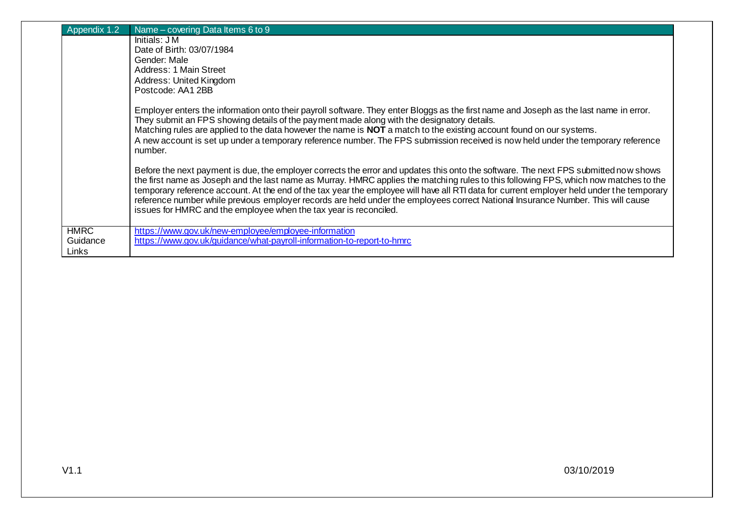| Appendix 1.2 | Name – covering Data Items 6 to 9 |
|---|---|
| | Initials: J M<br>Date of Birth: 03/07/1984<br>Gender: Male<br>Address: 1 Main Street<br>Address: United Kingdom<br>Postcode: AA1 2BB<br><br>Employer enters the information onto their payroll software. They enter Bloggs as the first name and Joseph as the last name in error. They submit an FPS showing details of the payment made along with the designatory details.<br>Matching rules are applied to the data however the name is **NOT** a match to the existing account found on our systems.<br>A new account is set up under a temporary reference number. The FPS submission received is now held under the temporary reference number.<br><br>Before the next payment is due, the employer corrects the error and updates this onto the software. The next FPS submitted now shows the first name as Joseph and the last name as Murray. HMRC applies the matching rules to this following FPS, which now matches to the temporary reference account. At the end of the tax year the employee will have all RTI data for current employer held under the temporary reference number while previous employer records are held under the employees correct National Insurance Number. This will cause issues for HMRC and the employee when the tax year is reconciled. |
| HMRC Guidance Links | https://www.gov.uk/new-employee/employee-information<br>https://www.gov.uk/guidance/what-payroll-information-to-report-to-hmrc |

V1.1 03/10/2019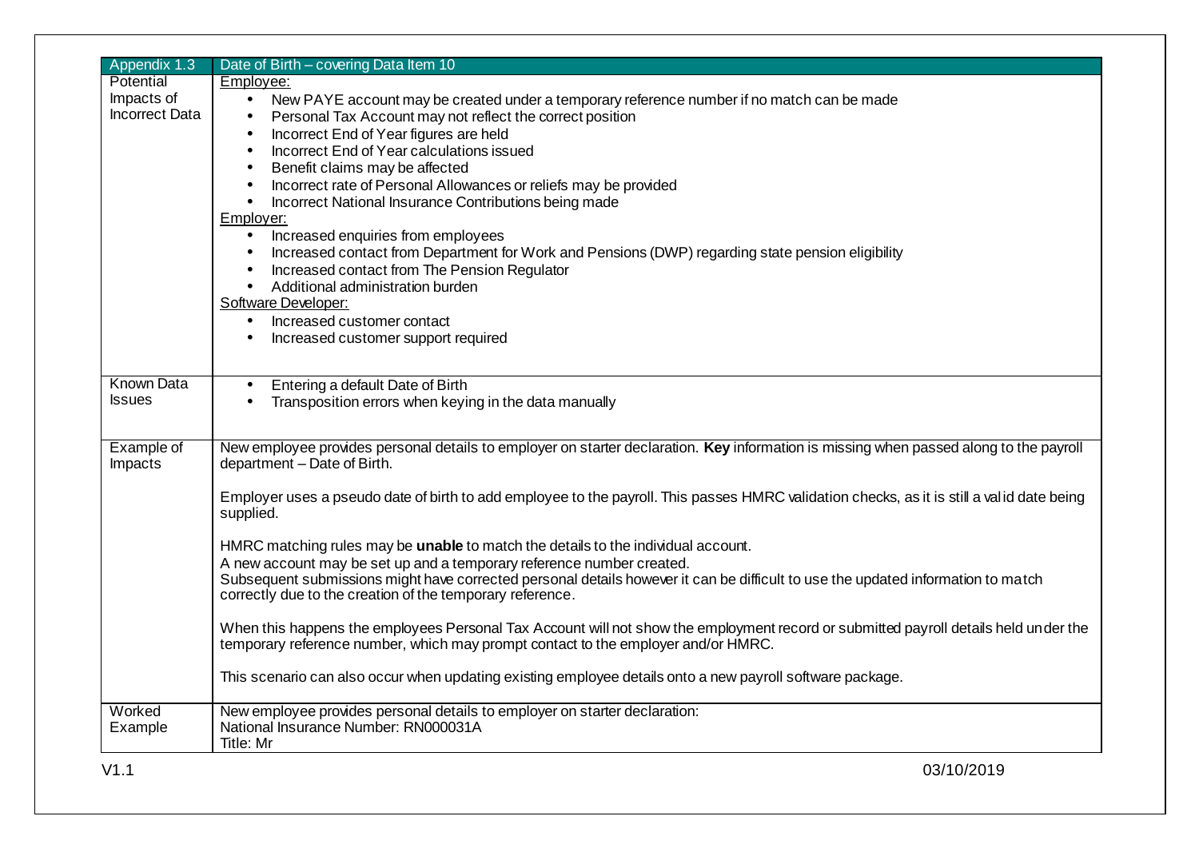| Appendix 1.3 | Date of Birth – covering Data Item 10 |
|---|---|
| Potential Impacts of Incorrect Data | <u>Employee:</u><br>• New PAYE account may be created under a temporary reference number if no match can be made<br>• Personal Tax Account may not reflect the correct position<br>• Incorrect End of Year figures are held<br>• Incorrect End of Year calculations issued<br>• Benefit claims may be affected<br>• Incorrect rate of Personal Allowances or reliefs may be provided<br>• Incorrect National Insurance Contributions being made<br><u>Employer:</u><br>• Increased enquiries from employees<br>• Increased contact from Department for Work and Pensions (DWP) regarding state pension eligibility<br>• Increased contact from The Pension Regulator<br>• Additional administration burden<br><u>Software Developer:</u><br>• Increased customer contact<br>• Increased customer support required |
| Known Data Issues | • Entering a default Date of Birth<br>• Transposition errors when keying in the data manually |
| Example of Impacts | New employee provides personal details to employer on starter declaration. **Key** information is missing when passed along to the payroll department – Date of Birth.<br><br>Employer uses a pseudo date of birth to add employee to the payroll. This passes HMRC validation checks, as it is still a valid date being supplied.<br><br>HMRC matching rules may be **unable** to match the details to the individual account.<br>A new account may be set up and a temporary reference number created.<br>Subsequent submissions might have corrected personal details however it can be difficult to use the updated information to match correctly due to the creation of the temporary reference.<br><br>When this happens the employees Personal Tax Account will not show the employment record or submitted payroll details held under the temporary reference number, which may prompt contact to the employer and/or HMRC.<br><br>This scenario can also occur when updating existing employee details onto a new payroll software package. |
| Worked Example | New employee provides personal details to employer on starter declaration:<br>National Insurance Number: RN000031A<br>Title: Mr |

V1.1 03/10/2019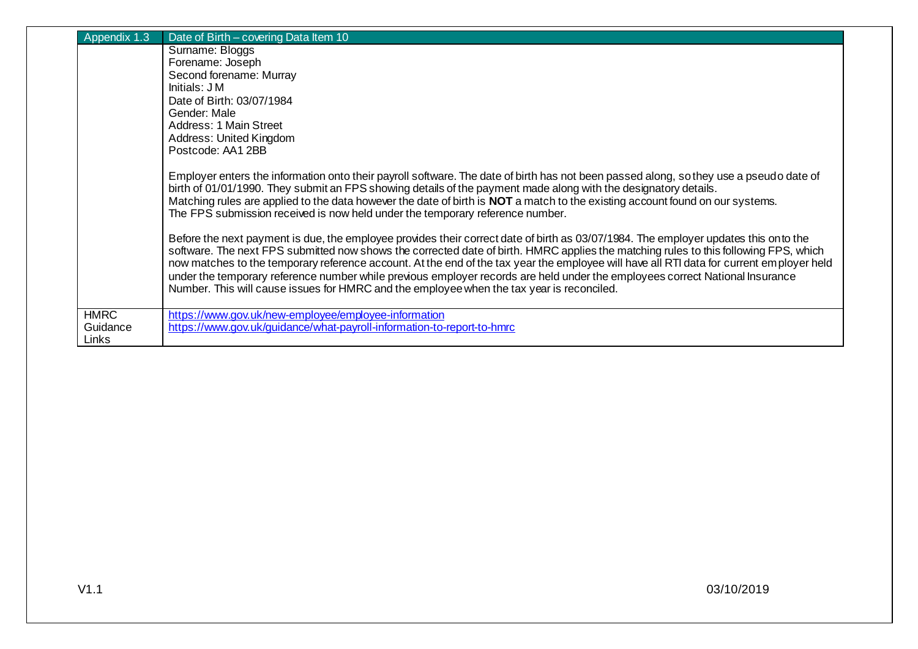| Appendix 1.3 | Date of Birth – covering Data Item 10 |
|---|---|
| | Surname: Bloggs<br>Forename: Joseph<br>Second forename: Murray<br>Initials: J M<br>Date of Birth: 03/07/1984<br>Gender: Male<br>Address: 1 Main Street<br>Address: United Kingdom<br>Postcode: AA1 2BB<br><br>Employer enters the information onto their payroll software. The date of birth has not been passed along, so they use a pseudo date of birth of 01/01/1990. They submit an FPS showing details of the payment made along with the designatory details.<br>Matching rules are applied to the data however the date of birth is **NOT** a match to the existing account found on our systems.<br>The FPS submission received is now held under the temporary reference number.<br><br>Before the next payment is due, the employee provides their correct date of birth as 03/07/1984. The employer updates this onto the software. The next FPS submitted now shows the corrected date of birth. HMRC applies the matching rules to this following FPS, which now matches to the temporary reference account. At the end of the tax year the employee will have all RTI data for current employer held under the temporary reference number while previous employer records are held under the employees correct National Insurance Number. This will cause issues for HMRC and the employee when the tax year is reconciled. |
| HMRC Guidance Links | https://www.gov.uk/new-employee/employee-information<br>https://www.gov.uk/guidance/what-payroll-information-to-report-to-hmrc |

V1.1 03/10/2019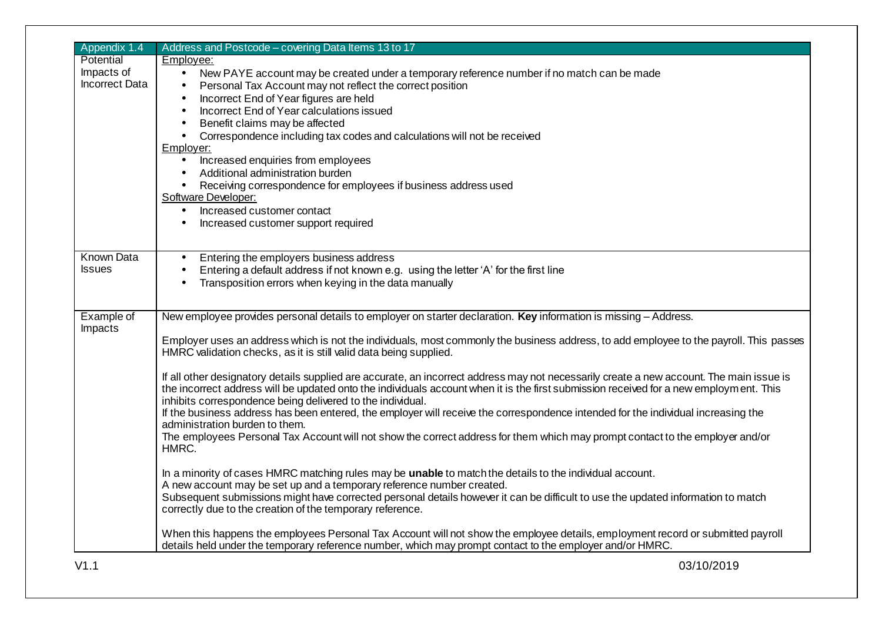| Appendix 1.4 | Address and Postcode – covering Data Items 13 to 17 |
|---|---|
| Potential Impacts of Incorrect Data | Employee:<br>• New PAYE account may be created under a temporary reference number if no match can be made<br>• Personal Tax Account may not reflect the correct position<br>• Incorrect End of Year figures are held<br>• Incorrect End of Year calculations issued<br>• Benefit claims may be affected<br>• Correspondence including tax codes and calculations will not be received<br>Employer:<br>• Increased enquiries from employees<br>• Additional administration burden<br>• Receiving correspondence for employees if business address used<br>Software Developer:<br>• Increased customer contact<br>• Increased customer support required |
| Known Data Issues | • Entering the employers business address<br>• Entering a default address if not known e.g. using the letter 'A' for the first line<br>• Transposition errors when keying in the data manually |
| Example of Impacts | New employee provides personal details to employer on starter declaration. **Key** information is missing – Address.<br><br>Employer uses an address which is not the individuals, most commonly the business address, to add employee to the payroll. This passes HMRC validation checks, as it is still valid data being supplied.<br><br>If all other designatory details supplied are accurate, an incorrect address may not necessarily create a new account. The main issue is the incorrect address will be updated onto the individuals account when it is the first submission received for a new employment. This inhibits correspondence being delivered to the individual.<br>If the business address has been entered, the employer will receive the correspondence intended for the individual increasing the administration burden to them.<br>The employees Personal Tax Account will not show the correct address for them which may prompt contact to the employer and/or HMRC.<br><br>In a minority of cases HMRC matching rules may be **unable** to match the details to the individual account.<br>A new account may be set up and a temporary reference number created.<br>Subsequent submissions might have corrected personal details however it can be difficult to use the updated information to match correctly due to the creation of the temporary reference.<br><br>When this happens the employees Personal Tax Account will not show the employee details, employment record or submitted payroll details held under the temporary reference number, which may prompt contact to the employer and/or HMRC. |

V1.1 03/10/2019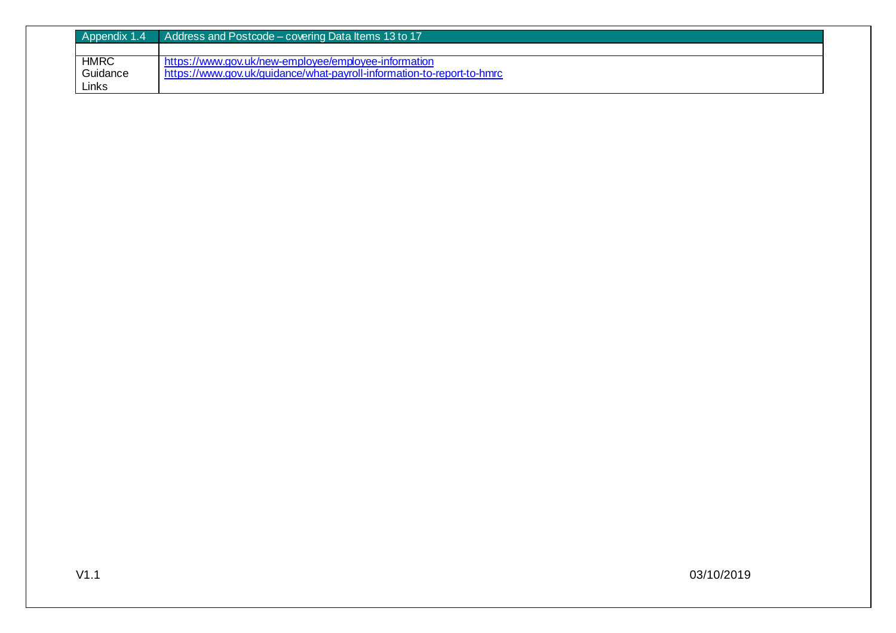| Appendix 1.4 | Address and Postcode – covering Data Items 13 to 17 |
|---|---|
| | |
| HMRC Guidance Links | https://www.gov.uk/new-employee/employee-information<br>https://www.gov.uk/guidance/what-payroll-information-to-report-to-hmrc |

V1.1 03/10/2019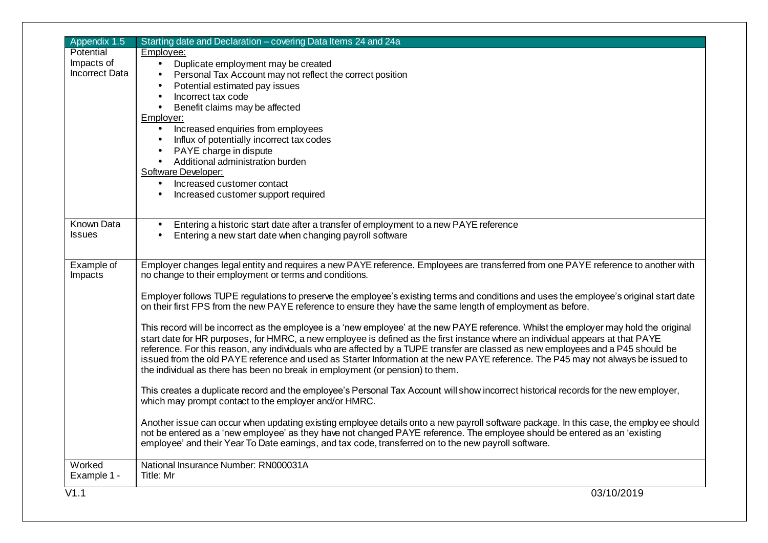| Appendix 1.5 | Starting date and Declaration – covering Data Items 24 and 24a |
|---|---|
| Potential Impacts of Incorrect Data | Employee:<br>• Duplicate employment may be created<br>• Personal Tax Account may not reflect the correct position<br>• Potential estimated pay issues<br>• Incorrect tax code<br>• Benefit claims may be affected<br>Employer:<br>• Increased enquiries from employees<br>• Influx of potentially incorrect tax codes<br>• PAYE charge in dispute<br>• Additional administration burden<br>Software Developer:<br>• Increased customer contact<br>• Increased customer support required |
| Known Data Issues | • Entering a historic start date after a transfer of employment to a new PAYE reference<br>• Entering a new start date when changing payroll software |
| Example of Impacts | Employer changes legal entity and requires a new PAYE reference. Employees are transferred from one PAYE reference to another with no change to their employment or terms and conditions.<br><br>Employer follows TUPE regulations to preserve the employee's existing terms and conditions and uses the employee's original start date on their first FPS from the new PAYE reference to ensure they have the same length of employment as before.<br><br>This record will be incorrect as the employee is a 'new employee' at the new PAYE reference. Whilst the employer may hold the original start date for HR purposes, for HMRC, a new employee is defined as the first instance where an individual appears at that PAYE reference. For this reason, any individuals who are affected by a TUPE transfer are classed as new employees and a P45 should be issued from the old PAYE reference and used as Starter Information at the new PAYE reference. The P45 may not always be issued to the individual as there has been no break in employment (or pension) to them.<br><br>This creates a duplicate record and the employee's Personal Tax Account will show incorrect historical records for the new employer, which may prompt contact to the employer and/or HMRC.<br><br>Another issue can occur when updating existing employee details onto a new payroll software package. In this case, the employee should not be entered as a 'new employee' as they have not changed PAYE reference. The employee should be entered as an 'existing employee' and their Year To Date earnings, and tax code, transferred on to the new payroll software. |
| Worked Example 1 - | National Insurance Number: RN000031A<br>Title: Mr |

V1.1 03/10/2019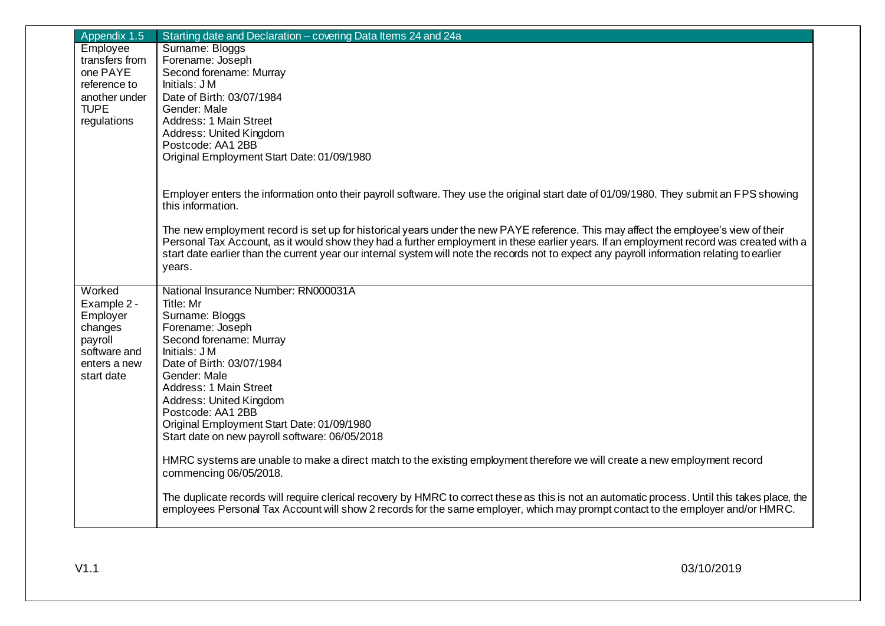| Appendix 1.5 | Starting date and Declaration – covering Data Items 24 and 24a |
|---|---|
| Employee transfers from one PAYE reference to another under TUPE regulations | Surname: Bloggs<br>Forename: Joseph<br>Second forename: Murray<br>Initials: J M<br>Date of Birth: 03/07/1984<br>Gender: Male<br>Address: 1 Main Street<br>Address: United Kingdom<br>Postcode: AA1 2BB<br>Original Employment Start Date: 01/09/1980<br><br>Employer enters the information onto their payroll software. They use the original start date of 01/09/1980. They submit an FPS showing this information.<br><br>The new employment record is set up for historical years under the new PAYE reference. This may affect the employee's view of their Personal Tax Account, as it would show they had a further employment in these earlier years. If an employment record was created with a start date earlier than the current year our internal system will note the records not to expect any payroll information relating to earlier years. |
| Worked Example 2 - Employer changes payroll software and enters a new start date | National Insurance Number: RN000031A<br>Title: Mr<br>Surname: Bloggs<br>Forename: Joseph<br>Second forename: Murray<br>Initials: J M<br>Date of Birth: 03/07/1984<br>Gender: Male<br>Address: 1 Main Street<br>Address: United Kingdom<br>Postcode: AA1 2BB<br>Original Employment Start Date: 01/09/1980<br>Start date on new payroll software: 06/05/2018<br><br>HMRC systems are unable to make a direct match to the existing employment therefore we will create a new employment record commencing 06/05/2018.<br><br>The duplicate records will require clerical recovery by HMRC to correct these as this is not an automatic process. Until this takes place, the employees Personal Tax Account will show 2 records for the same employer, which may prompt contact to the employer and/or HMRC. |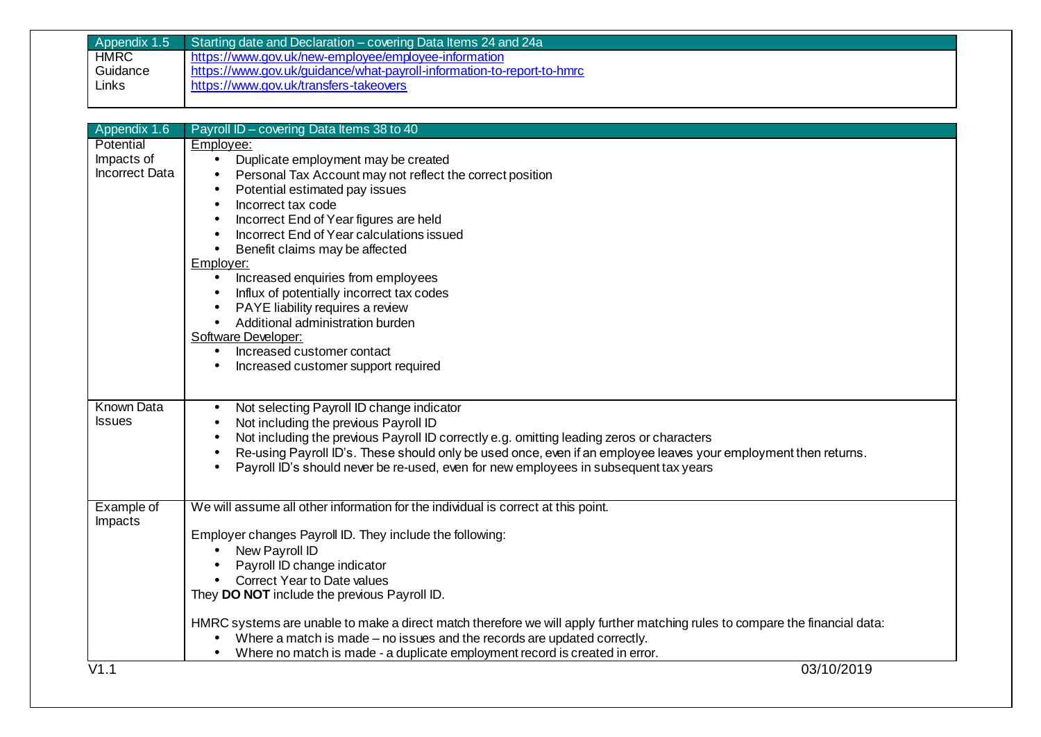| Appendix 1.5 | Starting date and Declaration – covering Data Items 24 and 24a |
|---|---|
| HMRC Guidance Links | https://www.gov.uk/new-employee/employee-information<br>https://www.gov.uk/guidance/what-payroll-information-to-report-to-hmrc<br>https://www.gov.uk/transfers-takeovers |

| Appendix 1.6 | Payroll ID – covering Data Items 38 to 40 |
|---|---|
| Potential Impacts of Incorrect Data | Employee:<br>• Duplicate employment may be created<br>• Personal Tax Account may not reflect the correct position<br>• Potential estimated pay issues<br>• Incorrect tax code<br>• Incorrect End of Year figures are held<br>• Incorrect End of Year calculations issued<br>• Benefit claims may be affected<br>Employer:<br>• Increased enquiries from employees<br>• Influx of potentially incorrect tax codes<br>• PAYE liability requires a review<br>• Additional administration burden<br>Software Developer:<br>• Increased customer contact<br>• Increased customer support required |
| Known Data Issues | • Not selecting Payroll ID change indicator<br>• Not including the previous Payroll ID<br>• Not including the previous Payroll ID correctly e.g. omitting leading zeros or characters<br>• Re-using Payroll ID's. These should only be used once, even if an employee leaves your employment then returns.<br>• Payroll ID's should never be re-used, even for new employees in subsequent tax years |
| Example of Impacts | We will assume all other information for the individual is correct at this point.<br><br>Employer changes Payroll ID. They include the following:<br>• New Payroll ID<br>• Payroll ID change indicator<br>• Correct Year to Date values<br>They **DO NOT** include the previous Payroll ID.<br><br>HMRC systems are unable to make a direct match therefore we will apply further matching rules to compare the financial data:<br>• Where a match is made – no issues and the records are updated correctly.<br>• Where no match is made - a duplicate employment record is created in error. |

V1.1 03/10/2019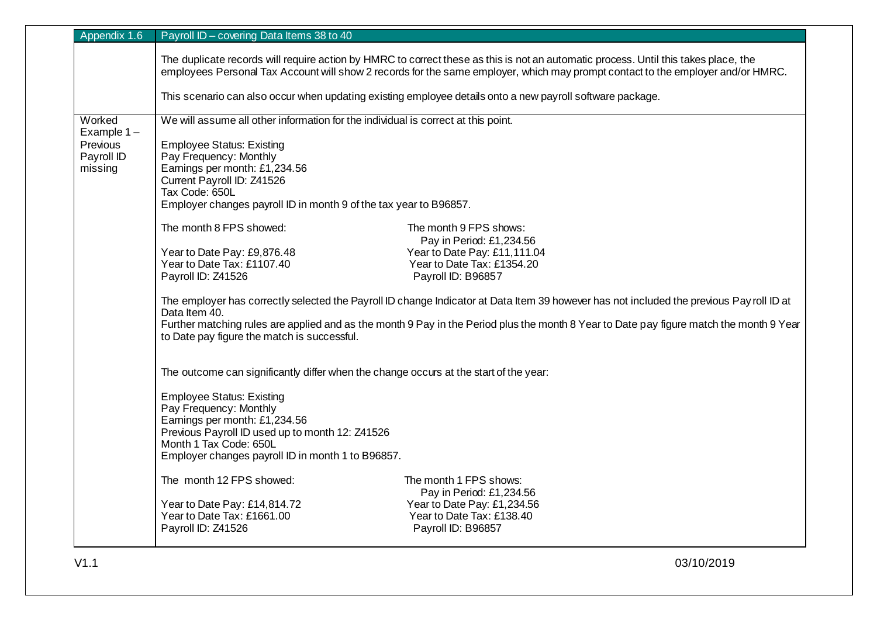| Appendix 1.6 | Payroll ID – covering Data Items 38 to 40 |
|---|---|
| | The duplicate records will require action by HMRC to correct these as this is not an automatic process. Until this takes place, the employees Personal Tax Account will show 2 records for the same employer, which may prompt contact to the employer and/or HMRC.<br><br>This scenario can also occur when updating existing employee details onto a new payroll software package. |
| Worked Example 1 – Previous Payroll ID missing | We will assume all other information for the individual is correct at this point.<br><br>Employee Status: Existing<br>Pay Frequency: Monthly<br>Earnings per month: £1,234.56<br>Current Payroll ID: Z41526<br>Tax Code: 650L<br>Employer changes payroll ID in month 9 of the tax year to B96857.<br><br>The month 8 FPS showed:<br>Year to Date Pay: £9,876.48<br>Year to Date Tax: £1107.40<br>Payroll ID: Z41526<br><br>The month 9 FPS shows:<br>Pay in Period: £1,234.56<br>Year to Date Pay: £11,111.04<br>Year to Date Tax: £1354.20<br>Payroll ID: B96857<br><br>The employer has correctly selected the Payroll ID change Indicator at Data Item 39 however has not included the previous Payroll ID at Data Item 40.<br>Further matching rules are applied and as the month 9 Pay in the Period plus the month 8 Year to Date pay figure match the month 9 Year to Date pay figure the match is successful.<br><br>The outcome can significantly differ when the change occurs at the start of the year:<br><br>Employee Status: Existing<br>Pay Frequency: Monthly<br>Earnings per month: £1,234.56<br>Previous Payroll ID used up to month 12: Z41526<br>Month 1 Tax Code: 650L<br>Employer changes payroll ID in month 1 to B96857.<br><br>The month 12 FPS showed:<br>Year to Date Pay: £14,814.72<br>Year to Date Tax: £1661.00<br>Payroll ID: Z41526<br><br>The month 1 FPS shows:<br>Pay in Period: £1,234.56<br>Year to Date Pay: £1,234.56<br>Year to Date Tax: £138.40<br>Payroll ID: B96857 |

V1.1 03/10/2019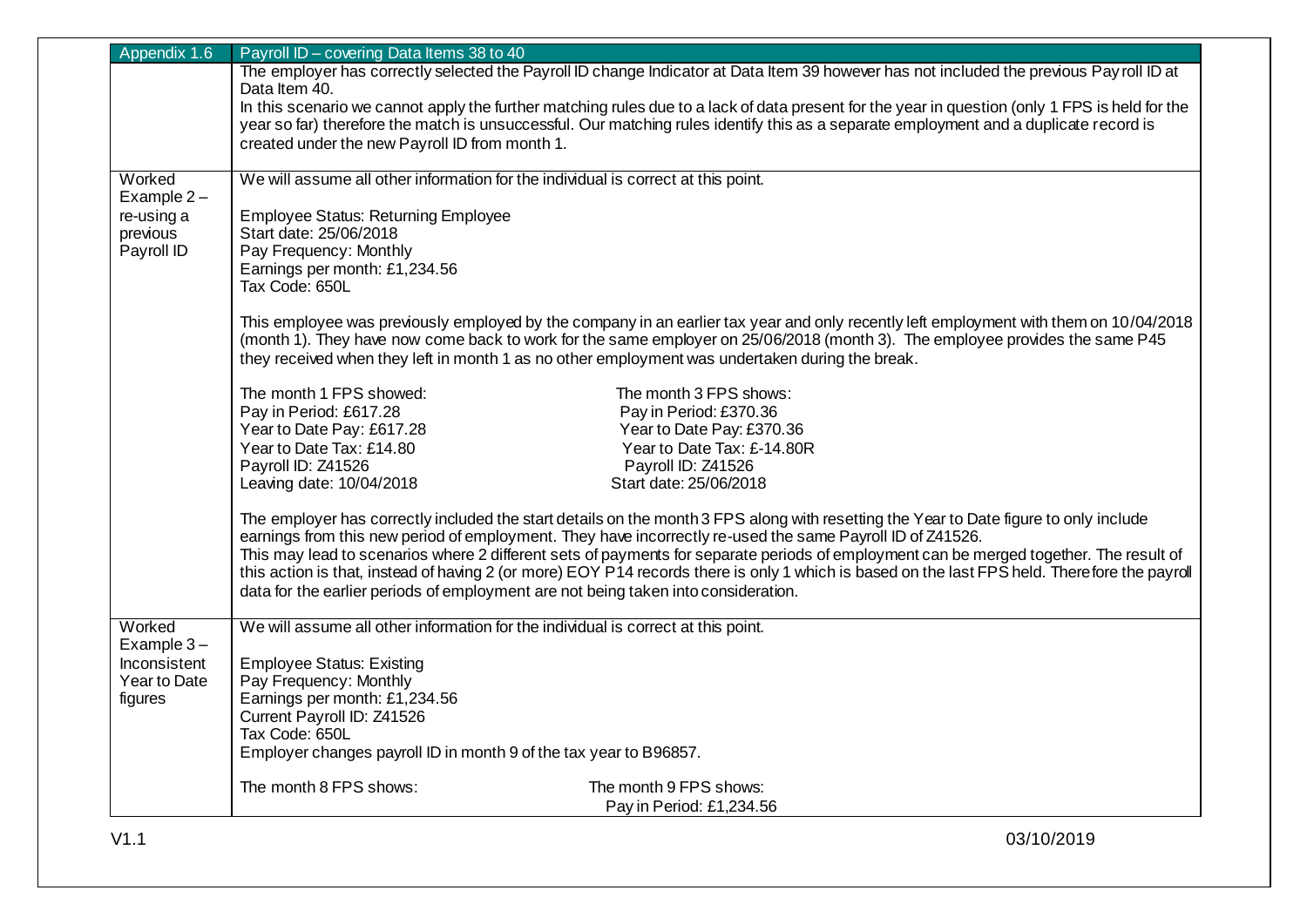| Appendix 1.6 | Payroll ID – covering Data Items 38 to 40 |
|---|---|
| | The employer has correctly selected the Payroll ID change Indicator at Data Item 39 however has not included the previous Payroll ID at Data Item 40.<br>In this scenario we cannot apply the further matching rules due to a lack of data present for the year in question (only 1 FPS is held for the year so far) therefore the match is unsuccessful. Our matching rules identify this as a separate employment and a duplicate record is created under the new Payroll ID from month 1. |
| Worked Example 2 – re-using a previous Payroll ID | We will assume all other information for the individual is correct at this point.<br><br>Employee Status: Returning Employee<br>Start date: 25/06/2018<br>Pay Frequency: Monthly<br>Earnings per month: £1,234.56<br>Tax Code: 650L<br><br>This employee was previously employed by the company in an earlier tax year and only recently left employment with them on 10/04/2018 (month 1). They have now come back to work for the same employer on 25/06/2018 (month 3). The employee provides the same P45 they received when they left in month 1 as no other employment was undertaken during the break.<br><br>The month 1 FPS showed:<br>Pay in Period: £617.28<br>Year to Date Pay: £617.28<br>Year to Date Tax: £14.80<br>Payroll ID: Z41526<br>Leaving date: 10/04/2018<br><br>The month 3 FPS shows:<br>Pay in Period: £370.36<br>Year to Date Pay: £370.36<br>Year to Date Tax: £-14.80R<br>Payroll ID: Z41526<br>Start date: 25/06/2018<br><br>The employer has correctly included the start details on the month 3 FPS along with resetting the Year to Date figure to only include earnings from this new period of employment. They have incorrectly re-used the same Payroll ID of Z41526.<br>This may lead to scenarios where 2 different sets of payments for separate periods of employment can be merged together. The result of this action is that, instead of having 2 (or more) EOY P14 records there is only 1 which is based on the last FPS held. Therefore the payroll data for the earlier periods of employment are not being taken into consideration. |
| Worked Example 3 – Inconsistent Year to Date figures | We will assume all other information for the individual is correct at this point.<br><br>Employee Status: Existing<br>Pay Frequency: Monthly<br>Earnings per month: £1,234.56<br>Current Payroll ID: Z41526<br>Tax Code: 650L<br>Employer changes payroll ID in month 9 of the tax year to B96857.<br><br>The month 8 FPS shows:<br><br>The month 9 FPS shows:<br>Pay in Period: £1,234.56 |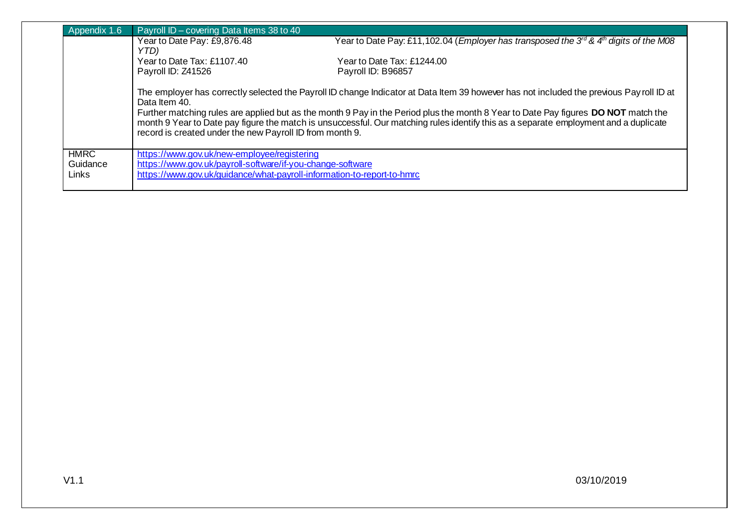| Appendix 1.6 | Payroll ID – covering Data Items 38 to 40 |
|---|---|
| | Year to Date Pay: £9,876.48 Year to Date Pay: £11,102.04 (*Employer has transposed the 3rd & 4th digits of the M08 YTD)*<br>Year to Date Tax: £1107.40 Year to Date Tax: £1244.00<br>Payroll ID: Z41526 Payroll ID: B96857<br><br>The employer has correctly selected the Payroll ID change Indicator at Data Item 39 however has not included the previous Pay roll ID at Data Item 40.<br>Further matching rules are applied but as the month 9 Pay in the Period plus the month 8 Year to Date Pay figures **DO NOT** match the month 9 Year to Date pay figure the match is unsuccessful. Our matching rules identify this as a separate employment and a duplicate record is created under the new Payroll ID from month 9. |
| HMRC Guidance Links | https://www.gov.uk/new-employee/registering<br>https://www.gov.uk/payroll-software/if-you-change-software<br>https://www.gov.uk/guidance/what-payroll-information-to-report-to-hmrc |

V1.1 03/10/2019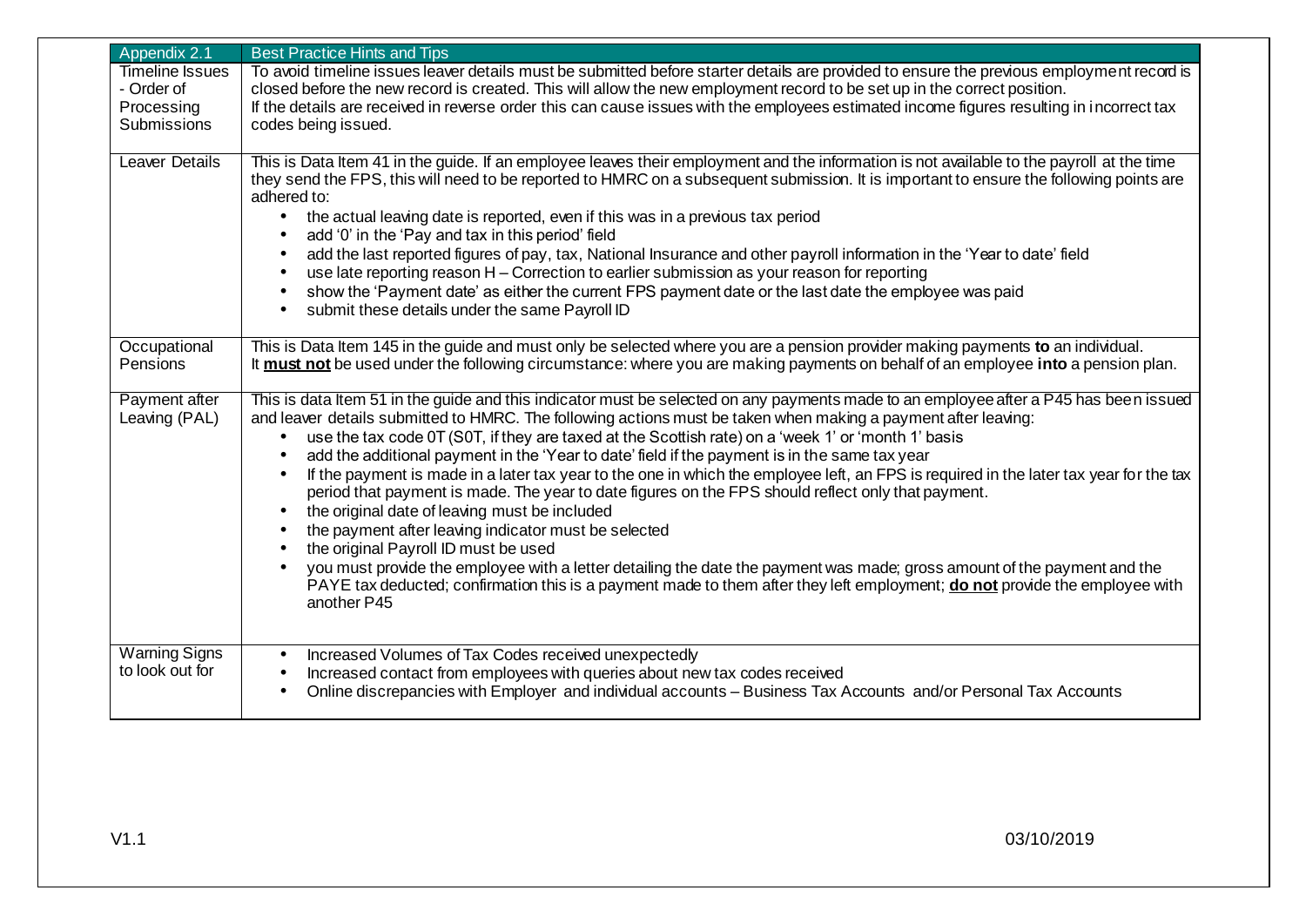| Appendix 2.1 | Best Practice Hints and Tips |
|---|---|
| Timeline Issues - Order of Processing Submissions | To avoid timeline issues leaver details must be submitted before starter details are provided to ensure the previous employment record is closed before the new record is created. This will allow the new employment record to be set up in the correct position.<br>If the details are received in reverse order this can cause issues with the employees estimated income figures resulting in incorrect tax codes being issued. |
| Leaver Details | This is Data Item 41 in the guide. If an employee leaves their employment and the information is not available to the payroll at the time they send the FPS, this will need to be reported to HMRC on a subsequent submission. It is important to ensure the following points are adhered to:<br>• the actual leaving date is reported, even if this was in a previous tax period<br>• add '0' in the 'Pay and tax in this period' field<br>• add the last reported figures of pay, tax, National Insurance and other payroll information in the 'Year to date' field<br>• use late reporting reason H – Correction to earlier submission as your reason for reporting<br>• show the 'Payment date' as either the current FPS payment date or the last date the employee was paid<br>• submit these details under the same Payroll ID |
| Occupational Pensions | This is Data Item 145 in the guide and must only be selected where you are a pension provider making payments **to** an individual.<br>It **must not** be used under the following circumstance: where you are making payments on behalf of an employee **into** a pension plan. |
| Payment after Leaving (PAL) | This is data Item 51 in the guide and this indicator must be selected on any payments made to an employee after a P45 has been issued and leaver details submitted to HMRC. The following actions must be taken when making a payment after leaving:<br>• use the tax code 0T (S0T, if they are taxed at the Scottish rate) on a 'week 1' or 'month 1' basis<br>• add the additional payment in the 'Year to date' field if the payment is in the same tax year<br>• If the payment is made in a later tax year to the one in which the employee left, an FPS is required in the later tax year for the tax period that payment is made. The year to date figures on the FPS should reflect only that payment.<br>• the original date of leaving must be included<br>• the payment after leaving indicator must be selected<br>• the original Payroll ID must be used<br>• you must provide the employee with a letter detailing the date the payment was made; gross amount of the payment and the PAYE tax deducted; confirmation this is a payment made to them after they left employment; **do not** provide the employee with another P45 |
| Warning Signs to look out for | • Increased Volumes of Tax Codes received unexpectedly<br>• Increased contact from employees with queries about new tax codes received<br>• Online discrepancies with Employer and individual accounts – Business Tax Accounts and/or Personal Tax Accounts |

V1.1 03/10/2019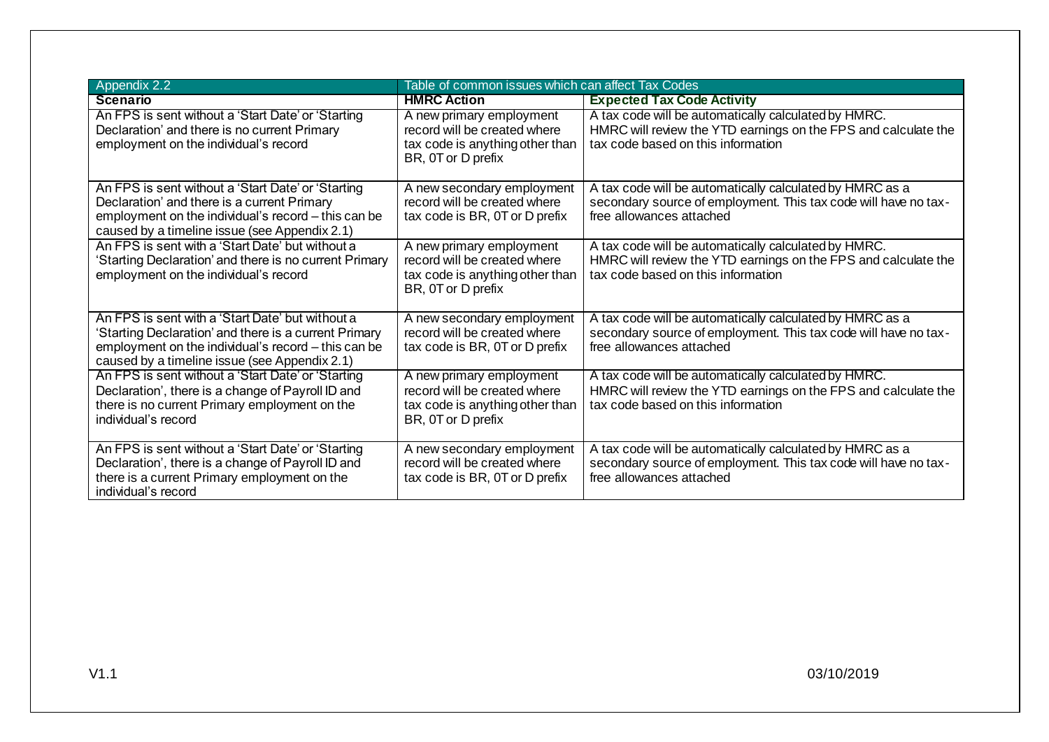| Appendix 2.2 | Table of common issues which can affect Tax Codes | |
|---|---|---|
| **Scenario** | **HMRC Action** | **Expected Tax Code Activity** |
| An FPS is sent without a 'Start Date' or 'Starting Declaration' and there is no current Primary employment on the individual's record | A new primary employment record will be created where tax code is anything other than BR, 0T or D prefix | A tax code will be automatically calculated by HMRC. HMRC will review the YTD earnings on the FPS and calculate the tax code based on this information |
| An FPS is sent without a 'Start Date' or 'Starting Declaration' and there is a current Primary employment on the individual's record – this can be caused by a timeline issue (see Appendix 2.1) | A new secondary employment record will be created where tax code is BR, 0T or D prefix | A tax code will be automatically calculated by HMRC as a secondary source of employment. This tax code will have no tax-free allowances attached |
| An FPS is sent with a 'Start Date' but without a 'Starting Declaration' and there is no current Primary employment on the individual's record | A new primary employment record will be created where tax code is anything other than BR, 0T or D prefix | A tax code will be automatically calculated by HMRC. HMRC will review the YTD earnings on the FPS and calculate the tax code based on this information |
| An FPS is sent with a 'Start Date' but without a 'Starting Declaration' and there is a current Primary employment on the individual's record – this can be caused by a timeline issue (see Appendix 2.1) | A new secondary employment record will be created where tax code is BR, 0T or D prefix | A tax code will be automatically calculated by HMRC as a secondary source of employment. This tax code will have no tax-free allowances attached |
| An FPS is sent without a 'Start Date' or 'Starting Declaration', there is a change of Payroll ID and there is no current Primary employment on the individual's record | A new primary employment record will be created where tax code is anything other than BR, 0T or D prefix | A tax code will be automatically calculated by HMRC. HMRC will review the YTD earnings on the FPS and calculate the tax code based on this information |
| An FPS is sent without a 'Start Date' or 'Starting Declaration', there is a change of Payroll ID and there is a current Primary employment on the individual's record | A new secondary employment record will be created where tax code is BR, 0T or D prefix | A tax code will be automatically calculated by HMRC as a secondary source of employment. This tax code will have no tax-free allowances attached |

V1.1 03/10/2019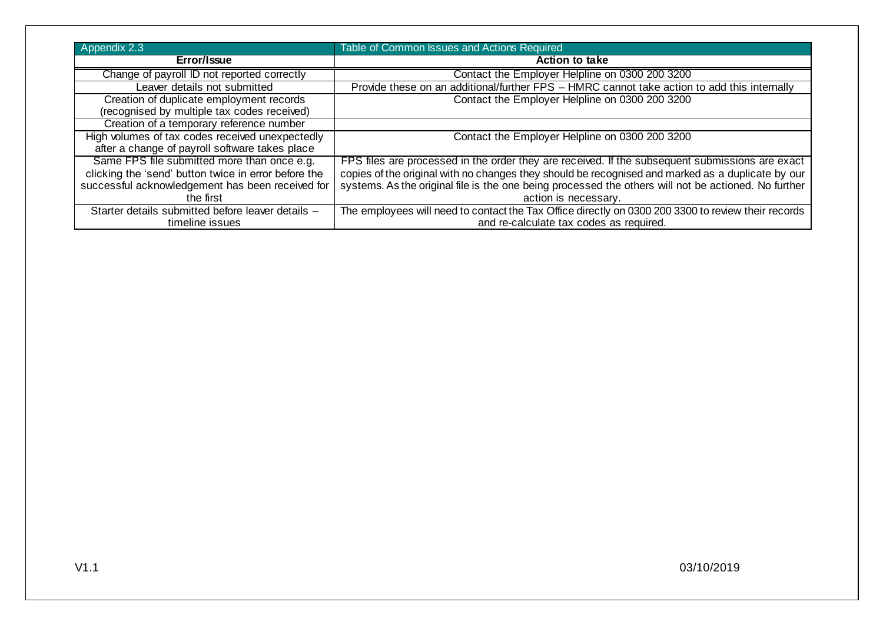| Appendix 2.3 | Table of Common Issues and Actions Required |
|---|---|
| **Error/Issue** | **Action to take** |
| Change of payroll ID not reported correctly | Contact the Employer Helpline on 0300 200 3200 |
| Leaver details not submitted | Provide these on an additional/further FPS – HMRC cannot take action to add this internally |
| Creation of duplicate employment records (recognised by multiple tax codes received) | Contact the Employer Helpline on 0300 200 3200 |
| Creation of a temporary reference number | |
| High volumes of tax codes received unexpectedly after a change of payroll software takes place | Contact the Employer Helpline on 0300 200 3200 |
| Same FPS file submitted more than once e.g. clicking the 'send' button twice in error before the successful acknowledgement has been received for the first | FPS files are processed in the order they are received. If the subsequent submissions are exact copies of the original with no changes they should be recognised and marked as a duplicate by our systems. As the original file is the one being processed the others will not be actioned. No further action is necessary. |
| Starter details submitted before leaver details – timeline issues | The employees will need to contact the Tax Office directly on 0300 200 3300 to review their records and re-calculate tax codes as required. |

V1.1 03/10/2019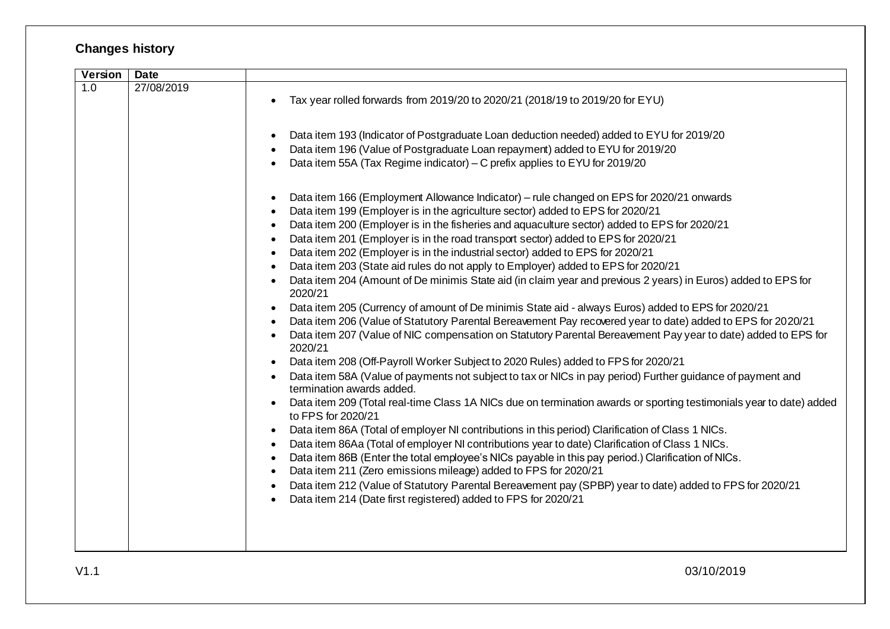## Changes history

| Version | Date | |
|---|---|---|
| 1.0 | 27/08/2019 | • Tax year rolled forwards from 2019/20 to 2020/21 (2018/19 to 2019/20 for EYU)<br><br>• Data item 193 (Indicator of Postgraduate Loan deduction needed) added to EYU for 2019/20<br>• Data item 196 (Value of Postgraduate Loan repayment) added to EYU for 2019/20<br>• Data item 55A (Tax Regime indicator) – C prefix applies to EYU for 2019/20<br><br>• Data item 166 (Employment Allowance Indicator) – rule changed on EPS for 2020/21 onwards<br>• Data item 199 (Employer is in the agriculture sector) added to EPS for 2020/21<br>• Data item 200 (Employer is in the fisheries and aquaculture sector) added to EPS for 2020/21<br>• Data item 201 (Employer is in the road transport sector) added to EPS for 2020/21<br>• Data item 202 (Employer is in the industrial sector) added to EPS for 2020/21<br>• Data item 203 (State aid rules do not apply to Employer) added to EPS for 2020/21<br>• Data item 204 (Amount of De minimis State aid (in claim year and previous 2 years) in Euros) added to EPS for 2020/21<br>• Data item 205 (Currency of amount of De minimis State aid - always Euros) added to EPS for 2020/21<br>• Data item 206 (Value of Statutory Parental Bereavement Pay recovered year to date) added to EPS for 2020/21<br>• Data item 207 (Value of NIC compensation on Statutory Parental Bereavement Pay year to date) added to EPS for 2020/21<br>• Data item 208 (Off-Payroll Worker Subject to 2020 Rules) added to FPS for 2020/21<br>• Data item 58A (Value of payments not subject to tax or NICs in pay period) Further guidance of payment and termination awards added.<br>• Data item 209 (Total real-time Class 1A NICs due on termination awards or sporting testimonials year to date) added to FPS for 2020/21<br>• Data item 86A (Total of employer NI contributions in this period) Clarification of Class 1 NICs.<br>• Data item 86Aa (Total of employer NI contributions year to date) Clarification of Class 1 NICs.<br>• Data item 86B (Enter the total employee's NICs payable in this pay period.) Clarification of NICs.<br>• Data item 211 (Zero emissions mileage) added to FPS for 2020/21<br>• Data item 212 (Value of Statutory Parental Bereavement pay (SPBP) year to date) added to FPS for 2020/21<br>• Data item 214 (Date first registered) added to FPS for 2020/21 |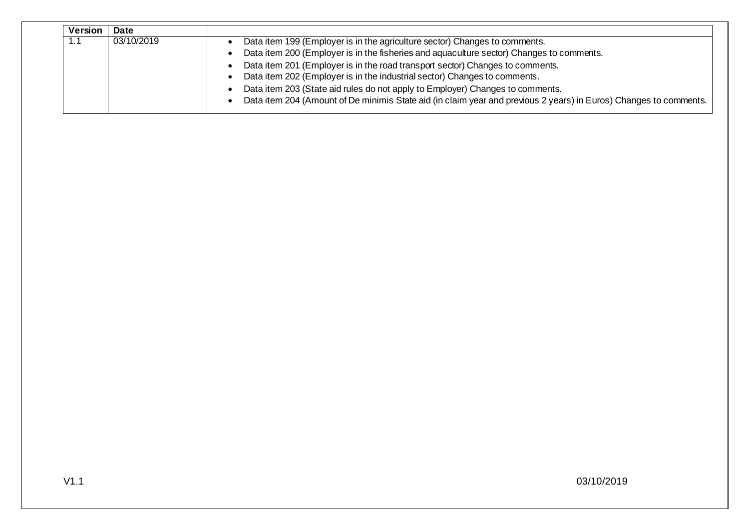| Version | Date | |
|---|---|---|
| 1.1 | 03/10/2019 | • Data item 199 (Employer is in the agriculture sector) Changes to comments.<br>• Data item 200 (Employer is in the fisheries and aquaculture sector) Changes to comments.<br>• Data item 201 (Employer is in the road transport sector) Changes to comments.<br>• Data item 202 (Employer is in the industrial sector) Changes to comments.<br>• Data item 203 (State aid rules do not apply to Employer) Changes to comments.<br>• Data item 204 (Amount of De minimis State aid (in claim year and previous 2 years) in Euros) Changes to comments. |